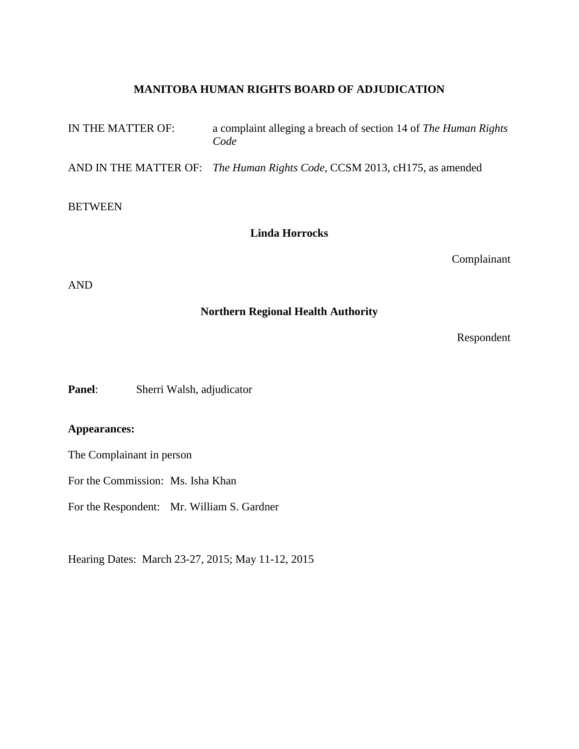# MANITOBA HUMAN RIGHTS BOARD OF ADJUDICATION

IN THE MATTER OF: a complaint alleging a breach of section 14 of *The Human Rights Code*

AND IN THE MATTER OF: *The Human Rights Code*, CCSM 2013, cH175, as amended

BETWEEN

**Linda Horrocks**

Complainant

AND

**Northern Regional Health Authority**

Respondent

**Panel**: Sherri Walsh, adjudicator

**Appearances:**

The Complainant in person

For the Commission: Ms. Isha Khan

For the Respondent: Mr. William S. Gardner

Hearing Dates: March 23-27, 2015; May 11-12, 2015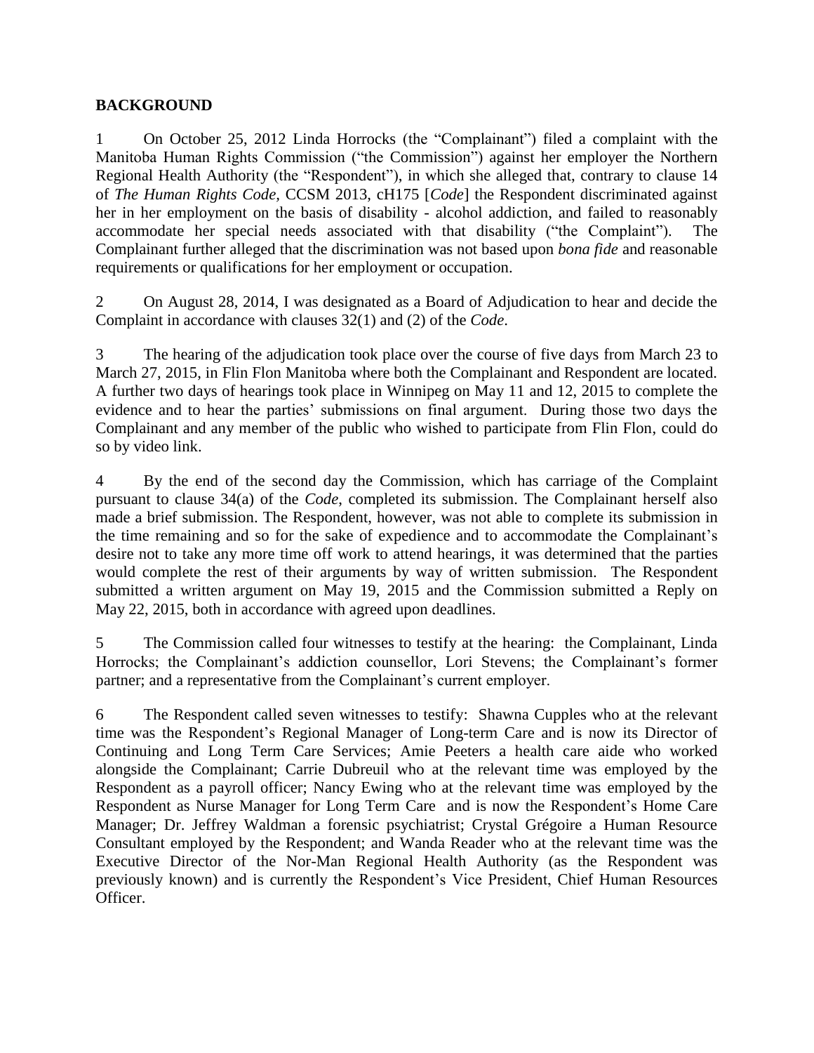## BACKGROUND

1 On October 25, 2012 Linda Horrocks (the "Complainant") filed a complaint with the Manitoba Human Rights Commission ("the Commission") against her employer the Northern Regional Health Authority (the "Respondent"), in which she alleged that, contrary to clause 14 of *The Human Rights Code*, CCSM 2013, cH175 [*Code*] the Respondent discriminated against her in her employment on the basis of disability - alcohol addiction, and failed to reasonably accommodate her special needs associated with that disability ("the Complaint"). The Complainant further alleged that the discrimination was not based upon *bona fide* and reasonable requirements or qualifications for her employment or occupation.

2 On August 28, 2014, I was designated as a Board of Adjudication to hear and decide the Complaint in accordance with clauses 32(1) and (2) of the *Code*.

3 The hearing of the adjudication took place over the course of five days from March 23 to March 27, 2015, in Flin Flon Manitoba where both the Complainant and Respondent are located. A further two days of hearings took place in Winnipeg on May 11 and 12, 2015 to complete the evidence and to hear the parties' submissions on final argument. During those two days the Complainant and any member of the public who wished to participate from Flin Flon, could do so by video link.

4 By the end of the second day the Commission, which has carriage of the Complaint pursuant to clause 34(a) of the *Code*, completed its submission. The Complainant herself also made a brief submission. The Respondent, however, was not able to complete its submission in the time remaining and so for the sake of expedience and to accommodate the Complainant's desire not to take any more time off work to attend hearings, it was determined that the parties would complete the rest of their arguments by way of written submission. The Respondent submitted a written argument on May 19, 2015 and the Commission submitted a Reply on May 22, 2015, both in accordance with agreed upon deadlines.

5 The Commission called four witnesses to testify at the hearing: the Complainant, Linda Horrocks; the Complainant's addiction counsellor, Lori Stevens; the Complainant's former partner; and a representative from the Complainant's current employer.

6 The Respondent called seven witnesses to testify: Shawna Cupples who at the relevant time was the Respondent's Regional Manager of Long-term Care and is now its Director of Continuing and Long Term Care Services; Amie Peeters a health care aide who worked alongside the Complainant; Carrie Dubreuil who at the relevant time was employed by the Respondent as a payroll officer; Nancy Ewing who at the relevant time was employed by the Respondent as Nurse Manager for Long Term Care and is now the Respondent's Home Care Manager; Dr. Jeffrey Waldman a forensic psychiatrist; Crystal Grégoire a Human Resource Consultant employed by the Respondent; and Wanda Reader who at the relevant time was the Executive Director of the Nor-Man Regional Health Authority (as the Respondent was previously known) and is currently the Respondent's Vice President, Chief Human Resources Officer.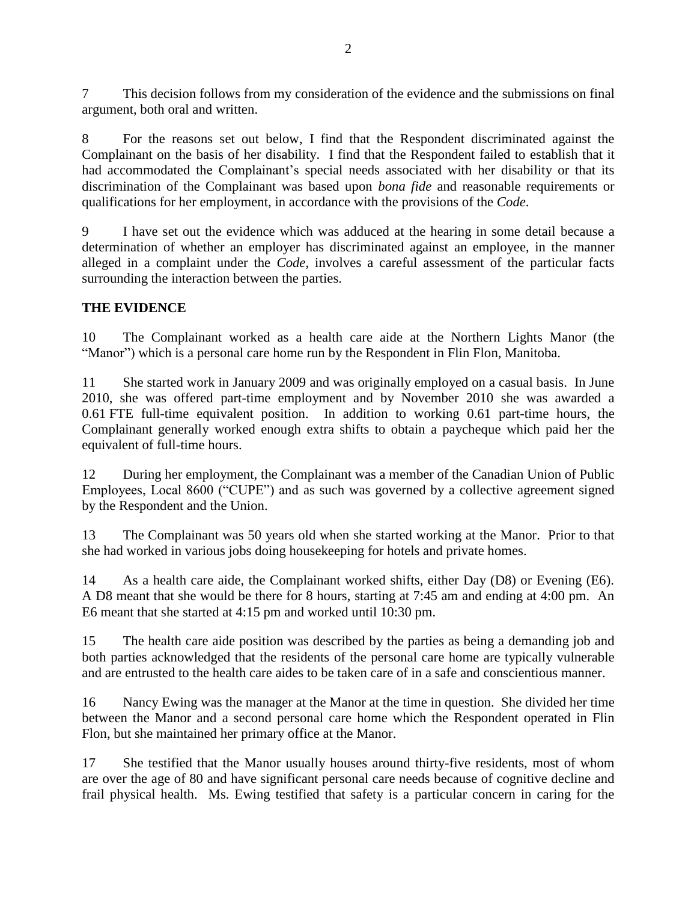7 This decision follows from my consideration of the evidence and the submissions on final argument, both oral and written.

8 For the reasons set out below, I find that the Respondent discriminated against the Complainant on the basis of her disability. I find that the Respondent failed to establish that it had accommodated the Complainant's special needs associated with her disability or that its discrimination of the Complainant was based upon *bona fide* and reasonable requirements or qualifications for her employment, in accordance with the provisions of the *Code*.

9 I have set out the evidence which was adduced at the hearing in some detail because a determination of whether an employer has discriminated against an employee, in the manner alleged in a complaint under the *Code*, involves a careful assessment of the particular facts surrounding the interaction between the parties.

## THE EVIDENCE

10 The Complainant worked as a health care aide at the Northern Lights Manor (the "Manor") which is a personal care home run by the Respondent in Flin Flon, Manitoba.

11 She started work in January 2009 and was originally employed on a casual basis. In June 2010, she was offered part-time employment and by November 2010 she was awarded a 0.61 FTE full-time equivalent position. In addition to working 0.61 part-time hours, the Complainant generally worked enough extra shifts to obtain a paycheque which paid her the equivalent of full-time hours.

12 During her employment, the Complainant was a member of the Canadian Union of Public Employees, Local 8600 ("CUPE") and as such was governed by a collective agreement signed by the Respondent and the Union.

13 The Complainant was 50 years old when she started working at the Manor. Prior to that she had worked in various jobs doing housekeeping for hotels and private homes.

14 As a health care aide, the Complainant worked shifts, either Day (D8) or Evening (E6). A D8 meant that she would be there for 8 hours, starting at 7:45 am and ending at 4:00 pm. An E6 meant that she started at 4:15 pm and worked until 10:30 pm.

15 The health care aide position was described by the parties as being a demanding job and both parties acknowledged that the residents of the personal care home are typically vulnerable and are entrusted to the health care aides to be taken care of in a safe and conscientious manner.

16 Nancy Ewing was the manager at the Manor at the time in question. She divided her time between the Manor and a second personal care home which the Respondent operated in Flin Flon, but she maintained her primary office at the Manor.

17 She testified that the Manor usually houses around thirty-five residents, most of whom are over the age of 80 and have significant personal care needs because of cognitive decline and frail physical health. Ms. Ewing testified that safety is a particular concern in caring for the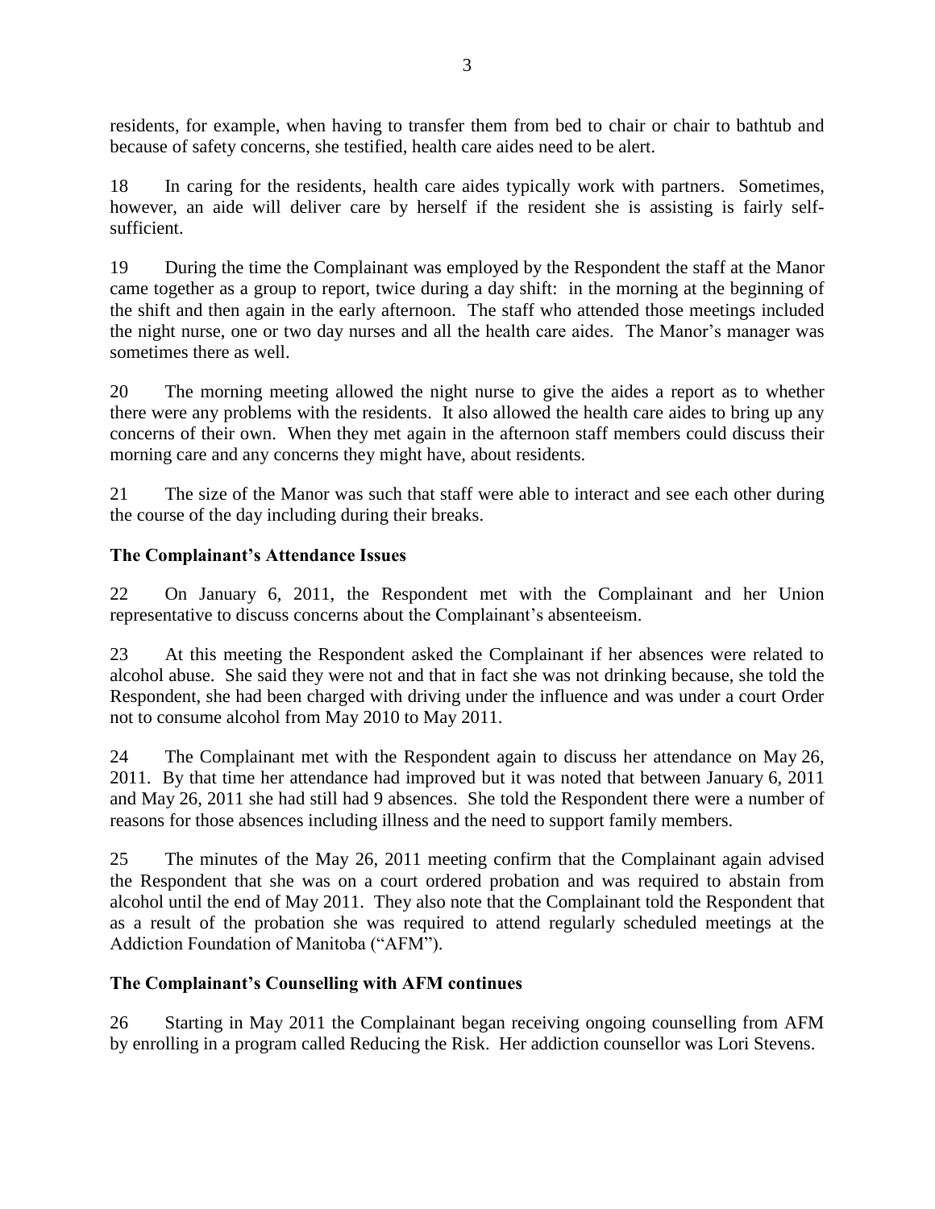residents, for example, when having to transfer them from bed to chair or chair to bathtub and because of safety concerns, she testified, health care aides need to be alert.

18 In caring for the residents, health care aides typically work with partners. Sometimes, however, an aide will deliver care by herself if the resident she is assisting is fairly self-sufficient.

19 During the time the Complainant was employed by the Respondent the staff at the Manor came together as a group to report, twice during a day shift: in the morning at the beginning of the shift and then again in the early afternoon. The staff who attended those meetings included the night nurse, one or two day nurses and all the health care aides. The Manor's manager was sometimes there as well.

20 The morning meeting allowed the night nurse to give the aides a report as to whether there were any problems with the residents. It also allowed the health care aides to bring up any concerns of their own. When they met again in the afternoon staff members could discuss their morning care and any concerns they might have, about residents.

21 The size of the Manor was such that staff were able to interact and see each other during the course of the day including during their breaks.

**The Complainant's Attendance Issues**

22 On January 6, 2011, the Respondent met with the Complainant and her Union representative to discuss concerns about the Complainant's absenteeism.

23 At this meeting the Respondent asked the Complainant if her absences were related to alcohol abuse. She said they were not and that in fact she was not drinking because, she told the Respondent, she had been charged with driving under the influence and was under a court Order not to consume alcohol from May 2010 to May 2011.

24 The Complainant met with the Respondent again to discuss her attendance on May 26, 2011. By that time her attendance had improved but it was noted that between January 6, 2011 and May 26, 2011 she had still had 9 absences. She told the Respondent there were a number of reasons for those absences including illness and the need to support family members.

25 The minutes of the May 26, 2011 meeting confirm that the Complainant again advised the Respondent that she was on a court ordered probation and was required to abstain from alcohol until the end of May 2011. They also note that the Complainant told the Respondent that as a result of the probation she was required to attend regularly scheduled meetings at the Addiction Foundation of Manitoba ("AFM").

**The Complainant's Counselling with AFM continues**

26 Starting in May 2011 the Complainant began receiving ongoing counselling from AFM by enrolling in a program called Reducing the Risk. Her addiction counsellor was Lori Stevens.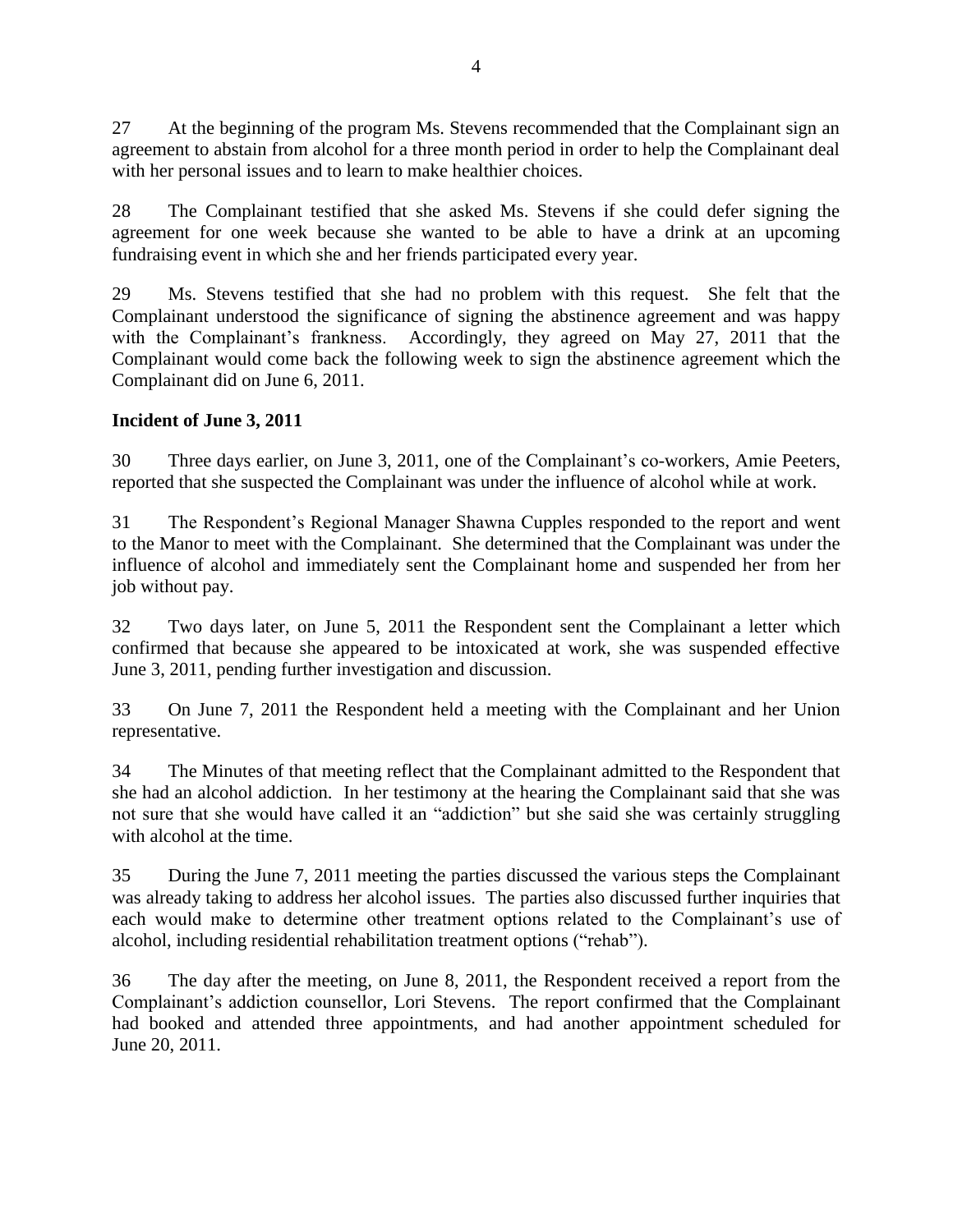27 At the beginning of the program Ms. Stevens recommended that the Complainant sign an agreement to abstain from alcohol for a three month period in order to help the Complainant deal with her personal issues and to learn to make healthier choices.

28 The Complainant testified that she asked Ms. Stevens if she could defer signing the agreement for one week because she wanted to be able to have a drink at an upcoming fundraising event in which she and her friends participated every year.

29 Ms. Stevens testified that she had no problem with this request. She felt that the Complainant understood the significance of signing the abstinence agreement and was happy with the Complainant's frankness. Accordingly, they agreed on May 27, 2011 that the Complainant would come back the following week to sign the abstinence agreement which the Complainant did on June 6, 2011.

**Incident of June 3, 2011**

30 Three days earlier, on June 3, 2011, one of the Complainant's co-workers, Amie Peeters, reported that she suspected the Complainant was under the influence of alcohol while at work.

31 The Respondent's Regional Manager Shawna Cupples responded to the report and went to the Manor to meet with the Complainant. She determined that the Complainant was under the influence of alcohol and immediately sent the Complainant home and suspended her from her job without pay.

32 Two days later, on June 5, 2011 the Respondent sent the Complainant a letter which confirmed that because she appeared to be intoxicated at work, she was suspended effective June 3, 2011, pending further investigation and discussion.

33 On June 7, 2011 the Respondent held a meeting with the Complainant and her Union representative.

34 The Minutes of that meeting reflect that the Complainant admitted to the Respondent that she had an alcohol addiction. In her testimony at the hearing the Complainant said that she was not sure that she would have called it an "addiction" but she said she was certainly struggling with alcohol at the time.

35 During the June 7, 2011 meeting the parties discussed the various steps the Complainant was already taking to address her alcohol issues. The parties also discussed further inquiries that each would make to determine other treatment options related to the Complainant's use of alcohol, including residential rehabilitation treatment options ("rehab").

36 The day after the meeting, on June 8, 2011, the Respondent received a report from the Complainant's addiction counsellor, Lori Stevens. The report confirmed that the Complainant had booked and attended three appointments, and had another appointment scheduled for June 20, 2011.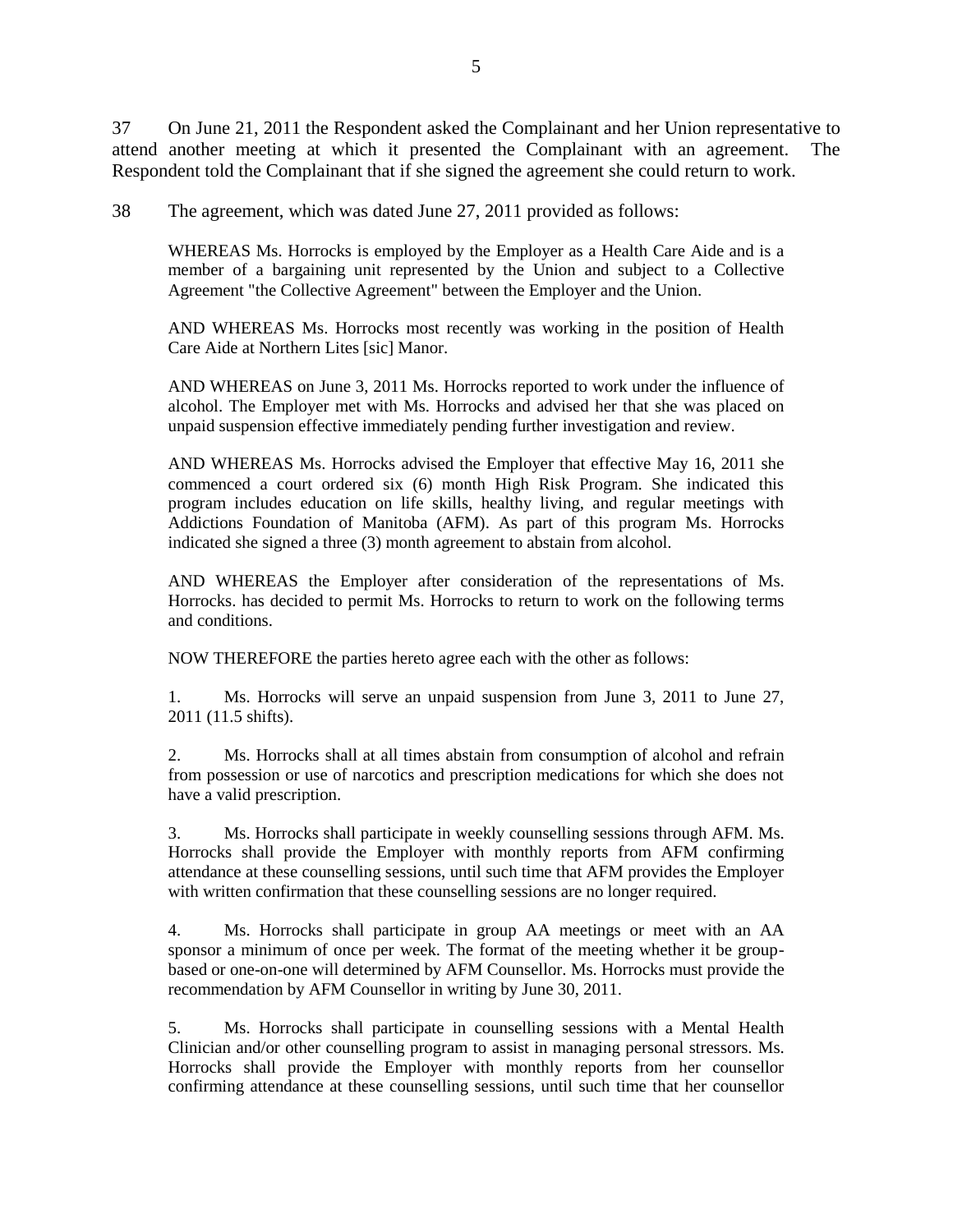37 On June 21, 2011 the Respondent asked the Complainant and her Union representative to attend another meeting at which it presented the Complainant with an agreement. The Respondent told the Complainant that if she signed the agreement she could return to work.

38 The agreement, which was dated June 27, 2011 provided as follows:

> WHEREAS Ms. Horrocks is employed by the Employer as a Health Care Aide and is a member of a bargaining unit represented by the Union and subject to a Collective Agreement "the Collective Agreement" between the Employer and the Union.
>
> AND WHEREAS Ms. Horrocks most recently was working in the position of Health Care Aide at Northern Lites [sic] Manor.
>
> AND WHEREAS on June 3, 2011 Ms. Horrocks reported to work under the influence of alcohol. The Employer met with Ms. Horrocks and advised her that she was placed on unpaid suspension effective immediately pending further investigation and review.
>
> AND WHEREAS Ms. Horrocks advised the Employer that effective May 16, 2011 she commenced a court ordered six (6) month High Risk Program. She indicated this program includes education on life skills, healthy living, and regular meetings with Addictions Foundation of Manitoba (AFM). As part of this program Ms. Horrocks indicated she signed a three (3) month agreement to abstain from alcohol.
>
> AND WHEREAS the Employer after consideration of the representations of Ms. Horrocks. has decided to permit Ms. Horrocks to return to work on the following terms and conditions.
>
> NOW THEREFORE the parties hereto agree each with the other as follows:
>
> 1. Ms. Horrocks will serve an unpaid suspension from June 3, 2011 to June 27, 2011 (11.5 shifts).
>
> 2. Ms. Horrocks shall at all times abstain from consumption of alcohol and refrain from possession or use of narcotics and prescription medications for which she does not have a valid prescription.
>
> 3. Ms. Horrocks shall participate in weekly counselling sessions through AFM. Ms. Horrocks shall provide the Employer with monthly reports from AFM confirming attendance at these counselling sessions, until such time that AFM provides the Employer with written confirmation that these counselling sessions are no longer required.
>
> 4. Ms. Horrocks shall participate in group AA meetings or meet with an AA sponsor a minimum of once per week. The format of the meeting whether it be group-based or one-on-one will determined by AFM Counsellor. Ms. Horrocks must provide the recommendation by AFM Counsellor in writing by June 30, 2011.
>
> 5. Ms. Horrocks shall participate in counselling sessions with a Mental Health Clinician and/or other counselling program to assist in managing personal stressors. Ms. Horrocks shall provide the Employer with monthly reports from her counsellor confirming attendance at these counselling sessions, until such time that her counsellor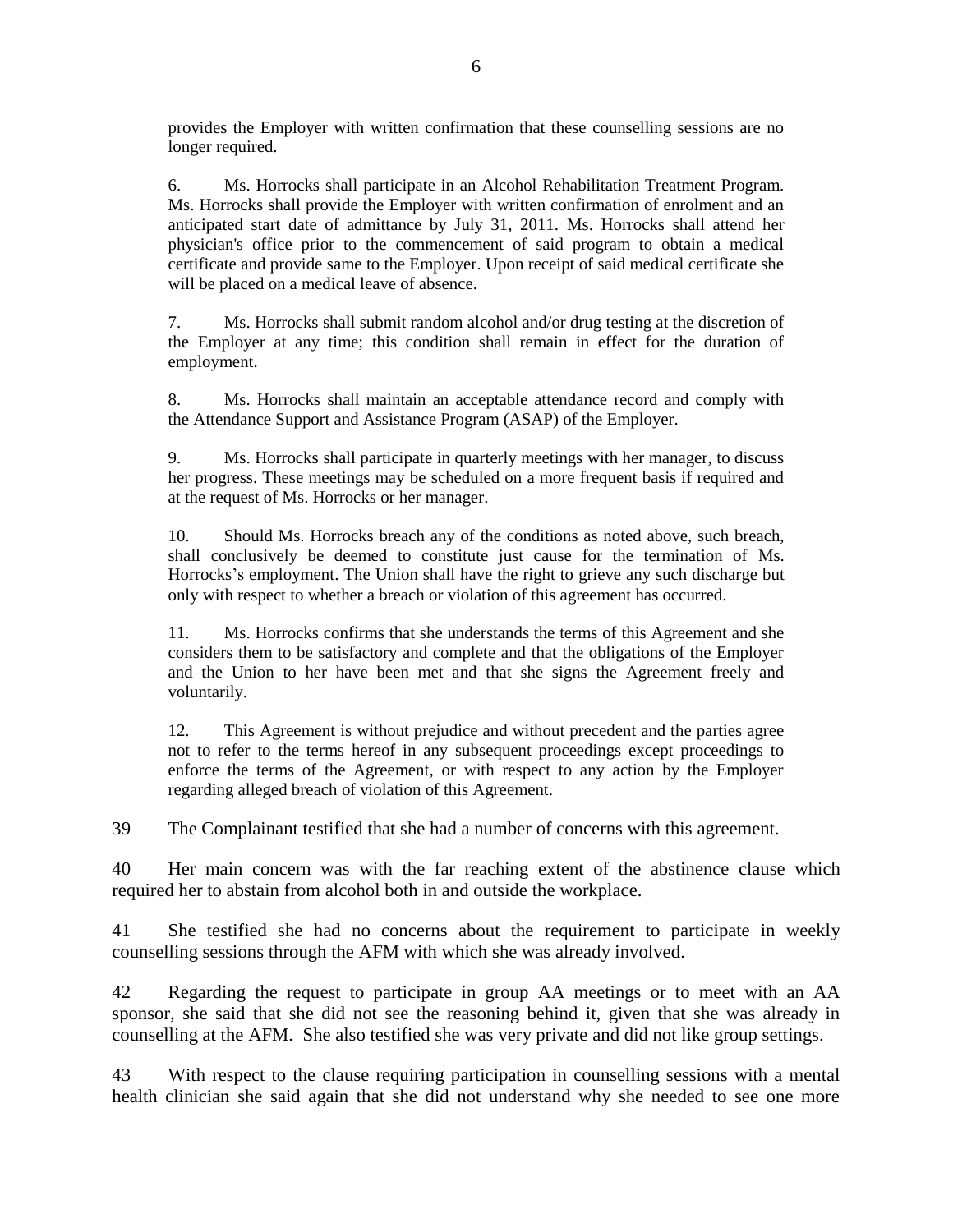provides the Employer with written confirmation that these counselling sessions are no longer required.

6. Ms. Horrocks shall participate in an Alcohol Rehabilitation Treatment Program. Ms. Horrocks shall provide the Employer with written confirmation of enrolment and an anticipated start date of admittance by July 31, 2011. Ms. Horrocks shall attend her physician's office prior to the commencement of said program to obtain a medical certificate and provide same to the Employer. Upon receipt of said medical certificate she will be placed on a medical leave of absence.

7. Ms. Horrocks shall submit random alcohol and/or drug testing at the discretion of the Employer at any time; this condition shall remain in effect for the duration of employment.

8. Ms. Horrocks shall maintain an acceptable attendance record and comply with the Attendance Support and Assistance Program (ASAP) of the Employer.

9. Ms. Horrocks shall participate in quarterly meetings with her manager, to discuss her progress. These meetings may be scheduled on a more frequent basis if required and at the request of Ms. Horrocks or her manager.

10. Should Ms. Horrocks breach any of the conditions as noted above, such breach, shall conclusively be deemed to constitute just cause for the termination of Ms. Horrocks's employment. The Union shall have the right to grieve any such discharge but only with respect to whether a breach or violation of this agreement has occurred.

11. Ms. Horrocks confirms that she understands the terms of this Agreement and she considers them to be satisfactory and complete and that the obligations of the Employer and the Union to her have been met and that she signs the Agreement freely and voluntarily.

12. This Agreement is without prejudice and without precedent and the parties agree not to refer to the terms hereof in any subsequent proceedings except proceedings to enforce the terms of the Agreement, or with respect to any action by the Employer regarding alleged breach of violation of this Agreement.

39 The Complainant testified that she had a number of concerns with this agreement.

40 Her main concern was with the far reaching extent of the abstinence clause which required her to abstain from alcohol both in and outside the workplace.

41 She testified she had no concerns about the requirement to participate in weekly counselling sessions through the AFM with which she was already involved.

42 Regarding the request to participate in group AA meetings or to meet with an AA sponsor, she said that she did not see the reasoning behind it, given that she was already in counselling at the AFM. She also testified she was very private and did not like group settings.

43 With respect to the clause requiring participation in counselling sessions with a mental health clinician she said again that she did not understand why she needed to see one more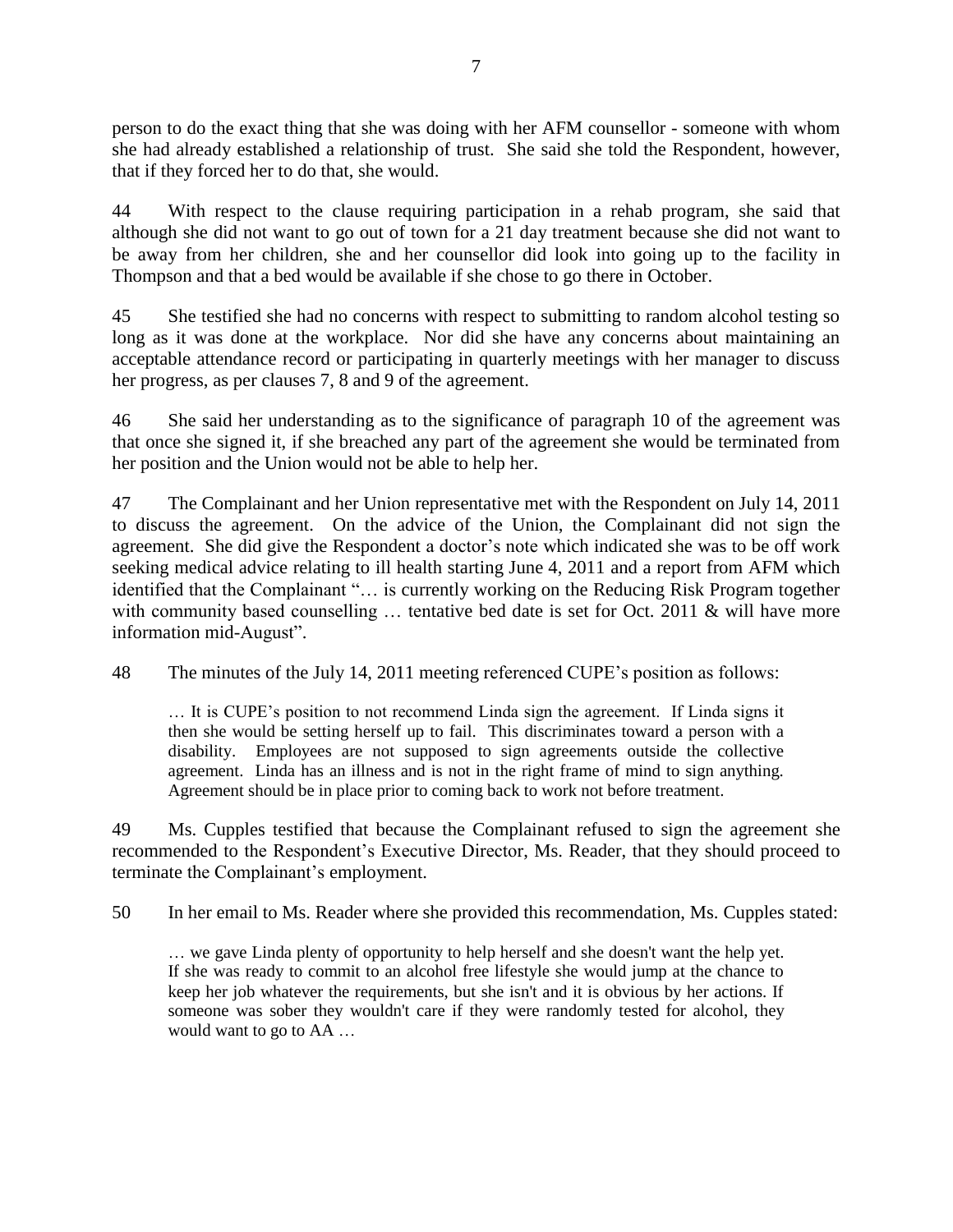person to do the exact thing that she was doing with her AFM counsellor - someone with whom she had already established a relationship of trust. She said she told the Respondent, however, that if they forced her to do that, she would.

44 With respect to the clause requiring participation in a rehab program, she said that although she did not want to go out of town for a 21 day treatment because she did not want to be away from her children, she and her counsellor did look into going up to the facility in Thompson and that a bed would be available if she chose to go there in October.

45 She testified she had no concerns with respect to submitting to random alcohol testing so long as it was done at the workplace. Nor did she have any concerns about maintaining an acceptable attendance record or participating in quarterly meetings with her manager to discuss her progress, as per clauses 7, 8 and 9 of the agreement.

46 She said her understanding as to the significance of paragraph 10 of the agreement was that once she signed it, if she breached any part of the agreement she would be terminated from her position and the Union would not be able to help her.

47 The Complainant and her Union representative met with the Respondent on July 14, 2011 to discuss the agreement. On the advice of the Union, the Complainant did not sign the agreement. She did give the Respondent a doctor's note which indicated she was to be off work seeking medical advice relating to ill health starting June 4, 2011 and a report from AFM which identified that the Complainant "… is currently working on the Reducing Risk Program together with community based counselling … tentative bed date is set for Oct. 2011 & will have more information mid-August".

48 The minutes of the July 14, 2011 meeting referenced CUPE's position as follows:

> … It is CUPE's position to not recommend Linda sign the agreement. If Linda signs it then she would be setting herself up to fail. This discriminates toward a person with a disability. Employees are not supposed to sign agreements outside the collective agreement. Linda has an illness and is not in the right frame of mind to sign anything. Agreement should be in place prior to coming back to work not before treatment.

49 Ms. Cupples testified that because the Complainant refused to sign the agreement she recommended to the Respondent's Executive Director, Ms. Reader, that they should proceed to terminate the Complainant's employment.

50 In her email to Ms. Reader where she provided this recommendation, Ms. Cupples stated:

> … we gave Linda plenty of opportunity to help herself and she doesn't want the help yet. If she was ready to commit to an alcohol free lifestyle she would jump at the chance to keep her job whatever the requirements, but she isn't and it is obvious by her actions. If someone was sober they wouldn't care if they were randomly tested for alcohol, they would want to go to AA …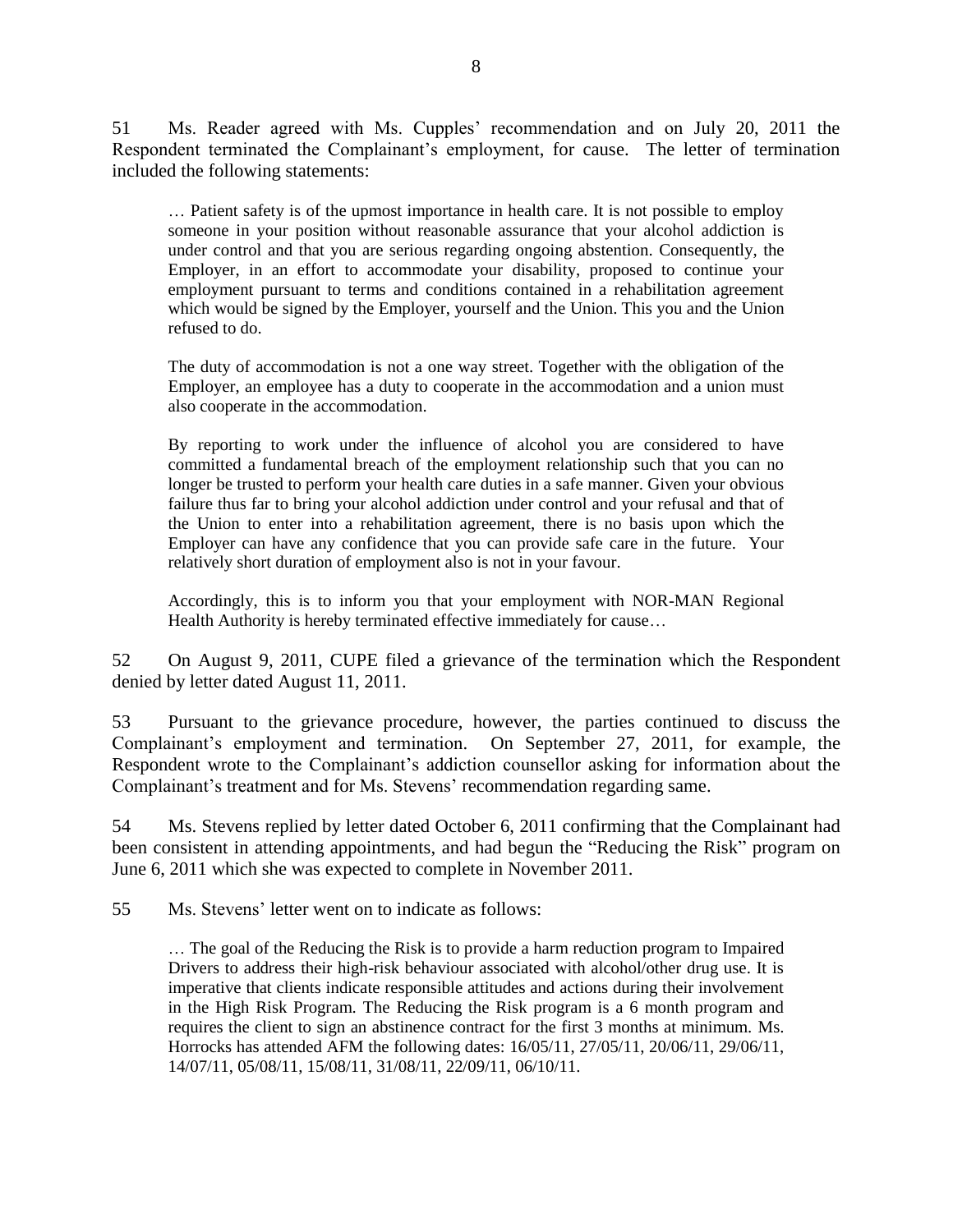51 Ms. Reader agreed with Ms. Cupples' recommendation and on July 20, 2011 the Respondent terminated the Complainant's employment, for cause. The letter of termination included the following statements:

> … Patient safety is of the upmost importance in health care. It is not possible to employ someone in your position without reasonable assurance that your alcohol addiction is under control and that you are serious regarding ongoing abstention. Consequently, the Employer, in an effort to accommodate your disability, proposed to continue your employment pursuant to terms and conditions contained in a rehabilitation agreement which would be signed by the Employer, yourself and the Union. This you and the Union refused to do.
>
> The duty of accommodation is not a one way street. Together with the obligation of the Employer, an employee has a duty to cooperate in the accommodation and a union must also cooperate in the accommodation.
>
> By reporting to work under the influence of alcohol you are considered to have committed a fundamental breach of the employment relationship such that you can no longer be trusted to perform your health care duties in a safe manner. Given your obvious failure thus far to bring your alcohol addiction under control and your refusal and that of the Union to enter into a rehabilitation agreement, there is no basis upon which the Employer can have any confidence that you can provide safe care in the future. Your relatively short duration of employment also is not in your favour.
>
> Accordingly, this is to inform you that your employment with NOR-MAN Regional Health Authority is hereby terminated effective immediately for cause…

52 On August 9, 2011, CUPE filed a grievance of the termination which the Respondent denied by letter dated August 11, 2011.

53 Pursuant to the grievance procedure, however, the parties continued to discuss the Complainant's employment and termination. On September 27, 2011, for example, the Respondent wrote to the Complainant's addiction counsellor asking for information about the Complainant's treatment and for Ms. Stevens' recommendation regarding same.

54 Ms. Stevens replied by letter dated October 6, 2011 confirming that the Complainant had been consistent in attending appointments, and had begun the "Reducing the Risk" program on June 6, 2011 which she was expected to complete in November 2011.

55 Ms. Stevens' letter went on to indicate as follows:

> … The goal of the Reducing the Risk is to provide a harm reduction program to Impaired Drivers to address their high-risk behaviour associated with alcohol/other drug use. It is imperative that clients indicate responsible attitudes and actions during their involvement in the High Risk Program. The Reducing the Risk program is a 6 month program and requires the client to sign an abstinence contract for the first 3 months at minimum. Ms. Horrocks has attended AFM the following dates: 16/05/11, 27/05/11, 20/06/11, 29/06/11, 14/07/11, 05/08/11, 15/08/11, 31/08/11, 22/09/11, 06/10/11.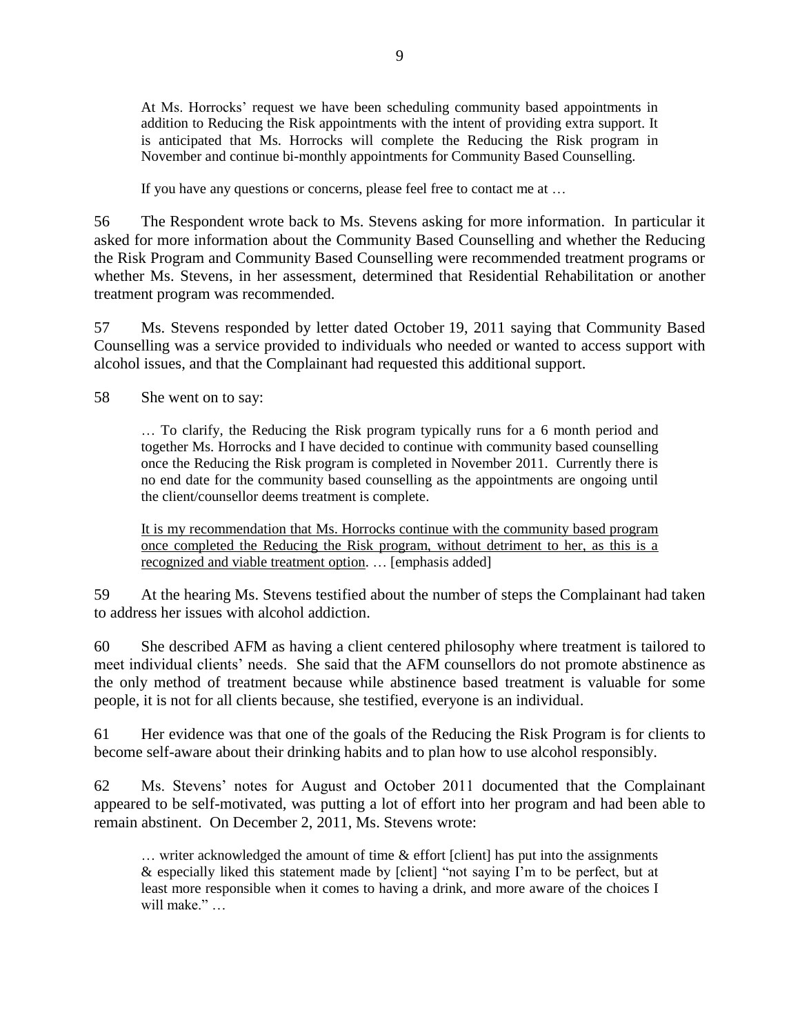> At Ms. Horrocks' request we have been scheduling community based appointments in addition to Reducing the Risk appointments with the intent of providing extra support. It is anticipated that Ms. Horrocks will complete the Reducing the Risk program in November and continue bi-monthly appointments for Community Based Counselling.
>
> If you have any questions or concerns, please feel free to contact me at …

56 The Respondent wrote back to Ms. Stevens asking for more information. In particular it asked for more information about the Community Based Counselling and whether the Reducing the Risk Program and Community Based Counselling were recommended treatment programs or whether Ms. Stevens, in her assessment, determined that Residential Rehabilitation or another treatment program was recommended.

57 Ms. Stevens responded by letter dated October 19, 2011 saying that Community Based Counselling was a service provided to individuals who needed or wanted to access support with alcohol issues, and that the Complainant had requested this additional support.

58 She went on to say:

> … To clarify, the Reducing the Risk program typically runs for a 6 month period and together Ms. Horrocks and I have decided to continue with community based counselling once the Reducing the Risk program is completed in November 2011. Currently there is no end date for the community based counselling as the appointments are ongoing until the client/counsellor deems treatment is complete.
>
> <u>It is my recommendation that Ms. Horrocks continue with the community based program once completed the Reducing the Risk program, without detriment to her, as this is a recognized and viable treatment option</u>. … [emphasis added]

59 At the hearing Ms. Stevens testified about the number of steps the Complainant had taken to address her issues with alcohol addiction.

60 She described AFM as having a client centered philosophy where treatment is tailored to meet individual clients' needs. She said that the AFM counsellors do not promote abstinence as the only method of treatment because while abstinence based treatment is valuable for some people, it is not for all clients because, she testified, everyone is an individual.

61 Her evidence was that one of the goals of the Reducing the Risk Program is for clients to become self-aware about their drinking habits and to plan how to use alcohol responsibly.

62 Ms. Stevens' notes for August and October 2011 documented that the Complainant appeared to be self-motivated, was putting a lot of effort into her program and had been able to remain abstinent. On December 2, 2011, Ms. Stevens wrote:

> … writer acknowledged the amount of time & effort [client] has put into the assignments & especially liked this statement made by [client] "not saying I'm to be perfect, but at least more responsible when it comes to having a drink, and more aware of the choices I will make." …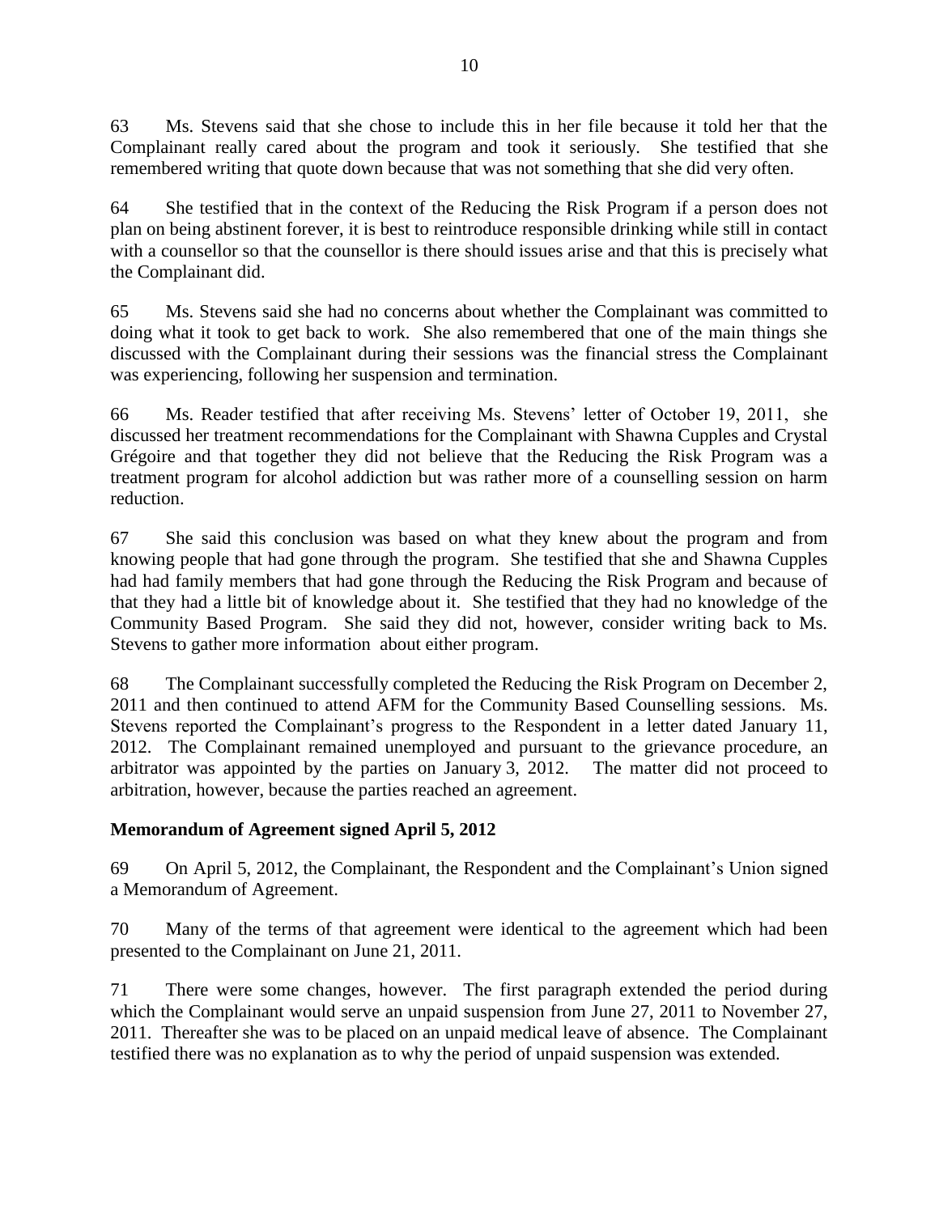63 Ms. Stevens said that she chose to include this in her file because it told her that the Complainant really cared about the program and took it seriously. She testified that she remembered writing that quote down because that was not something that she did very often.

64 She testified that in the context of the Reducing the Risk Program if a person does not plan on being abstinent forever, it is best to reintroduce responsible drinking while still in contact with a counsellor so that the counsellor is there should issues arise and that this is precisely what the Complainant did.

65 Ms. Stevens said she had no concerns about whether the Complainant was committed to doing what it took to get back to work. She also remembered that one of the main things she discussed with the Complainant during their sessions was the financial stress the Complainant was experiencing, following her suspension and termination.

66 Ms. Reader testified that after receiving Ms. Stevens' letter of October 19, 2011, she discussed her treatment recommendations for the Complainant with Shawna Cupples and Crystal Grégoire and that together they did not believe that the Reducing the Risk Program was a treatment program for alcohol addiction but was rather more of a counselling session on harm reduction.

67 She said this conclusion was based on what they knew about the program and from knowing people that had gone through the program. She testified that she and Shawna Cupples had had family members that had gone through the Reducing the Risk Program and because of that they had a little bit of knowledge about it. She testified that they had no knowledge of the Community Based Program. She said they did not, however, consider writing back to Ms. Stevens to gather more information about either program.

68 The Complainant successfully completed the Reducing the Risk Program on December 2, 2011 and then continued to attend AFM for the Community Based Counselling sessions. Ms. Stevens reported the Complainant's progress to the Respondent in a letter dated January 11, 2012. The Complainant remained unemployed and pursuant to the grievance procedure, an arbitrator was appointed by the parties on January 3, 2012. The matter did not proceed to arbitration, however, because the parties reached an agreement.

**Memorandum of Agreement signed April 5, 2012**

69 On April 5, 2012, the Complainant, the Respondent and the Complainant's Union signed a Memorandum of Agreement.

70 Many of the terms of that agreement were identical to the agreement which had been presented to the Complainant on June 21, 2011.

71 There were some changes, however. The first paragraph extended the period during which the Complainant would serve an unpaid suspension from June 27, 2011 to November 27, 2011. Thereafter she was to be placed on an unpaid medical leave of absence. The Complainant testified there was no explanation as to why the period of unpaid suspension was extended.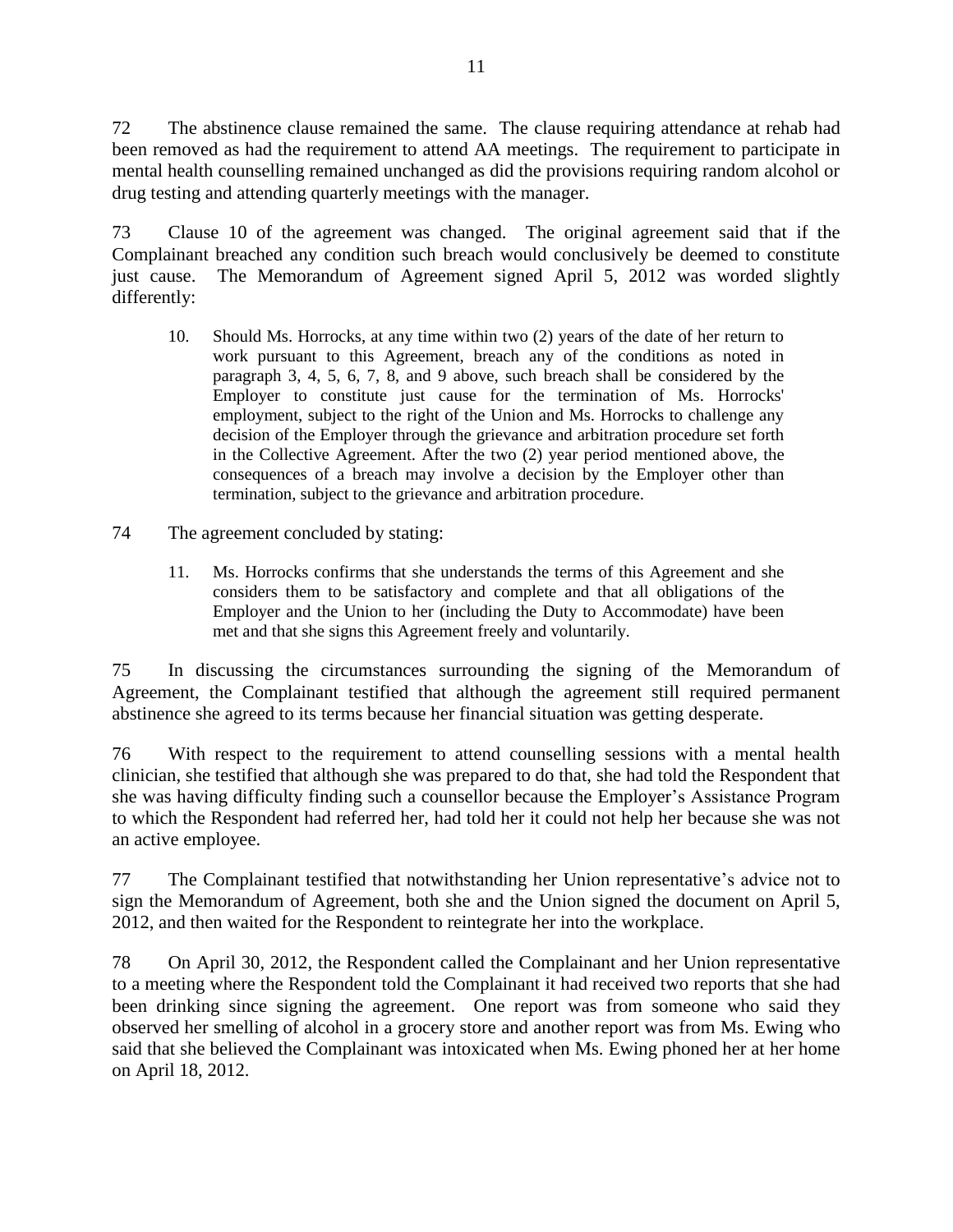72 The abstinence clause remained the same. The clause requiring attendance at rehab had been removed as had the requirement to attend AA meetings. The requirement to participate in mental health counselling remained unchanged as did the provisions requiring random alcohol or drug testing and attending quarterly meetings with the manager.

73 Clause 10 of the agreement was changed. The original agreement said that if the Complainant breached any condition such breach would conclusively be deemed to constitute just cause. The Memorandum of Agreement signed April 5, 2012 was worded slightly differently:

> 10. Should Ms. Horrocks, at any time within two (2) years of the date of her return to work pursuant to this Agreement, breach any of the conditions as noted in paragraph 3, 4, 5, 6, 7, 8, and 9 above, such breach shall be considered by the Employer to constitute just cause for the termination of Ms. Horrocks' employment, subject to the right of the Union and Ms. Horrocks to challenge any decision of the Employer through the grievance and arbitration procedure set forth in the Collective Agreement. After the two (2) year period mentioned above, the consequences of a breach may involve a decision by the Employer other than termination, subject to the grievance and arbitration procedure.

74 The agreement concluded by stating:

> 11. Ms. Horrocks confirms that she understands the terms of this Agreement and she considers them to be satisfactory and complete and that all obligations of the Employer and the Union to her (including the Duty to Accommodate) have been met and that she signs this Agreement freely and voluntarily.

75 In discussing the circumstances surrounding the signing of the Memorandum of Agreement, the Complainant testified that although the agreement still required permanent abstinence she agreed to its terms because her financial situation was getting desperate.

76 With respect to the requirement to attend counselling sessions with a mental health clinician, she testified that although she was prepared to do that, she had told the Respondent that she was having difficulty finding such a counsellor because the Employer's Assistance Program to which the Respondent had referred her, had told her it could not help her because she was not an active employee.

77 The Complainant testified that notwithstanding her Union representative's advice not to sign the Memorandum of Agreement, both she and the Union signed the document on April 5, 2012, and then waited for the Respondent to reintegrate her into the workplace.

78 On April 30, 2012, the Respondent called the Complainant and her Union representative to a meeting where the Respondent told the Complainant it had received two reports that she had been drinking since signing the agreement. One report was from someone who said they observed her smelling of alcohol in a grocery store and another report was from Ms. Ewing who said that she believed the Complainant was intoxicated when Ms. Ewing phoned her at her home on April 18, 2012.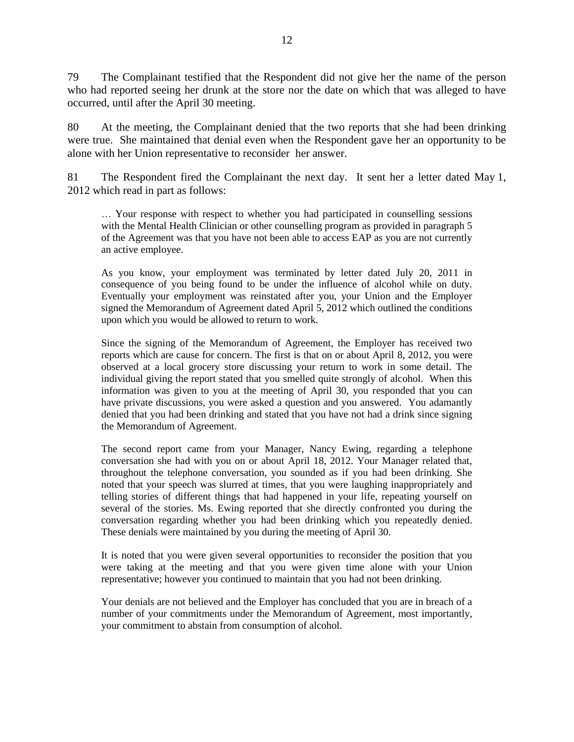79 The Complainant testified that the Respondent did not give her the name of the person who had reported seeing her drunk at the store nor the date on which that was alleged to have occurred, until after the April 30 meeting.

80 At the meeting, the Complainant denied that the two reports that she had been drinking were true. She maintained that denial even when the Respondent gave her an opportunity to be alone with her Union representative to reconsider her answer.

81 The Respondent fired the Complainant the next day. It sent her a letter dated May 1, 2012 which read in part as follows:

> … Your response with respect to whether you had participated in counselling sessions with the Mental Health Clinician or other counselling program as provided in paragraph 5 of the Agreement was that you have not been able to access EAP as you are not currently an active employee.
>
> As you know, your employment was terminated by letter dated July 20, 2011 in consequence of you being found to be under the influence of alcohol while on duty. Eventually your employment was reinstated after you, your Union and the Employer signed the Memorandum of Agreement dated April 5, 2012 which outlined the conditions upon which you would be allowed to return to work.
>
> Since the signing of the Memorandum of Agreement, the Employer has received two reports which are cause for concern. The first is that on or about April 8, 2012, you were observed at a local grocery store discussing your return to work in some detail. The individual giving the report stated that you smelled quite strongly of alcohol. When this information was given to you at the meeting of April 30, you responded that you can have private discussions, you were asked a question and you answered. You adamantly denied that you had been drinking and stated that you have not had a drink since signing the Memorandum of Agreement.
>
> The second report came from your Manager, Nancy Ewing, regarding a telephone conversation she had with you on or about April 18, 2012. Your Manager related that, throughout the telephone conversation, you sounded as if you had been drinking. She noted that your speech was slurred at times, that you were laughing inappropriately and telling stories of different things that had happened in your life, repeating yourself on several of the stories. Ms. Ewing reported that she directly confronted you during the conversation regarding whether you had been drinking which you repeatedly denied. These denials were maintained by you during the meeting of April 30.
>
> It is noted that you were given several opportunities to reconsider the position that you were taking at the meeting and that you were given time alone with your Union representative; however you continued to maintain that you had not been drinking.
>
> Your denials are not believed and the Employer has concluded that you are in breach of a number of your commitments under the Memorandum of Agreement, most importantly, your commitment to abstain from consumption of alcohol.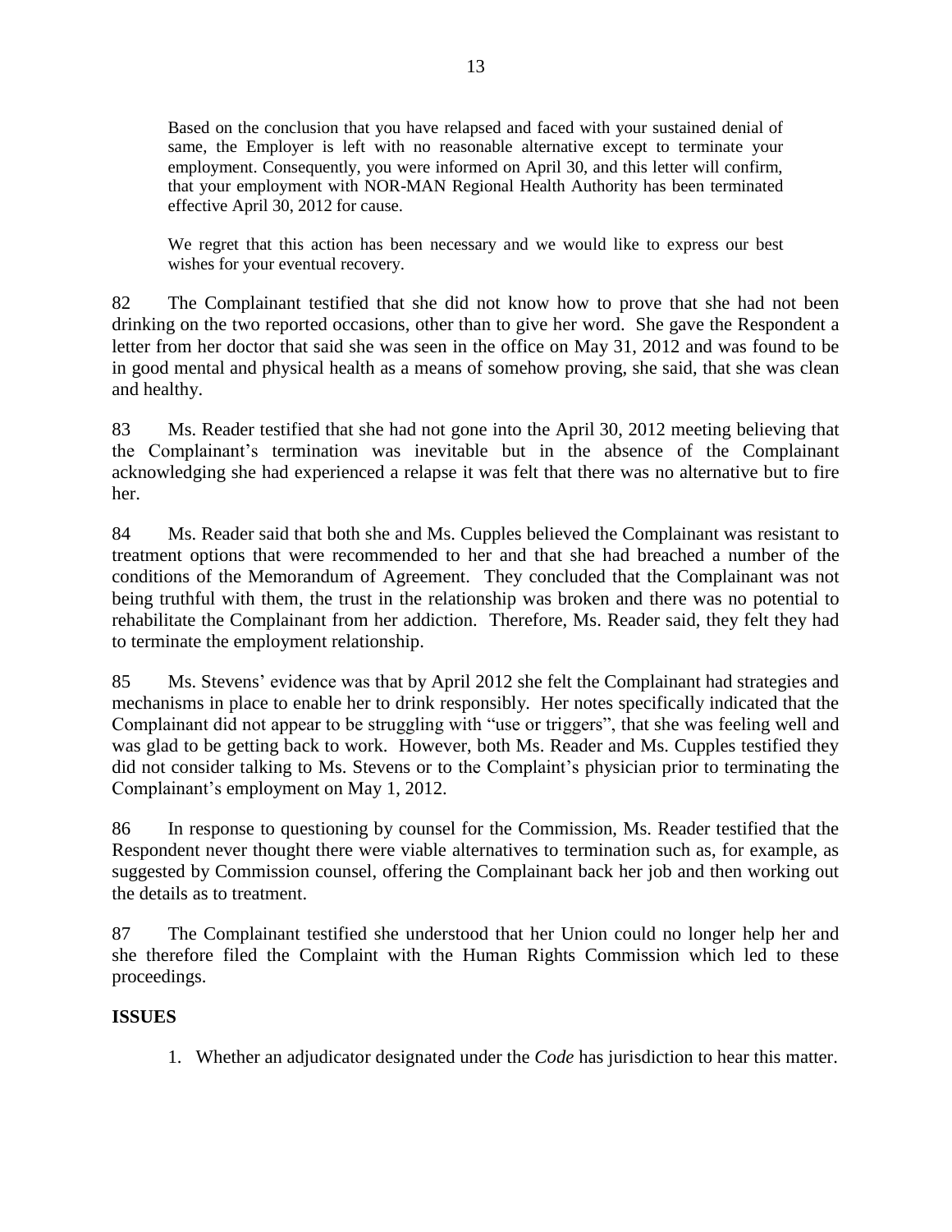> Based on the conclusion that you have relapsed and faced with your sustained denial of same, the Employer is left with no reasonable alternative except to terminate your employment. Consequently, you were informed on April 30, and this letter will confirm, that your employment with NOR-MAN Regional Health Authority has been terminated effective April 30, 2012 for cause.
>
> We regret that this action has been necessary and we would like to express our best wishes for your eventual recovery.

82 The Complainant testified that she did not know how to prove that she had not been drinking on the two reported occasions, other than to give her word. She gave the Respondent a letter from her doctor that said she was seen in the office on May 31, 2012 and was found to be in good mental and physical health as a means of somehow proving, she said, that she was clean and healthy.

83 Ms. Reader testified that she had not gone into the April 30, 2012 meeting believing that the Complainant's termination was inevitable but in the absence of the Complainant acknowledging she had experienced a relapse it was felt that there was no alternative but to fire her.

84 Ms. Reader said that both she and Ms. Cupples believed the Complainant was resistant to treatment options that were recommended to her and that she had breached a number of the conditions of the Memorandum of Agreement. They concluded that the Complainant was not being truthful with them, the trust in the relationship was broken and there was no potential to rehabilitate the Complainant from her addiction. Therefore, Ms. Reader said, they felt they had to terminate the employment relationship.

85 Ms. Stevens' evidence was that by April 2012 she felt the Complainant had strategies and mechanisms in place to enable her to drink responsibly. Her notes specifically indicated that the Complainant did not appear to be struggling with "use or triggers", that she was feeling well and was glad to be getting back to work. However, both Ms. Reader and Ms. Cupples testified they did not consider talking to Ms. Stevens or to the Complaint's physician prior to terminating the Complainant's employment on May 1, 2012.

86 In response to questioning by counsel for the Commission, Ms. Reader testified that the Respondent never thought there were viable alternatives to termination such as, for example, as suggested by Commission counsel, offering the Complainant back her job and then working out the details as to treatment.

87 The Complainant testified she understood that her Union could no longer help her and she therefore filed the Complaint with the Human Rights Commission which led to these proceedings.

**ISSUES**

1. Whether an adjudicator designated under the *Code* has jurisdiction to hear this matter.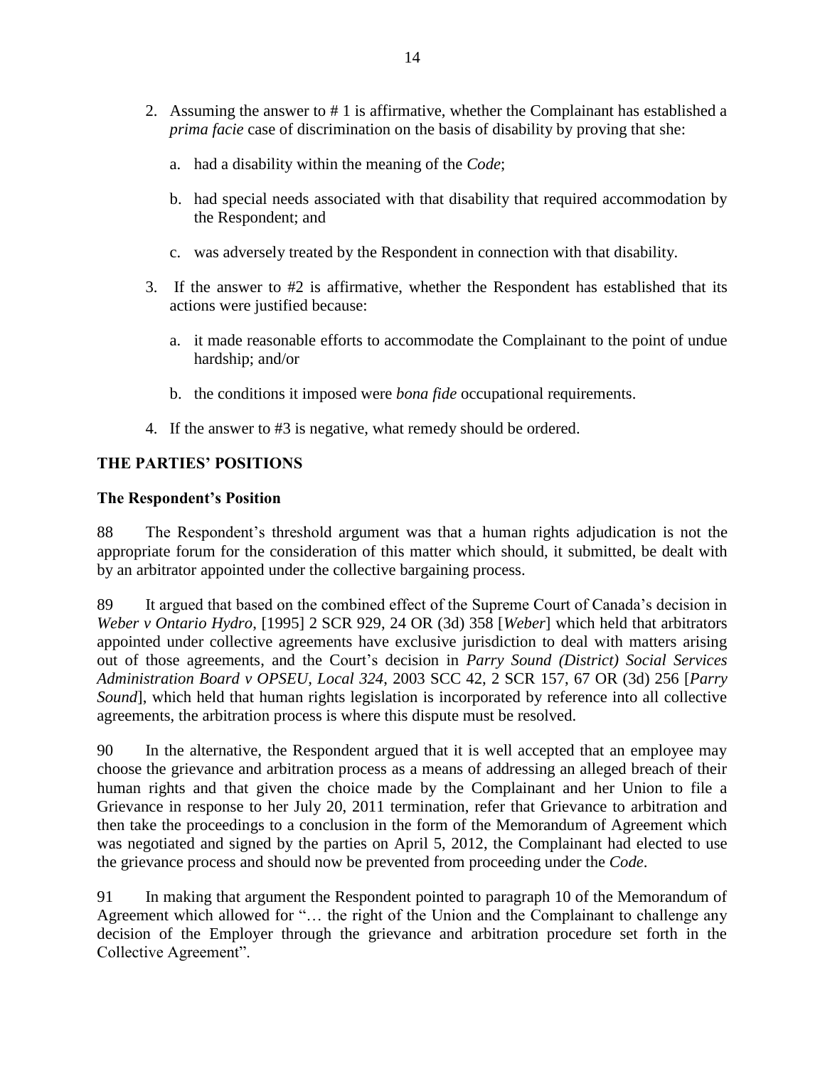2. Assuming the answer to # 1 is affirmative, whether the Complainant has established a *prima facie* case of discrimination on the basis of disability by proving that she:

   a. had a disability within the meaning of the *Code*;

   b. had special needs associated with that disability that required accommodation by the Respondent; and

   c. was adversely treated by the Respondent in connection with that disability.

3. If the answer to #2 is affirmative, whether the Respondent has established that its actions were justified because:

   a. it made reasonable efforts to accommodate the Complainant to the point of undue hardship; and/or

   b. the conditions it imposed were *bona fide* occupational requirements.

4. If the answer to #3 is negative, what remedy should be ordered.

## THE PARTIES' POSITIONS

### The Respondent's Position

88 The Respondent's threshold argument was that a human rights adjudication is not the appropriate forum for the consideration of this matter which should, it submitted, be dealt with by an arbitrator appointed under the collective bargaining process.

89 It argued that based on the combined effect of the Supreme Court of Canada's decision in *Weber v Ontario Hydro*, [1995] 2 SCR 929, 24 OR (3d) 358 [*Weber*] which held that arbitrators appointed under collective agreements have exclusive jurisdiction to deal with matters arising out of those agreements, and the Court's decision in *Parry Sound (District) Social Services Administration Board v OPSEU, Local 324*, 2003 SCC 42, 2 SCR 157, 67 OR (3d) 256 [*Parry Sound*], which held that human rights legislation is incorporated by reference into all collective agreements, the arbitration process is where this dispute must be resolved.

90 In the alternative, the Respondent argued that it is well accepted that an employee may choose the grievance and arbitration process as a means of addressing an alleged breach of their human rights and that given the choice made by the Complainant and her Union to file a Grievance in response to her July 20, 2011 termination, refer that Grievance to arbitration and then take the proceedings to a conclusion in the form of the Memorandum of Agreement which was negotiated and signed by the parties on April 5, 2012, the Complainant had elected to use the grievance process and should now be prevented from proceeding under the *Code*.

91 In making that argument the Respondent pointed to paragraph 10 of the Memorandum of Agreement which allowed for "… the right of the Union and the Complainant to challenge any decision of the Employer through the grievance and arbitration procedure set forth in the Collective Agreement".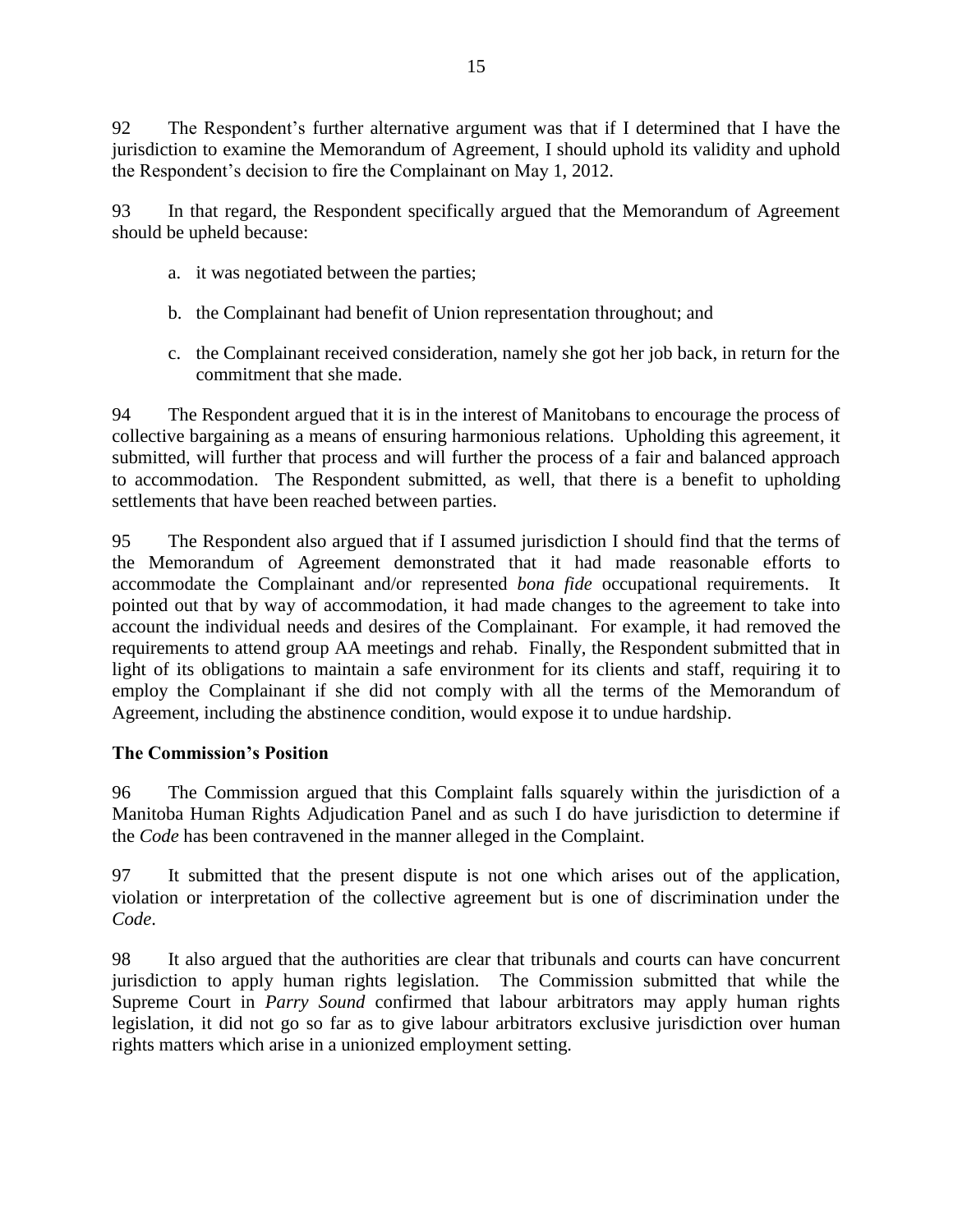92 The Respondent's further alternative argument was that if I determined that I have the jurisdiction to examine the Memorandum of Agreement, I should uphold its validity and uphold the Respondent's decision to fire the Complainant on May 1, 2012.

93 In that regard, the Respondent specifically argued that the Memorandum of Agreement should be upheld because:

a. it was negotiated between the parties;

b. the Complainant had benefit of Union representation throughout; and

c. the Complainant received consideration, namely she got her job back, in return for the commitment that she made.

94 The Respondent argued that it is in the interest of Manitobans to encourage the process of collective bargaining as a means of ensuring harmonious relations. Upholding this agreement, it submitted, will further that process and will further the process of a fair and balanced approach to accommodation. The Respondent submitted, as well, that there is a benefit to upholding settlements that have been reached between parties.

95 The Respondent also argued that if I assumed jurisdiction I should find that the terms of the Memorandum of Agreement demonstrated that it had made reasonable efforts to accommodate the Complainant and/or represented *bona fide* occupational requirements. It pointed out that by way of accommodation, it had made changes to the agreement to take into account the individual needs and desires of the Complainant. For example, it had removed the requirements to attend group AA meetings and rehab. Finally, the Respondent submitted that in light of its obligations to maintain a safe environment for its clients and staff, requiring it to employ the Complainant if she did not comply with all the terms of the Memorandum of Agreement, including the abstinence condition, would expose it to undue hardship.

### The Commission's Position

96 The Commission argued that this Complaint falls squarely within the jurisdiction of a Manitoba Human Rights Adjudication Panel and as such I do have jurisdiction to determine if the *Code* has been contravened in the manner alleged in the Complaint.

97 It submitted that the present dispute is not one which arises out of the application, violation or interpretation of the collective agreement but is one of discrimination under the *Code*.

98 It also argued that the authorities are clear that tribunals and courts can have concurrent jurisdiction to apply human rights legislation. The Commission submitted that while the Supreme Court in *Parry Sound* confirmed that labour arbitrators may apply human rights legislation, it did not go so far as to give labour arbitrators exclusive jurisdiction over human rights matters which arise in a unionized employment setting.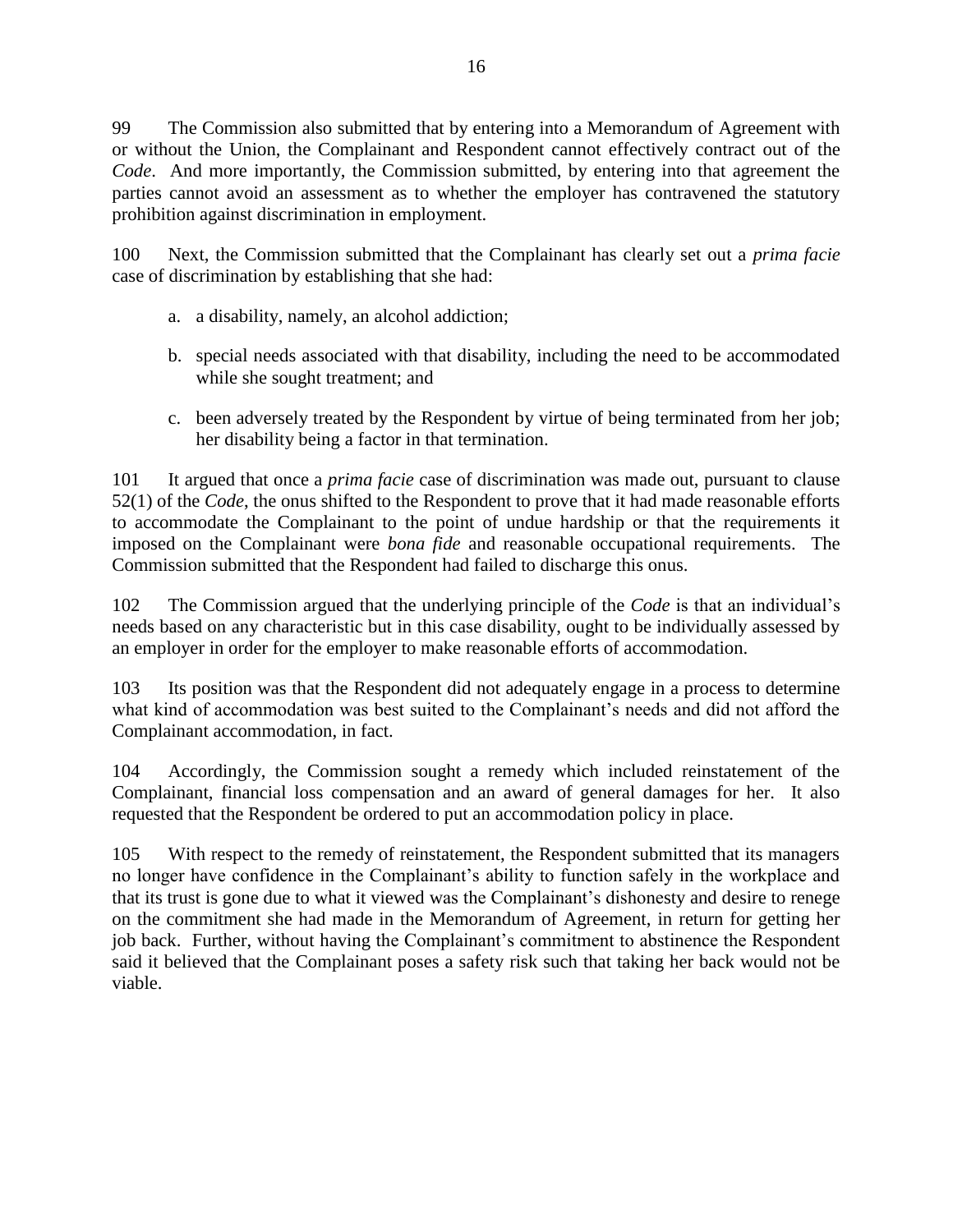99 The Commission also submitted that by entering into a Memorandum of Agreement with or without the Union, the Complainant and Respondent cannot effectively contract out of the *Code*. And more importantly, the Commission submitted, by entering into that agreement the parties cannot avoid an assessment as to whether the employer has contravened the statutory prohibition against discrimination in employment.

100 Next, the Commission submitted that the Complainant has clearly set out a *prima facie* case of discrimination by establishing that she had:

a. a disability, namely, an alcohol addiction;

b. special needs associated with that disability, including the need to be accommodated while she sought treatment; and

c. been adversely treated by the Respondent by virtue of being terminated from her job; her disability being a factor in that termination.

101 It argued that once a *prima facie* case of discrimination was made out, pursuant to clause 52(1) of the *Code*, the onus shifted to the Respondent to prove that it had made reasonable efforts to accommodate the Complainant to the point of undue hardship or that the requirements it imposed on the Complainant were *bona fide* and reasonable occupational requirements. The Commission submitted that the Respondent had failed to discharge this onus.

102 The Commission argued that the underlying principle of the *Code* is that an individual's needs based on any characteristic but in this case disability, ought to be individually assessed by an employer in order for the employer to make reasonable efforts of accommodation.

103 Its position was that the Respondent did not adequately engage in a process to determine what kind of accommodation was best suited to the Complainant's needs and did not afford the Complainant accommodation, in fact.

104 Accordingly, the Commission sought a remedy which included reinstatement of the Complainant, financial loss compensation and an award of general damages for her. It also requested that the Respondent be ordered to put an accommodation policy in place.

105 With respect to the remedy of reinstatement, the Respondent submitted that its managers no longer have confidence in the Complainant's ability to function safely in the workplace and that its trust is gone due to what it viewed was the Complainant's dishonesty and desire to renege on the commitment she had made in the Memorandum of Agreement, in return for getting her job back. Further, without having the Complainant's commitment to abstinence the Respondent said it believed that the Complainant poses a safety risk such that taking her back would not be viable.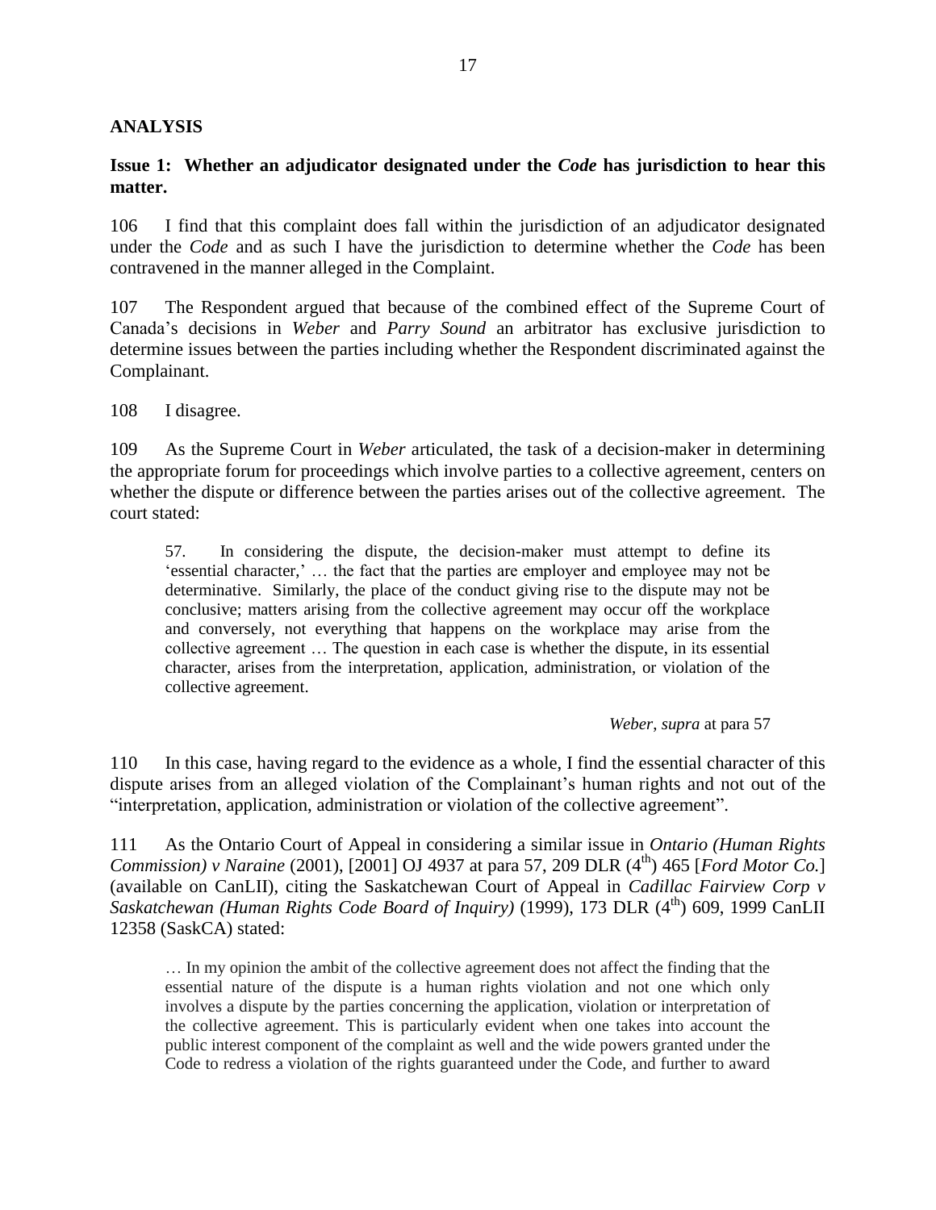## ANALYSIS

### Issue 1: Whether an adjudicator designated under the *Code* has jurisdiction to hear this matter.

106 I find that this complaint does fall within the jurisdiction of an adjudicator designated under the *Code* and as such I have the jurisdiction to determine whether the *Code* has been contravened in the manner alleged in the Complaint.

107 The Respondent argued that because of the combined effect of the Supreme Court of Canada's decisions in *Weber* and *Parry Sound* an arbitrator has exclusive jurisdiction to determine issues between the parties including whether the Respondent discriminated against the Complainant.

108 I disagree.

109 As the Supreme Court in *Weber* articulated, the task of a decision-maker in determining the appropriate forum for proceedings which involve parties to a collective agreement, centers on whether the dispute or difference between the parties arises out of the collective agreement. The court stated:

> 57. In considering the dispute, the decision-maker must attempt to define its 'essential character,' … the fact that the parties are employer and employee may not be determinative. Similarly, the place of the conduct giving rise to the dispute may not be conclusive; matters arising from the collective agreement may occur off the workplace and conversely, not everything that happens on the workplace may arise from the collective agreement … The question in each case is whether the dispute, in its essential character, arises from the interpretation, application, administration, or violation of the collective agreement.
>
> *Weber*, *supra* at para 57

110 In this case, having regard to the evidence as a whole, I find the essential character of this dispute arises from an alleged violation of the Complainant's human rights and not out of the "interpretation, application, administration or violation of the collective agreement".

111 As the Ontario Court of Appeal in considering a similar issue in *Ontario (Human Rights Commission) v Naraine* (2001), [2001] OJ 4937 at para 57, 209 DLR (4th) 465 [*Ford Motor Co.*] (available on CanLII), citing the Saskatchewan Court of Appeal in *Cadillac Fairview Corp v Saskatchewan (Human Rights Code Board of Inquiry)* (1999), 173 DLR (4th) 609, 1999 CanLII 12358 (SaskCA) stated:

> … In my opinion the ambit of the collective agreement does not affect the finding that the essential nature of the dispute is a human rights violation and not one which only involves a dispute by the parties concerning the application, violation or interpretation of the collective agreement. This is particularly evident when one takes into account the public interest component of the complaint as well and the wide powers granted under the Code to redress a violation of the rights guaranteed under the Code, and further to award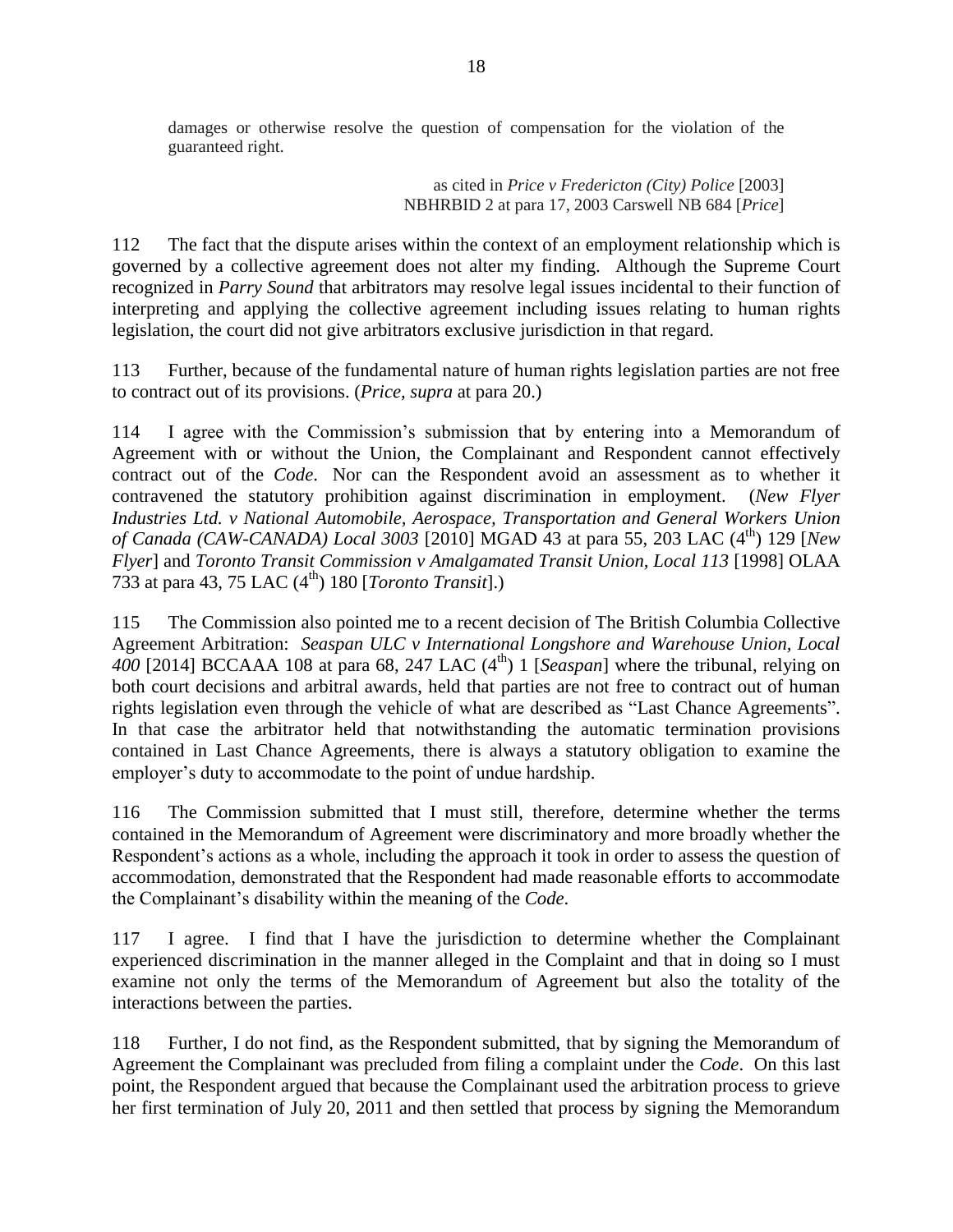damages or otherwise resolve the question of compensation for the violation of the guaranteed right.

as cited in *Price v Fredericton (City) Police* [2003] NBHRBID 2 at para 17, 2003 Carswell NB 684 [*Price*]

112 The fact that the dispute arises within the context of an employment relationship which is governed by a collective agreement does not alter my finding. Although the Supreme Court recognized in *Parry Sound* that arbitrators may resolve legal issues incidental to their function of interpreting and applying the collective agreement including issues relating to human rights legislation, the court did not give arbitrators exclusive jurisdiction in that regard.

113 Further, because of the fundamental nature of human rights legislation parties are not free to contract out of its provisions. (*Price, supra* at para 20.)

114 I agree with the Commission's submission that by entering into a Memorandum of Agreement with or without the Union, the Complainant and Respondent cannot effectively contract out of the *Code*. Nor can the Respondent avoid an assessment as to whether it contravened the statutory prohibition against discrimination in employment. (*New Flyer Industries Ltd. v National Automobile, Aerospace, Transportation and General Workers Union of Canada (CAW-CANADA) Local 3003* [2010] MGAD 43 at para 55, 203 LAC (4th) 129 [*New Flyer*] and *Toronto Transit Commission v Amalgamated Transit Union, Local 113* [1998] OLAA 733 at para 43, 75 LAC (4th) 180 [*Toronto Transit*].)

115 The Commission also pointed me to a recent decision of The British Columbia Collective Agreement Arbitration: *Seaspan ULC v International Longshore and Warehouse Union, Local 400* [2014] BCCAAA 108 at para 68, 247 LAC (4th) 1 [*Seaspan*] where the tribunal, relying on both court decisions and arbitral awards, held that parties are not free to contract out of human rights legislation even through the vehicle of what are described as "Last Chance Agreements". In that case the arbitrator held that notwithstanding the automatic termination provisions contained in Last Chance Agreements, there is always a statutory obligation to examine the employer's duty to accommodate to the point of undue hardship.

116 The Commission submitted that I must still, therefore, determine whether the terms contained in the Memorandum of Agreement were discriminatory and more broadly whether the Respondent's actions as a whole, including the approach it took in order to assess the question of accommodation, demonstrated that the Respondent had made reasonable efforts to accommodate the Complainant's disability within the meaning of the *Code*.

117 I agree. I find that I have the jurisdiction to determine whether the Complainant experienced discrimination in the manner alleged in the Complaint and that in doing so I must examine not only the terms of the Memorandum of Agreement but also the totality of the interactions between the parties.

118 Further, I do not find, as the Respondent submitted, that by signing the Memorandum of Agreement the Complainant was precluded from filing a complaint under the *Code*. On this last point, the Respondent argued that because the Complainant used the arbitration process to grieve her first termination of July 20, 2011 and then settled that process by signing the Memorandum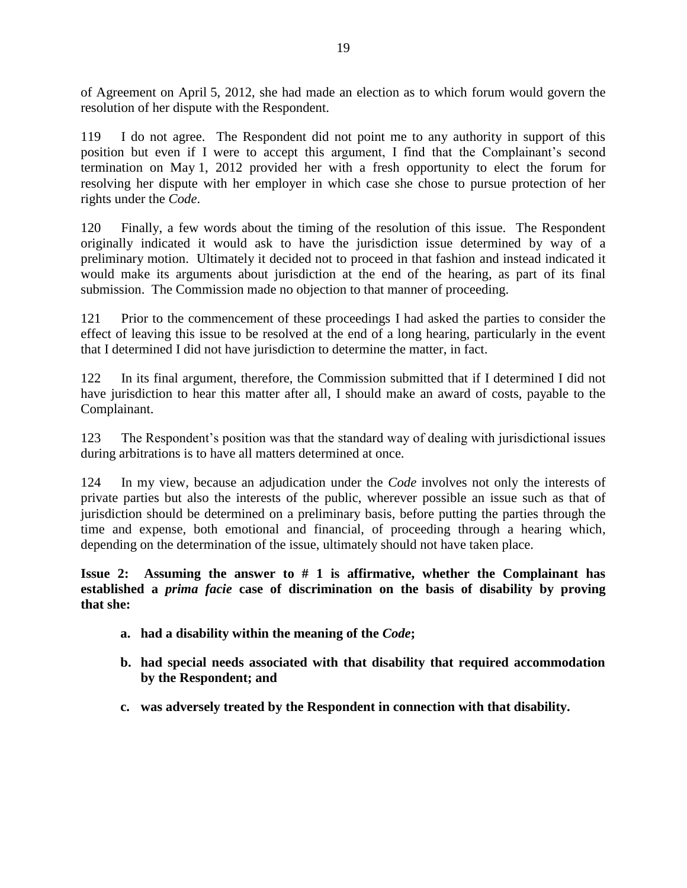of Agreement on April 5, 2012, she had made an election as to which forum would govern the resolution of her dispute with the Respondent.

119 I do not agree. The Respondent did not point me to any authority in support of this position but even if I were to accept this argument, I find that the Complainant's second termination on May 1, 2012 provided her with a fresh opportunity to elect the forum for resolving her dispute with her employer in which case she chose to pursue protection of her rights under the *Code*.

120 Finally, a few words about the timing of the resolution of this issue. The Respondent originally indicated it would ask to have the jurisdiction issue determined by way of a preliminary motion. Ultimately it decided not to proceed in that fashion and instead indicated it would make its arguments about jurisdiction at the end of the hearing, as part of its final submission. The Commission made no objection to that manner of proceeding.

121 Prior to the commencement of these proceedings I had asked the parties to consider the effect of leaving this issue to be resolved at the end of a long hearing, particularly in the event that I determined I did not have jurisdiction to determine the matter, in fact.

122 In its final argument, therefore, the Commission submitted that if I determined I did not have jurisdiction to hear this matter after all, I should make an award of costs, payable to the Complainant.

123 The Respondent's position was that the standard way of dealing with jurisdictional issues during arbitrations is to have all matters determined at once.

124 In my view, because an adjudication under the *Code* involves not only the interests of private parties but also the interests of the public, wherever possible an issue such as that of jurisdiction should be determined on a preliminary basis, before putting the parties through the time and expense, both emotional and financial, of proceeding through a hearing which, depending on the determination of the issue, ultimately should not have taken place.

**Issue 2: Assuming the answer to # 1 is affirmative, whether the Complainant has established a *prima facie* case of discrimination on the basis of disability by proving that she:**

- **a. had a disability within the meaning of the *Code*;**
- **b. had special needs associated with that disability that required accommodation by the Respondent; and**
- **c. was adversely treated by the Respondent in connection with that disability.**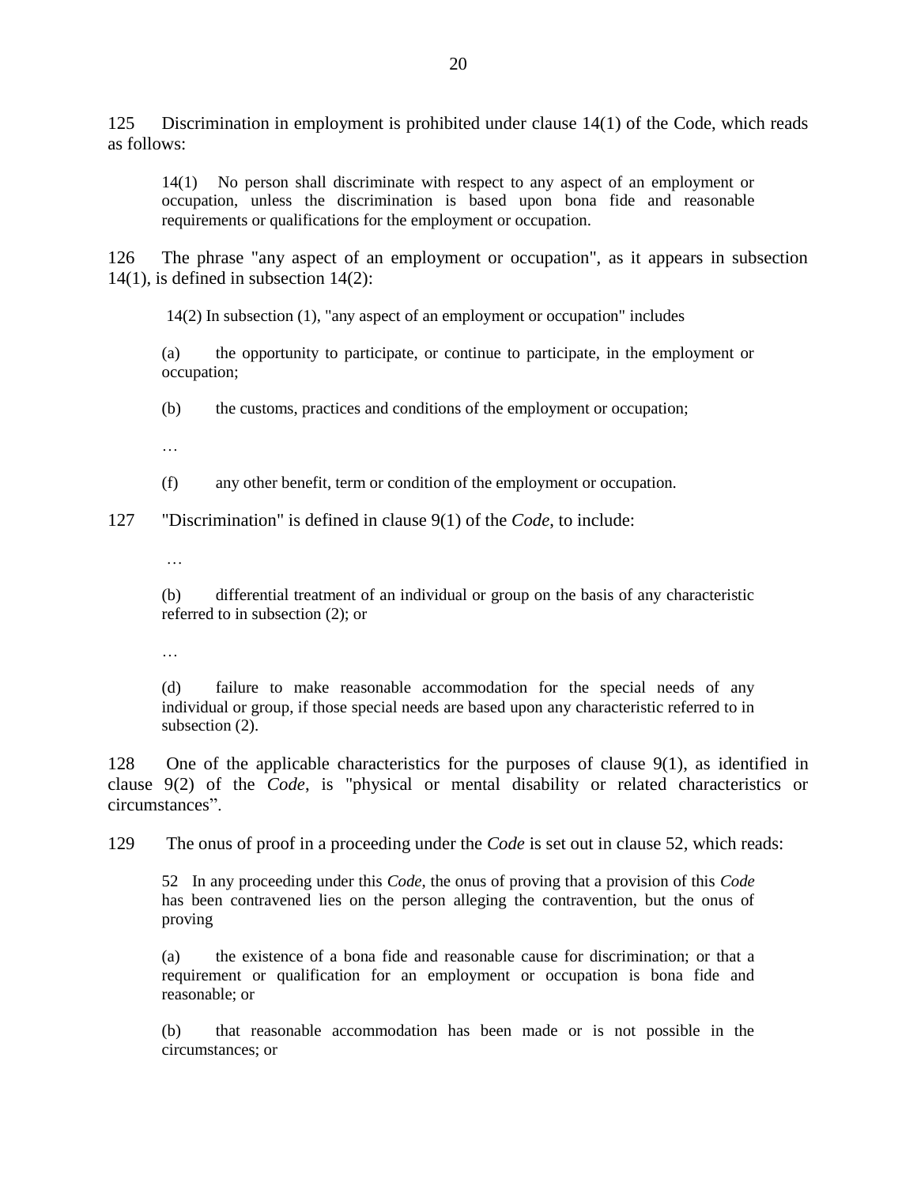125 Discrimination in employment is prohibited under clause 14(1) of the Code, which reads as follows:

> 14(1) No person shall discriminate with respect to any aspect of an employment or occupation, unless the discrimination is based upon bona fide and reasonable requirements or qualifications for the employment or occupation.

126 The phrase "any aspect of an employment or occupation", as it appears in subsection 14(1), is defined in subsection 14(2):

> 14(2) In subsection (1), "any aspect of an employment or occupation" includes
>
> (a) the opportunity to participate, or continue to participate, in the employment or occupation;
>
> (b) the customs, practices and conditions of the employment or occupation;
>
> …
>
> (f) any other benefit, term or condition of the employment or occupation.

127 "Discrimination" is defined in clause 9(1) of the *Code*, to include:

> …
>
> (b) differential treatment of an individual or group on the basis of any characteristic referred to in subsection (2); or
>
> …
>
> (d) failure to make reasonable accommodation for the special needs of any individual or group, if those special needs are based upon any characteristic referred to in subsection (2).

128 One of the applicable characteristics for the purposes of clause 9(1), as identified in clause 9(2) of the *Code*, is "physical or mental disability or related characteristics or circumstances".

129 The onus of proof in a proceeding under the *Code* is set out in clause 52, which reads:

> 52 In any proceeding under this *Code*, the onus of proving that a provision of this *Code* has been contravened lies on the person alleging the contravention, but the onus of proving
>
> (a) the existence of a bona fide and reasonable cause for discrimination; or that a requirement or qualification for an employment or occupation is bona fide and reasonable; or
>
> (b) that reasonable accommodation has been made or is not possible in the circumstances; or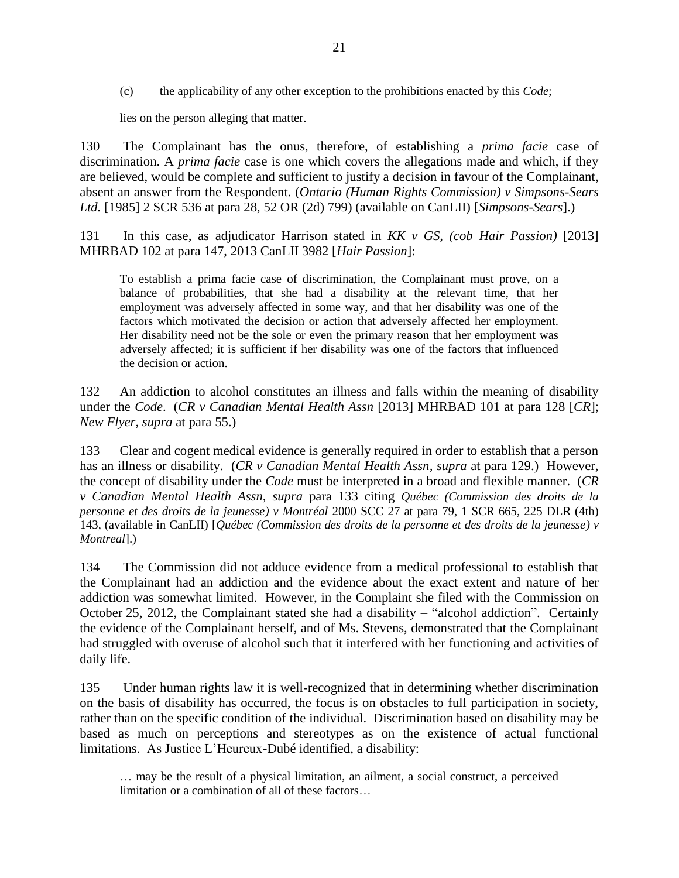(c) the applicability of any other exception to the prohibitions enacted by this *Code*;

lies on the person alleging that matter.

130 The Complainant has the onus, therefore, of establishing a *prima facie* case of discrimination. A *prima facie* case is one which covers the allegations made and which, if they are believed, would be complete and sufficient to justify a decision in favour of the Complainant, absent an answer from the Respondent. (*Ontario (Human Rights Commission) v Simpsons-Sears Ltd.* [1985] 2 SCR 536 at para 28, 52 OR (2d) 799) (available on CanLII) [*Simpsons-Sears*].)

131 In this case, as adjudicator Harrison stated in *KK v GS, (cob Hair Passion)* [2013] MHRBAD 102 at para 147, 2013 CanLII 3982 [*Hair Passion*]:

> To establish a prima facie case of discrimination, the Complainant must prove, on a balance of probabilities, that she had a disability at the relevant time, that her employment was adversely affected in some way, and that her disability was one of the factors which motivated the decision or action that adversely affected her employment. Her disability need not be the sole or even the primary reason that her employment was adversely affected; it is sufficient if her disability was one of the factors that influenced the decision or action.

132 An addiction to alcohol constitutes an illness and falls within the meaning of disability under the *Code*. (*CR v Canadian Mental Health Assn* [2013] MHRBAD 101 at para 128 [*CR*]; *New Flyer, supra* at para 55.)

133 Clear and cogent medical evidence is generally required in order to establish that a person has an illness or disability. (*CR v Canadian Mental Health Assn, supra* at para 129.) However, the concept of disability under the *Code* must be interpreted in a broad and flexible manner. (*CR v Canadian Mental Health Assn, supra* para 133 citing *Québec (Commission des droits de la personne et des droits de la jeunesse) v Montréal* 2000 SCC 27 at para 79, 1 SCR 665, 225 DLR (4th) 143, (available in CanLII) [*Québec (Commission des droits de la personne et des droits de la jeunesse) v Montreal*].)

134 The Commission did not adduce evidence from a medical professional to establish that the Complainant had an addiction and the evidence about the exact extent and nature of her addiction was somewhat limited. However, in the Complaint she filed with the Commission on October 25, 2012, the Complainant stated she had a disability – "alcohol addiction". Certainly the evidence of the Complainant herself, and of Ms. Stevens, demonstrated that the Complainant had struggled with overuse of alcohol such that it interfered with her functioning and activities of daily life.

135 Under human rights law it is well-recognized that in determining whether discrimination on the basis of disability has occurred, the focus is on obstacles to full participation in society, rather than on the specific condition of the individual. Discrimination based on disability may be based as much on perceptions and stereotypes as on the existence of actual functional limitations. As Justice L'Heureux-Dubé identified, a disability:

> … may be the result of a physical limitation, an ailment, a social construct, a perceived limitation or a combination of all of these factors…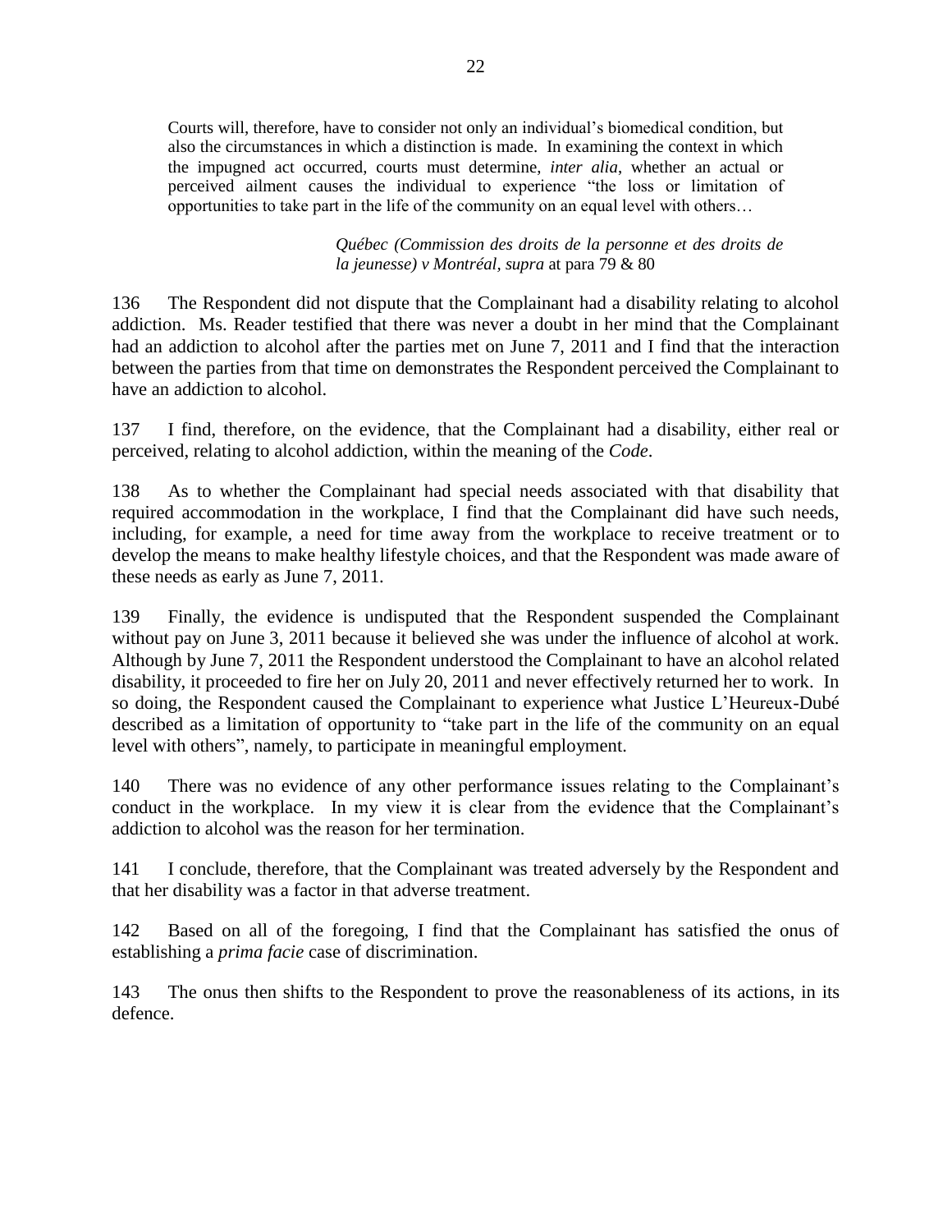> Courts will, therefore, have to consider not only an individual's biomedical condition, but also the circumstances in which a distinction is made. In examining the context in which the impugned act occurred, courts must determine, *inter alia*, whether an actual or perceived ailment causes the individual to experience "the loss or limitation of opportunities to take part in the life of the community on an equal level with others…
>
> *Québec (Commission des droits de la personne et des droits de la jeunesse) v Montréal, supra* at para 79 & 80

136 The Respondent did not dispute that the Complainant had a disability relating to alcohol addiction. Ms. Reader testified that there was never a doubt in her mind that the Complainant had an addiction to alcohol after the parties met on June 7, 2011 and I find that the interaction between the parties from that time on demonstrates the Respondent perceived the Complainant to have an addiction to alcohol.

137 I find, therefore, on the evidence, that the Complainant had a disability, either real or perceived, relating to alcohol addiction, within the meaning of the *Code*.

138 As to whether the Complainant had special needs associated with that disability that required accommodation in the workplace, I find that the Complainant did have such needs, including, for example, a need for time away from the workplace to receive treatment or to develop the means to make healthy lifestyle choices, and that the Respondent was made aware of these needs as early as June 7, 2011.

139 Finally, the evidence is undisputed that the Respondent suspended the Complainant without pay on June 3, 2011 because it believed she was under the influence of alcohol at work. Although by June 7, 2011 the Respondent understood the Complainant to have an alcohol related disability, it proceeded to fire her on July 20, 2011 and never effectively returned her to work. In so doing, the Respondent caused the Complainant to experience what Justice L'Heureux-Dubé described as a limitation of opportunity to "take part in the life of the community on an equal level with others", namely, to participate in meaningful employment.

140 There was no evidence of any other performance issues relating to the Complainant's conduct in the workplace. In my view it is clear from the evidence that the Complainant's addiction to alcohol was the reason for her termination.

141 I conclude, therefore, that the Complainant was treated adversely by the Respondent and that her disability was a factor in that adverse treatment.

142 Based on all of the foregoing, I find that the Complainant has satisfied the onus of establishing a *prima facie* case of discrimination.

143 The onus then shifts to the Respondent to prove the reasonableness of its actions, in its defence.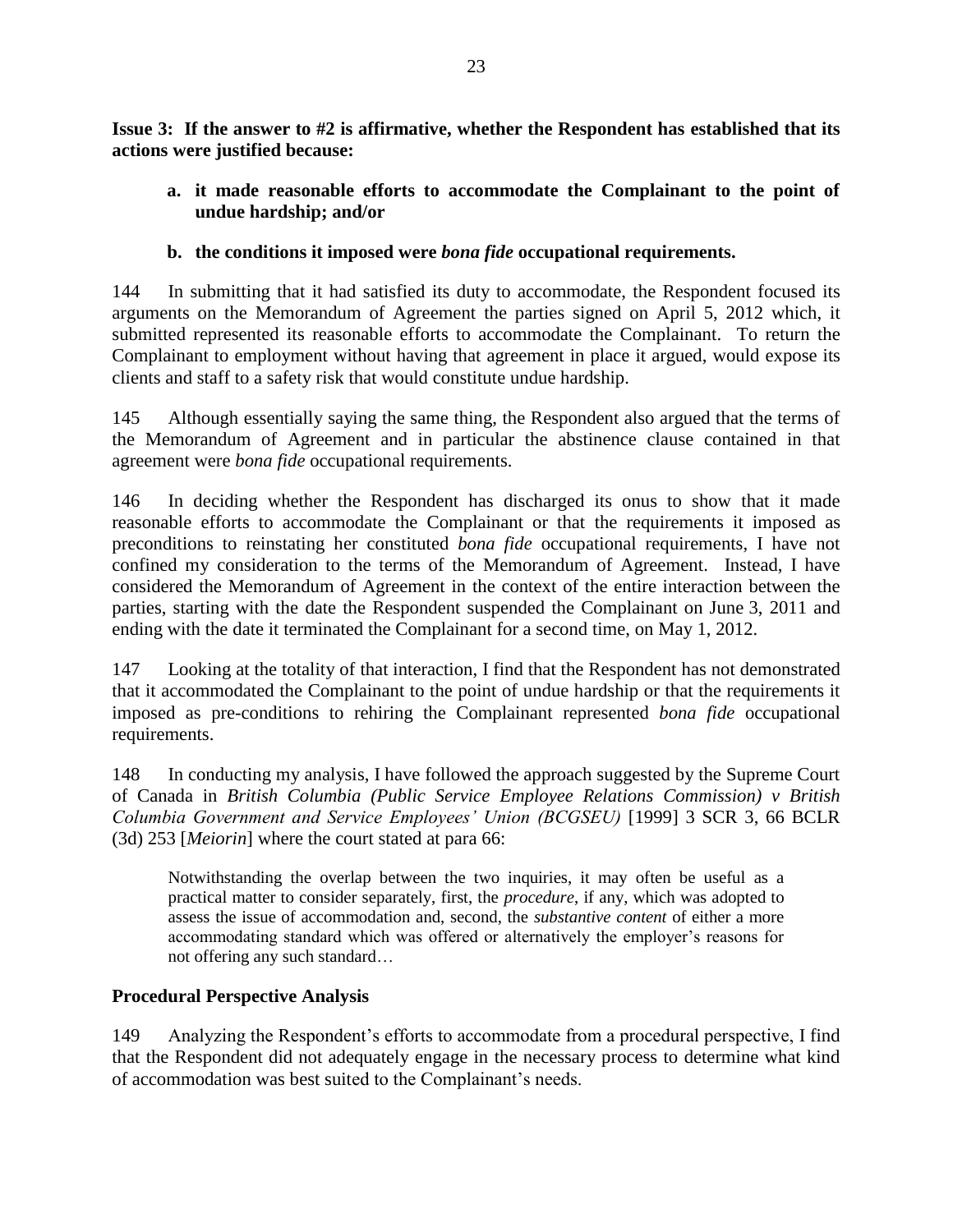**Issue 3: If the answer to #2 is affirmative, whether the Respondent has established that its actions were justified because:**

**a. it made reasonable efforts to accommodate the Complainant to the point of undue hardship; and/or**

**b. the conditions it imposed were *bona fide* occupational requirements.**

144 In submitting that it had satisfied its duty to accommodate, the Respondent focused its arguments on the Memorandum of Agreement the parties signed on April 5, 2012 which, it submitted represented its reasonable efforts to accommodate the Complainant. To return the Complainant to employment without having that agreement in place it argued, would expose its clients and staff to a safety risk that would constitute undue hardship.

145 Although essentially saying the same thing, the Respondent also argued that the terms of the Memorandum of Agreement and in particular the abstinence clause contained in that agreement were *bona fide* occupational requirements.

146 In deciding whether the Respondent has discharged its onus to show that it made reasonable efforts to accommodate the Complainant or that the requirements it imposed as preconditions to reinstating her constituted *bona fide* occupational requirements, I have not confined my consideration to the terms of the Memorandum of Agreement. Instead, I have considered the Memorandum of Agreement in the context of the entire interaction between the parties, starting with the date the Respondent suspended the Complainant on June 3, 2011 and ending with the date it terminated the Complainant for a second time, on May 1, 2012.

147 Looking at the totality of that interaction, I find that the Respondent has not demonstrated that it accommodated the Complainant to the point of undue hardship or that the requirements it imposed as pre-conditions to rehiring the Complainant represented *bona fide* occupational requirements.

148 In conducting my analysis, I have followed the approach suggested by the Supreme Court of Canada in *British Columbia (Public Service Employee Relations Commission) v British Columbia Government and Service Employees' Union (BCGSEU)* [1999] 3 SCR 3, 66 BCLR (3d) 253 [*Meiorin*] where the court stated at para 66:

> Notwithstanding the overlap between the two inquiries, it may often be useful as a practical matter to consider separately, first, the *procedure*, if any, which was adopted to assess the issue of accommodation and, second, the *substantive content* of either a more accommodating standard which was offered or alternatively the employer's reasons for not offering any such standard…

**Procedural Perspective Analysis**

149 Analyzing the Respondent's efforts to accommodate from a procedural perspective, I find that the Respondent did not adequately engage in the necessary process to determine what kind of accommodation was best suited to the Complainant's needs.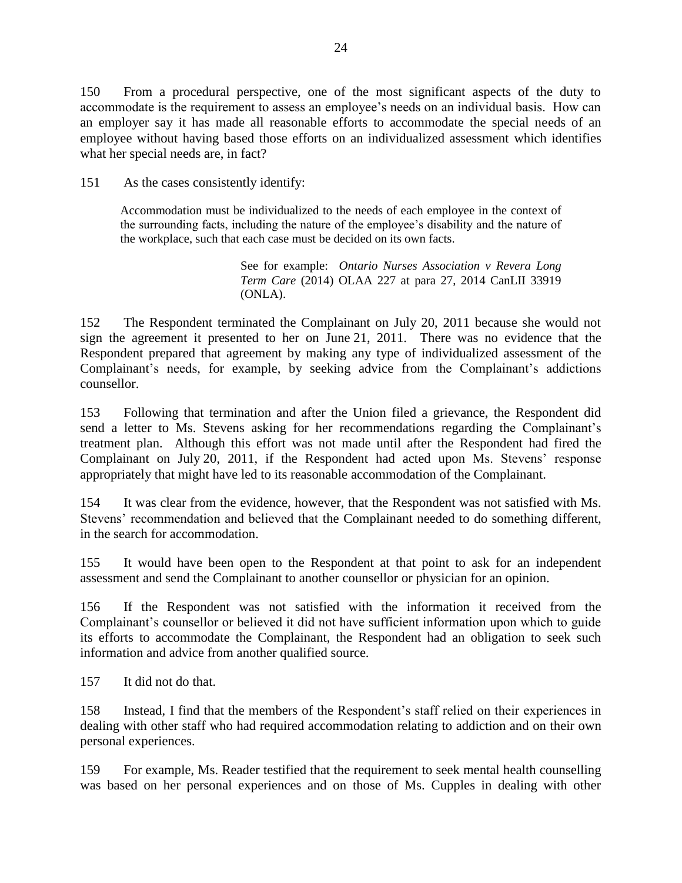150 From a procedural perspective, one of the most significant aspects of the duty to accommodate is the requirement to assess an employee's needs on an individual basis. How can an employer say it has made all reasonable efforts to accommodate the special needs of an employee without having based those efforts on an individualized assessment which identifies what her special needs are, in fact?

151 As the cases consistently identify:

> Accommodation must be individualized to the needs of each employee in the context of the surrounding facts, including the nature of the employee's disability and the nature of the workplace, such that each case must be decided on its own facts.
>
> See for example: *Ontario Nurses Association v Revera Long Term Care* (2014) OLAA 227 at para 27, 2014 CanLII 33919 (ONLA).

152 The Respondent terminated the Complainant on July 20, 2011 because she would not sign the agreement it presented to her on June 21, 2011. There was no evidence that the Respondent prepared that agreement by making any type of individualized assessment of the Complainant's needs, for example, by seeking advice from the Complainant's addictions counsellor.

153 Following that termination and after the Union filed a grievance, the Respondent did send a letter to Ms. Stevens asking for her recommendations regarding the Complainant's treatment plan. Although this effort was not made until after the Respondent had fired the Complainant on July 20, 2011, if the Respondent had acted upon Ms. Stevens' response appropriately that might have led to its reasonable accommodation of the Complainant.

154 It was clear from the evidence, however, that the Respondent was not satisfied with Ms. Stevens' recommendation and believed that the Complainant needed to do something different, in the search for accommodation.

155 It would have been open to the Respondent at that point to ask for an independent assessment and send the Complainant to another counsellor or physician for an opinion.

156 If the Respondent was not satisfied with the information it received from the Complainant's counsellor or believed it did not have sufficient information upon which to guide its efforts to accommodate the Complainant, the Respondent had an obligation to seek such information and advice from another qualified source.

157 It did not do that.

158 Instead, I find that the members of the Respondent's staff relied on their experiences in dealing with other staff who had required accommodation relating to addiction and on their own personal experiences.

159 For example, Ms. Reader testified that the requirement to seek mental health counselling was based on her personal experiences and on those of Ms. Cupples in dealing with other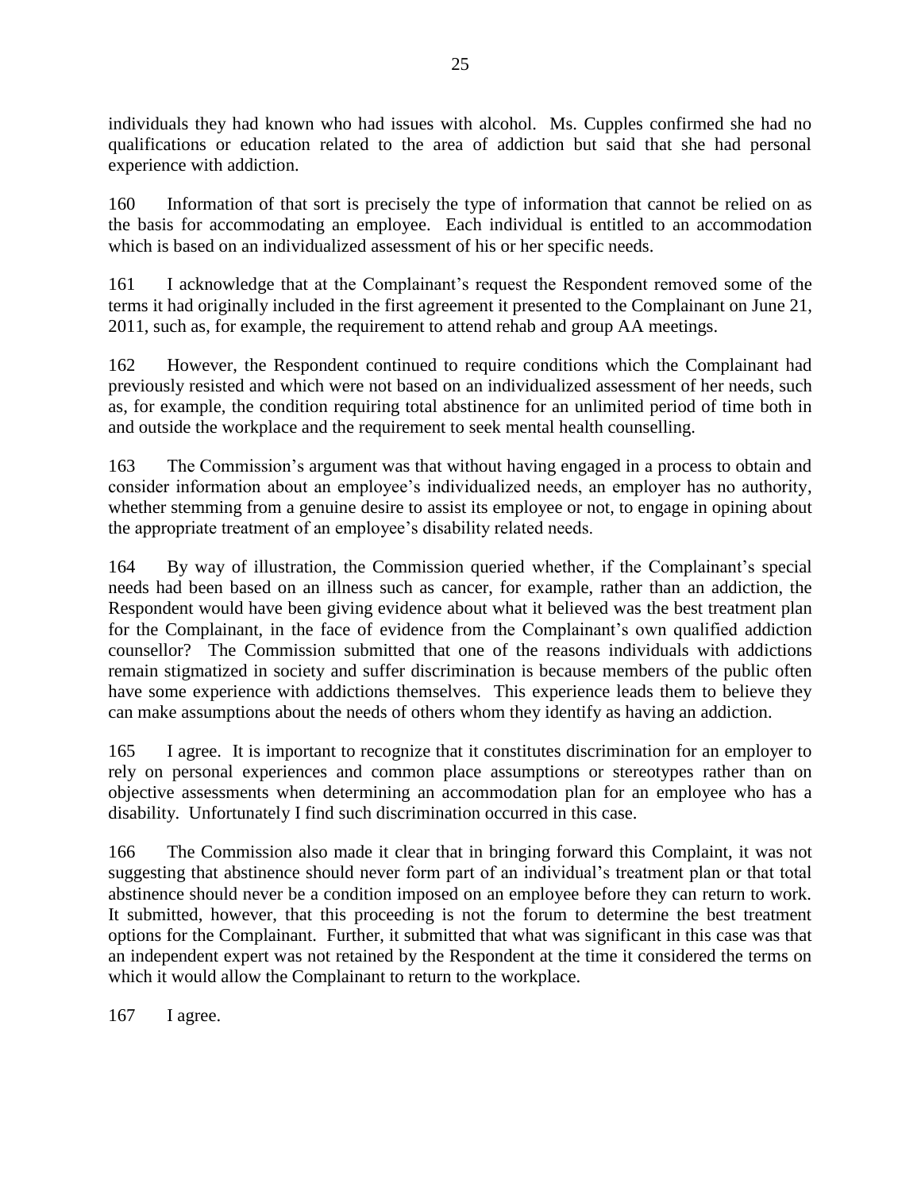individuals they had known who had issues with alcohol. Ms. Cupples confirmed she had no qualifications or education related to the area of addiction but said that she had personal experience with addiction.

160 Information of that sort is precisely the type of information that cannot be relied on as the basis for accommodating an employee. Each individual is entitled to an accommodation which is based on an individualized assessment of his or her specific needs.

161 I acknowledge that at the Complainant's request the Respondent removed some of the terms it had originally included in the first agreement it presented to the Complainant on June 21, 2011, such as, for example, the requirement to attend rehab and group AA meetings.

162 However, the Respondent continued to require conditions which the Complainant had previously resisted and which were not based on an individualized assessment of her needs, such as, for example, the condition requiring total abstinence for an unlimited period of time both in and outside the workplace and the requirement to seek mental health counselling.

163 The Commission's argument was that without having engaged in a process to obtain and consider information about an employee's individualized needs, an employer has no authority, whether stemming from a genuine desire to assist its employee or not, to engage in opining about the appropriate treatment of an employee's disability related needs.

164 By way of illustration, the Commission queried whether, if the Complainant's special needs had been based on an illness such as cancer, for example, rather than an addiction, the Respondent would have been giving evidence about what it believed was the best treatment plan for the Complainant, in the face of evidence from the Complainant's own qualified addiction counsellor? The Commission submitted that one of the reasons individuals with addictions remain stigmatized in society and suffer discrimination is because members of the public often have some experience with addictions themselves. This experience leads them to believe they can make assumptions about the needs of others whom they identify as having an addiction.

165 I agree. It is important to recognize that it constitutes discrimination for an employer to rely on personal experiences and common place assumptions or stereotypes rather than on objective assessments when determining an accommodation plan for an employee who has a disability. Unfortunately I find such discrimination occurred in this case.

166 The Commission also made it clear that in bringing forward this Complaint, it was not suggesting that abstinence should never form part of an individual's treatment plan or that total abstinence should never be a condition imposed on an employee before they can return to work. It submitted, however, that this proceeding is not the forum to determine the best treatment options for the Complainant. Further, it submitted that what was significant in this case was that an independent expert was not retained by the Respondent at the time it considered the terms on which it would allow the Complainant to return to the workplace.

167 I agree.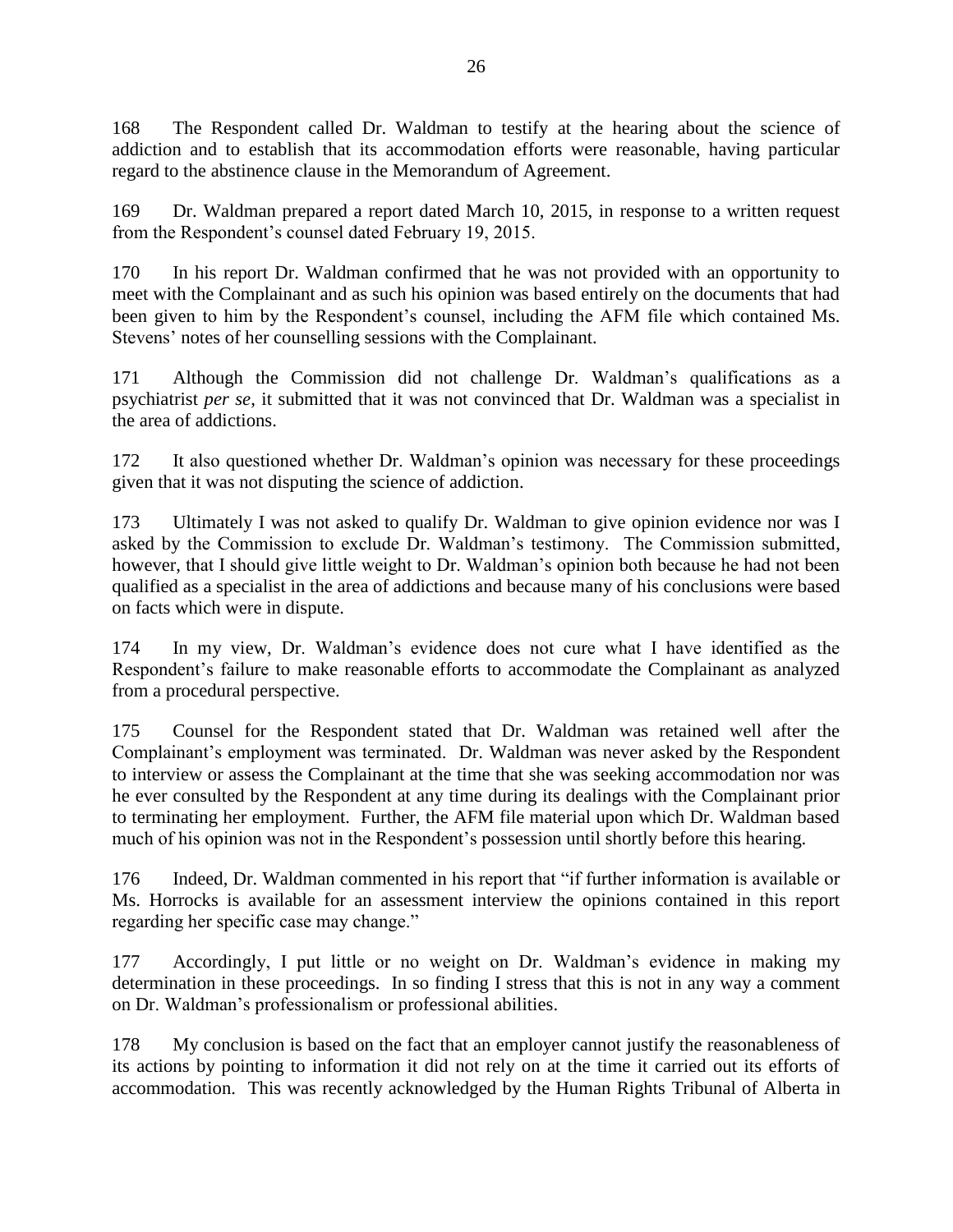168 The Respondent called Dr. Waldman to testify at the hearing about the science of addiction and to establish that its accommodation efforts were reasonable, having particular regard to the abstinence clause in the Memorandum of Agreement.

169 Dr. Waldman prepared a report dated March 10, 2015, in response to a written request from the Respondent's counsel dated February 19, 2015.

170 In his report Dr. Waldman confirmed that he was not provided with an opportunity to meet with the Complainant and as such his opinion was based entirely on the documents that had been given to him by the Respondent's counsel, including the AFM file which contained Ms. Stevens' notes of her counselling sessions with the Complainant.

171 Although the Commission did not challenge Dr. Waldman's qualifications as a psychiatrist *per se*, it submitted that it was not convinced that Dr. Waldman was a specialist in the area of addictions.

172 It also questioned whether Dr. Waldman's opinion was necessary for these proceedings given that it was not disputing the science of addiction.

173 Ultimately I was not asked to qualify Dr. Waldman to give opinion evidence nor was I asked by the Commission to exclude Dr. Waldman's testimony. The Commission submitted, however, that I should give little weight to Dr. Waldman's opinion both because he had not been qualified as a specialist in the area of addictions and because many of his conclusions were based on facts which were in dispute.

174 In my view, Dr. Waldman's evidence does not cure what I have identified as the Respondent's failure to make reasonable efforts to accommodate the Complainant as analyzed from a procedural perspective.

175 Counsel for the Respondent stated that Dr. Waldman was retained well after the Complainant's employment was terminated. Dr. Waldman was never asked by the Respondent to interview or assess the Complainant at the time that she was seeking accommodation nor was he ever consulted by the Respondent at any time during its dealings with the Complainant prior to terminating her employment. Further, the AFM file material upon which Dr. Waldman based much of his opinion was not in the Respondent's possession until shortly before this hearing.

176 Indeed, Dr. Waldman commented in his report that "if further information is available or Ms. Horrocks is available for an assessment interview the opinions contained in this report regarding her specific case may change."

177 Accordingly, I put little or no weight on Dr. Waldman's evidence in making my determination in these proceedings. In so finding I stress that this is not in any way a comment on Dr. Waldman's professionalism or professional abilities.

178 My conclusion is based on the fact that an employer cannot justify the reasonableness of its actions by pointing to information it did not rely on at the time it carried out its efforts of accommodation. This was recently acknowledged by the Human Rights Tribunal of Alberta in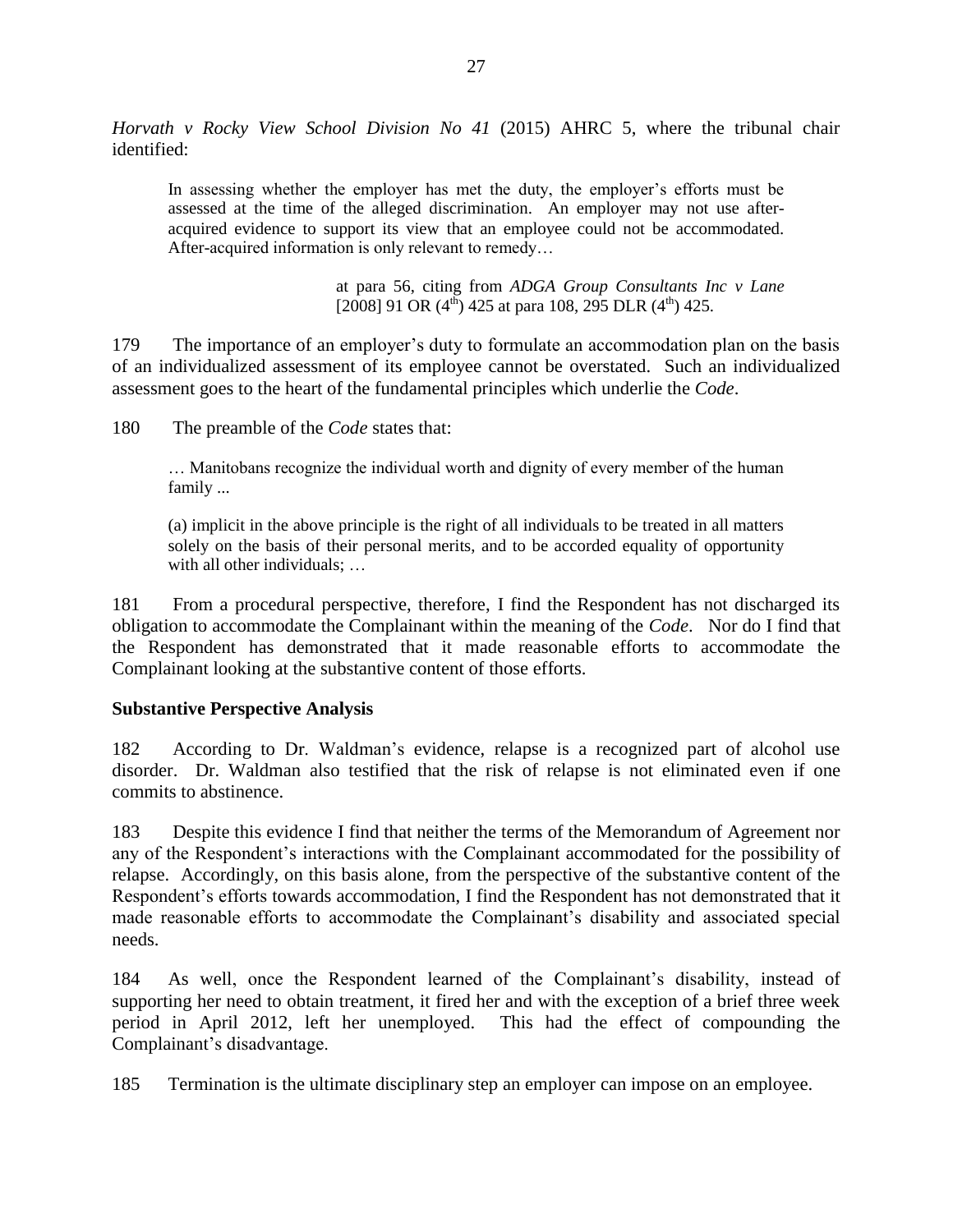*Horvath v Rocky View School Division No 41* (2015) AHRC 5, where the tribunal chair identified:

> In assessing whether the employer has met the duty, the employer's efforts must be assessed at the time of the alleged discrimination. An employer may not use after-acquired evidence to support its view that an employee could not be accommodated. After-acquired information is only relevant to remedy…
>
> at para 56, citing from *ADGA Group Consultants Inc v Lane* [2008] 91 OR (4th) 425 at para 108, 295 DLR (4th) 425.

179 The importance of an employer's duty to formulate an accommodation plan on the basis of an individualized assessment of its employee cannot be overstated. Such an individualized assessment goes to the heart of the fundamental principles which underlie the *Code*.

180 The preamble of the *Code* states that:

> … Manitobans recognize the individual worth and dignity of every member of the human family ...
>
> (a) implicit in the above principle is the right of all individuals to be treated in all matters solely on the basis of their personal merits, and to be accorded equality of opportunity with all other individuals; …

181 From a procedural perspective, therefore, I find the Respondent has not discharged its obligation to accommodate the Complainant within the meaning of the *Code*. Nor do I find that the Respondent has demonstrated that it made reasonable efforts to accommodate the Complainant looking at the substantive content of those efforts.

**Substantive Perspective Analysis**

182 According to Dr. Waldman's evidence, relapse is a recognized part of alcohol use disorder. Dr. Waldman also testified that the risk of relapse is not eliminated even if one commits to abstinence.

183 Despite this evidence I find that neither the terms of the Memorandum of Agreement nor any of the Respondent's interactions with the Complainant accommodated for the possibility of relapse. Accordingly, on this basis alone, from the perspective of the substantive content of the Respondent's efforts towards accommodation, I find the Respondent has not demonstrated that it made reasonable efforts to accommodate the Complainant's disability and associated special needs.

184 As well, once the Respondent learned of the Complainant's disability, instead of supporting her need to obtain treatment, it fired her and with the exception of a brief three week period in April 2012, left her unemployed. This had the effect of compounding the Complainant's disadvantage.

185 Termination is the ultimate disciplinary step an employer can impose on an employee.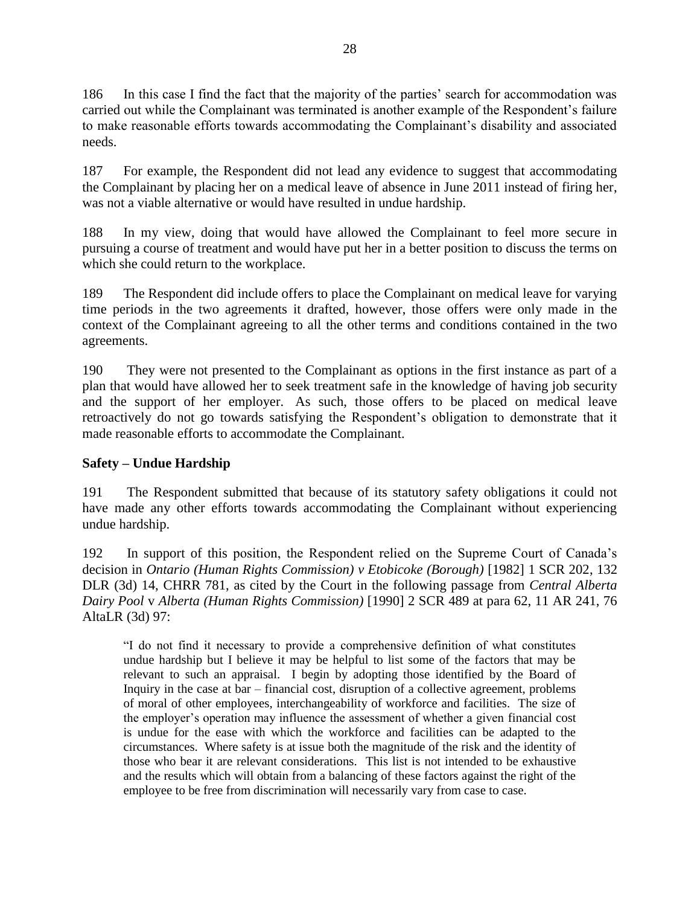186 In this case I find the fact that the majority of the parties' search for accommodation was carried out while the Complainant was terminated is another example of the Respondent's failure to make reasonable efforts towards accommodating the Complainant's disability and associated needs.

187 For example, the Respondent did not lead any evidence to suggest that accommodating the Complainant by placing her on a medical leave of absence in June 2011 instead of firing her, was not a viable alternative or would have resulted in undue hardship.

188 In my view, doing that would have allowed the Complainant to feel more secure in pursuing a course of treatment and would have put her in a better position to discuss the terms on which she could return to the workplace.

189 The Respondent did include offers to place the Complainant on medical leave for varying time periods in the two agreements it drafted, however, those offers were only made in the context of the Complainant agreeing to all the other terms and conditions contained in the two agreements.

190 They were not presented to the Complainant as options in the first instance as part of a plan that would have allowed her to seek treatment safe in the knowledge of having job security and the support of her employer. As such, those offers to be placed on medical leave retroactively do not go towards satisfying the Respondent's obligation to demonstrate that it made reasonable efforts to accommodate the Complainant.

**Safety – Undue Hardship**

191 The Respondent submitted that because of its statutory safety obligations it could not have made any other efforts towards accommodating the Complainant without experiencing undue hardship.

192 In support of this position, the Respondent relied on the Supreme Court of Canada's decision in *Ontario (Human Rights Commission) v Etobicoke (Borough)* [1982] 1 SCR 202, 132 DLR (3d) 14, CHRR 781, as cited by the Court in the following passage from *Central Alberta Dairy Pool* v *Alberta (Human Rights Commission)* [1990] 2 SCR 489 at para 62, 11 AR 241, 76 AltaLR (3d) 97:

> "I do not find it necessary to provide a comprehensive definition of what constitutes undue hardship but I believe it may be helpful to list some of the factors that may be relevant to such an appraisal. I begin by adopting those identified by the Board of Inquiry in the case at bar – financial cost, disruption of a collective agreement, problems of moral of other employees, interchangeability of workforce and facilities. The size of the employer's operation may influence the assessment of whether a given financial cost is undue for the ease with which the workforce and facilities can be adapted to the circumstances. Where safety is at issue both the magnitude of the risk and the identity of those who bear it are relevant considerations. This list is not intended to be exhaustive and the results which will obtain from a balancing of these factors against the right of the employee to be free from discrimination will necessarily vary from case to case.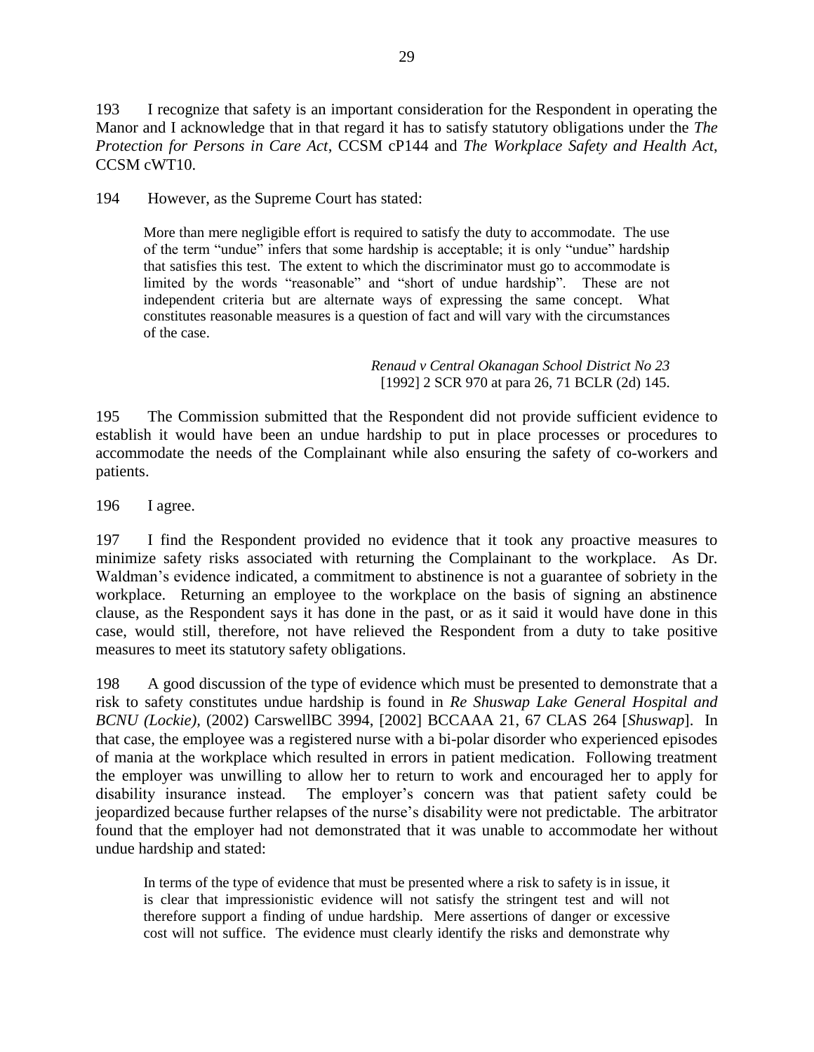193 I recognize that safety is an important consideration for the Respondent in operating the Manor and I acknowledge that in that regard it has to satisfy statutory obligations under the *The Protection for Persons in Care Act*, CCSM cP144 and *The Workplace Safety and Health Act*, CCSM cWT10.

194 However, as the Supreme Court has stated:

> More than mere negligible effort is required to satisfy the duty to accommodate. The use of the term "undue" infers that some hardship is acceptable; it is only "undue" hardship that satisfies this test. The extent to which the discriminator must go to accommodate is limited by the words "reasonable" and "short of undue hardship". These are not independent criteria but are alternate ways of expressing the same concept. What constitutes reasonable measures is a question of fact and will vary with the circumstances of the case.
>
> *Renaud v Central Okanagan School District No 23* [1992] 2 SCR 970 at para 26, 71 BCLR (2d) 145.

195 The Commission submitted that the Respondent did not provide sufficient evidence to establish it would have been an undue hardship to put in place processes or procedures to accommodate the needs of the Complainant while also ensuring the safety of co-workers and patients.

196 I agree.

197 I find the Respondent provided no evidence that it took any proactive measures to minimize safety risks associated with returning the Complainant to the workplace. As Dr. Waldman's evidence indicated, a commitment to abstinence is not a guarantee of sobriety in the workplace. Returning an employee to the workplace on the basis of signing an abstinence clause, as the Respondent says it has done in the past, or as it said it would have done in this case, would still, therefore, not have relieved the Respondent from a duty to take positive measures to meet its statutory safety obligations.

198 A good discussion of the type of evidence which must be presented to demonstrate that a risk to safety constitutes undue hardship is found in *Re Shuswap Lake General Hospital and BCNU (Lockie)*, (2002) CarswellBC 3994, [2002] BCCAAA 21, 67 CLAS 264 [*Shuswap*]. In that case, the employee was a registered nurse with a bi-polar disorder who experienced episodes of mania at the workplace which resulted in errors in patient medication. Following treatment the employer was unwilling to allow her to return to work and encouraged her to apply for disability insurance instead. The employer's concern was that patient safety could be jeopardized because further relapses of the nurse's disability were not predictable. The arbitrator found that the employer had not demonstrated that it was unable to accommodate her without undue hardship and stated:

> In terms of the type of evidence that must be presented where a risk to safety is in issue, it is clear that impressionistic evidence will not satisfy the stringent test and will not therefore support a finding of undue hardship. Mere assertions of danger or excessive cost will not suffice. The evidence must clearly identify the risks and demonstrate why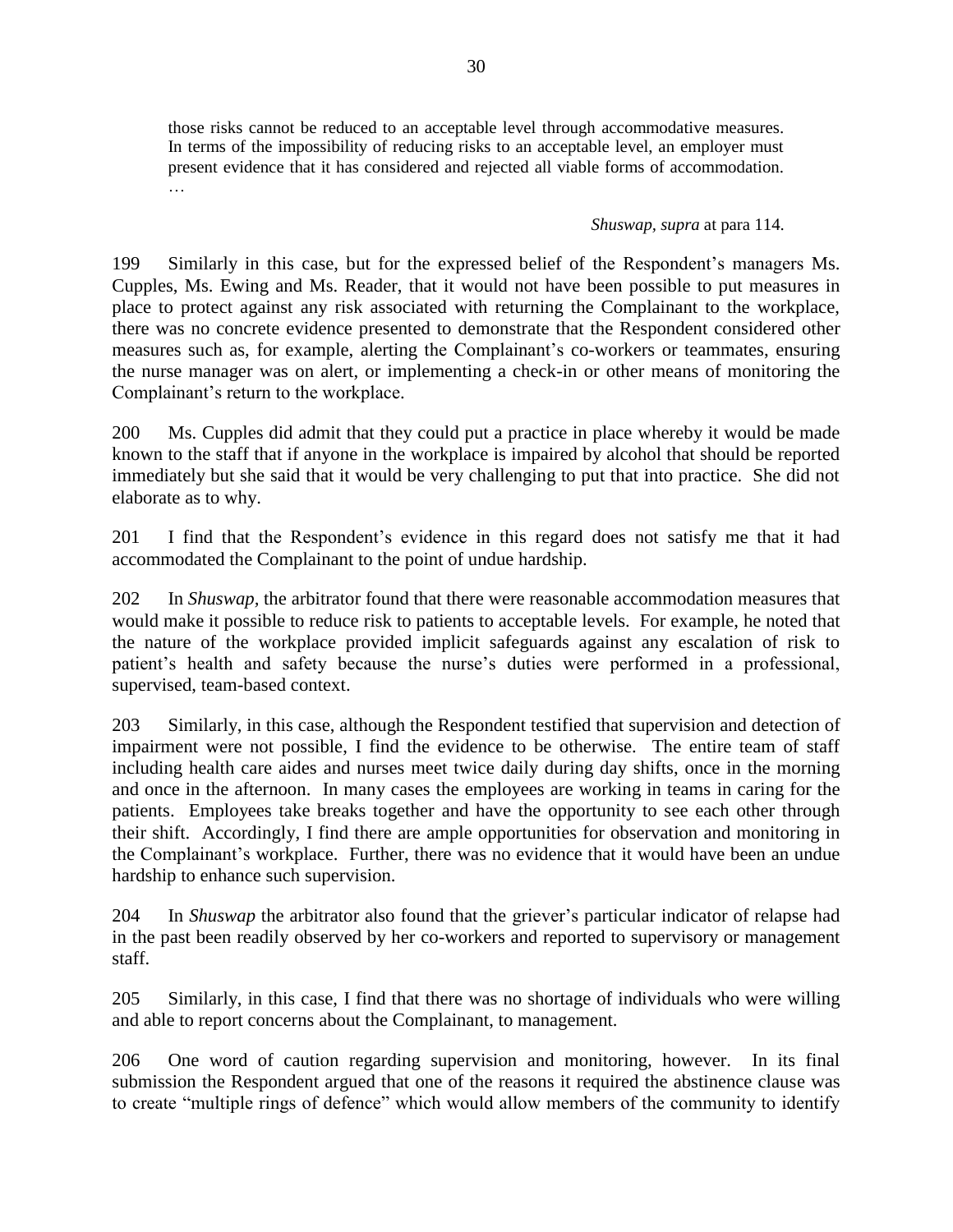> those risks cannot be reduced to an acceptable level through accommodative measures. In terms of the impossibility of reducing risks to an acceptable level, an employer must present evidence that it has considered and rejected all viable forms of accommodation. …
>
> *Shuswap*, *supra* at para 114.

199 Similarly in this case, but for the expressed belief of the Respondent's managers Ms. Cupples, Ms. Ewing and Ms. Reader, that it would not have been possible to put measures in place to protect against any risk associated with returning the Complainant to the workplace, there was no concrete evidence presented to demonstrate that the Respondent considered other measures such as, for example, alerting the Complainant's co-workers or teammates, ensuring the nurse manager was on alert, or implementing a check-in or other means of monitoring the Complainant's return to the workplace.

200 Ms. Cupples did admit that they could put a practice in place whereby it would be made known to the staff that if anyone in the workplace is impaired by alcohol that should be reported immediately but she said that it would be very challenging to put that into practice. She did not elaborate as to why.

201 I find that the Respondent's evidence in this regard does not satisfy me that it had accommodated the Complainant to the point of undue hardship.

202 In *Shuswap,* the arbitrator found that there were reasonable accommodation measures that would make it possible to reduce risk to patients to acceptable levels. For example, he noted that the nature of the workplace provided implicit safeguards against any escalation of risk to patient's health and safety because the nurse's duties were performed in a professional, supervised, team-based context.

203 Similarly, in this case, although the Respondent testified that supervision and detection of impairment were not possible, I find the evidence to be otherwise. The entire team of staff including health care aides and nurses meet twice daily during day shifts, once in the morning and once in the afternoon. In many cases the employees are working in teams in caring for the patients. Employees take breaks together and have the opportunity to see each other through their shift. Accordingly, I find there are ample opportunities for observation and monitoring in the Complainant's workplace. Further, there was no evidence that it would have been an undue hardship to enhance such supervision.

204 In *Shuswap* the arbitrator also found that the griever's particular indicator of relapse had in the past been readily observed by her co-workers and reported to supervisory or management staff.

205 Similarly, in this case, I find that there was no shortage of individuals who were willing and able to report concerns about the Complainant, to management.

206 One word of caution regarding supervision and monitoring, however. In its final submission the Respondent argued that one of the reasons it required the abstinence clause was to create "multiple rings of defence" which would allow members of the community to identify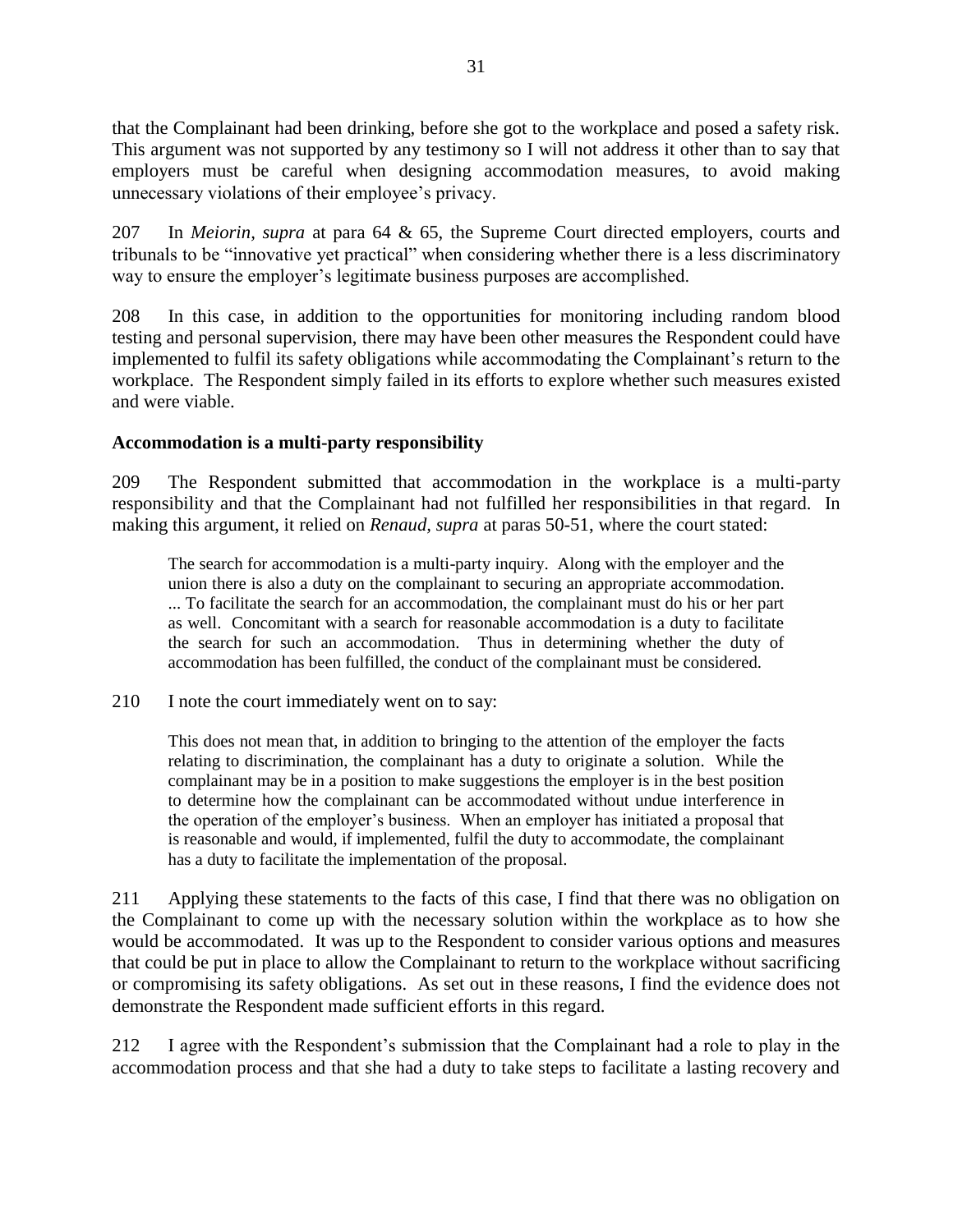that the Complainant had been drinking, before she got to the workplace and posed a safety risk. This argument was not supported by any testimony so I will not address it other than to say that employers must be careful when designing accommodation measures, to avoid making unnecessary violations of their employee's privacy.

207 In *Meiorin, supra* at para 64 & 65, the Supreme Court directed employers, courts and tribunals to be "innovative yet practical" when considering whether there is a less discriminatory way to ensure the employer's legitimate business purposes are accomplished.

208 In this case, in addition to the opportunities for monitoring including random blood testing and personal supervision, there may have been other measures the Respondent could have implemented to fulfil its safety obligations while accommodating the Complainant's return to the workplace. The Respondent simply failed in its efforts to explore whether such measures existed and were viable.

**Accommodation is a multi-party responsibility**

209 The Respondent submitted that accommodation in the workplace is a multi-party responsibility and that the Complainant had not fulfilled her responsibilities in that regard. In making this argument, it relied on *Renaud, supra* at paras 50-51, where the court stated:

> The search for accommodation is a multi-party inquiry. Along with the employer and the union there is also a duty on the complainant to securing an appropriate accommodation. ... To facilitate the search for an accommodation, the complainant must do his or her part as well. Concomitant with a search for reasonable accommodation is a duty to facilitate the search for such an accommodation. Thus in determining whether the duty of accommodation has been fulfilled, the conduct of the complainant must be considered.

210 I note the court immediately went on to say:

> This does not mean that, in addition to bringing to the attention of the employer the facts relating to discrimination, the complainant has a duty to originate a solution. While the complainant may be in a position to make suggestions the employer is in the best position to determine how the complainant can be accommodated without undue interference in the operation of the employer's business. When an employer has initiated a proposal that is reasonable and would, if implemented, fulfil the duty to accommodate, the complainant has a duty to facilitate the implementation of the proposal.

211 Applying these statements to the facts of this case, I find that there was no obligation on the Complainant to come up with the necessary solution within the workplace as to how she would be accommodated. It was up to the Respondent to consider various options and measures that could be put in place to allow the Complainant to return to the workplace without sacrificing or compromising its safety obligations. As set out in these reasons, I find the evidence does not demonstrate the Respondent made sufficient efforts in this regard.

212 I agree with the Respondent's submission that the Complainant had a role to play in the accommodation process and that she had a duty to take steps to facilitate a lasting recovery and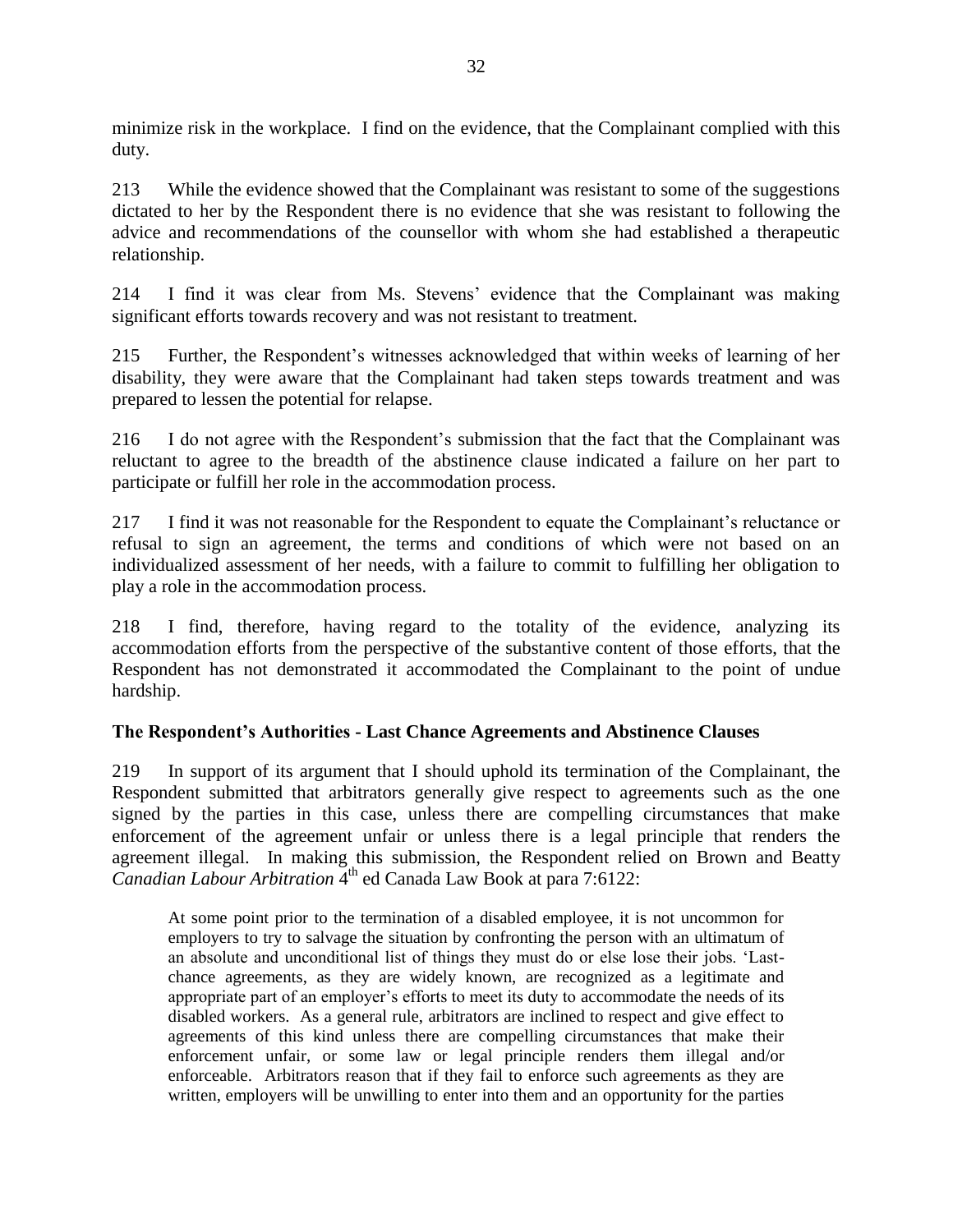minimize risk in the workplace. I find on the evidence, that the Complainant complied with this duty.

213 While the evidence showed that the Complainant was resistant to some of the suggestions dictated to her by the Respondent there is no evidence that she was resistant to following the advice and recommendations of the counsellor with whom she had established a therapeutic relationship.

214 I find it was clear from Ms. Stevens' evidence that the Complainant was making significant efforts towards recovery and was not resistant to treatment.

215 Further, the Respondent's witnesses acknowledged that within weeks of learning of her disability, they were aware that the Complainant had taken steps towards treatment and was prepared to lessen the potential for relapse.

216 I do not agree with the Respondent's submission that the fact that the Complainant was reluctant to agree to the breadth of the abstinence clause indicated a failure on her part to participate or fulfill her role in the accommodation process.

217 I find it was not reasonable for the Respondent to equate the Complainant's reluctance or refusal to sign an agreement, the terms and conditions of which were not based on an individualized assessment of her needs, with a failure to commit to fulfilling her obligation to play a role in the accommodation process.

218 I find, therefore, having regard to the totality of the evidence, analyzing its accommodation efforts from the perspective of the substantive content of those efforts, that the Respondent has not demonstrated it accommodated the Complainant to the point of undue hardship.

**The Respondent's Authorities - Last Chance Agreements and Abstinence Clauses**

219 In support of its argument that I should uphold its termination of the Complainant, the Respondent submitted that arbitrators generally give respect to agreements such as the one signed by the parties in this case, unless there are compelling circumstances that make enforcement of the agreement unfair or unless there is a legal principle that renders the agreement illegal. In making this submission, the Respondent relied on Brown and Beatty *Canadian Labour Arbitration* 4th ed Canada Law Book at para 7:6122:

> At some point prior to the termination of a disabled employee, it is not uncommon for employers to try to salvage the situation by confronting the person with an ultimatum of an absolute and unconditional list of things they must do or else lose their jobs. 'Last-chance agreements, as they are widely known, are recognized as a legitimate and appropriate part of an employer's efforts to meet its duty to accommodate the needs of its disabled workers. As a general rule, arbitrators are inclined to respect and give effect to agreements of this kind unless there are compelling circumstances that make their enforcement unfair, or some law or legal principle renders them illegal and/or enforceable. Arbitrators reason that if they fail to enforce such agreements as they are written, employers will be unwilling to enter into them and an opportunity for the parties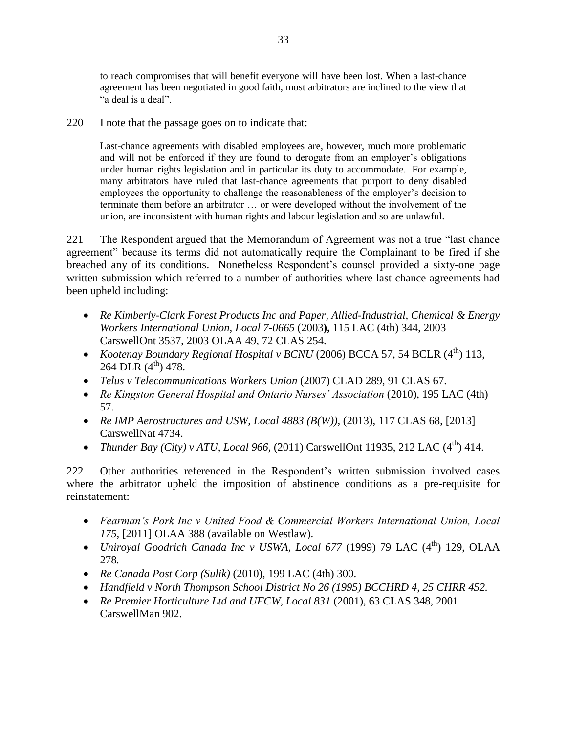to reach compromises that will benefit everyone will have been lost. When a last-chance agreement has been negotiated in good faith, most arbitrators are inclined to the view that "a deal is a deal".

220 I note that the passage goes on to indicate that:

> Last-chance agreements with disabled employees are, however, much more problematic and will not be enforced if they are found to derogate from an employer's obligations under human rights legislation and in particular its duty to accommodate. For example, many arbitrators have ruled that last-chance agreements that purport to deny disabled employees the opportunity to challenge the reasonableness of the employer's decision to terminate them before an arbitrator … or were developed without the involvement of the union, are inconsistent with human rights and labour legislation and so are unlawful.

221 The Respondent argued that the Memorandum of Agreement was not a true "last chance agreement" because its terms did not automatically require the Complainant to be fired if she breached any of its conditions. Nonetheless Respondent's counsel provided a sixty-one page written submission which referred to a number of authorities where last chance agreements had been upheld including:

- *Re Kimberly-Clark Forest Products Inc and Paper, Allied-Industrial, Chemical & Energy Workers International Union, Local 7-0665* (2003**),** 115 LAC (4th) 344, 2003 CarswellOnt 3537, 2003 OLAA 49, 72 CLAS 254.
- *Kootenay Boundary Regional Hospital v BCNU* (2006) BCCA 57, 54 BCLR (4th) 113, 264 DLR (4th) 478.
- *Telus v Telecommunications Workers Union* (2007) CLAD 289, 91 CLAS 67.
- *Re Kingston General Hospital and Ontario Nurses' Association* (2010), 195 LAC (4th) 57.
- *Re IMP Aerostructures and USW, Local 4883 (B(W)),* (2013), 117 CLAS 68, [2013] CarswellNat 4734.
- *Thunder Bay (City) v ATU, Local 966,* (2011) CarswellOnt 11935, 212 LAC (4th) 414.

222 Other authorities referenced in the Respondent's written submission involved cases where the arbitrator upheld the imposition of abstinence conditions as a pre-requisite for reinstatement:

- *Fearman's Pork Inc v United Food & Commercial Workers International Union, Local 175,* [2011] OLAA 388 (available on Westlaw).
- *Uniroyal Goodrich Canada Inc v USWA, Local 677* (1999) 79 LAC (4th) 129, OLAA 278.
- *Re Canada Post Corp (Sulik)* (2010), 199 LAC (4th) 300.
- *Handfield v North Thompson School District No 26 (1995) BCCHRD 4, 25 CHRR 452.*
- *Re Premier Horticulture Ltd and UFCW, Local 831* (2001), 63 CLAS 348, 2001 CarswellMan 902.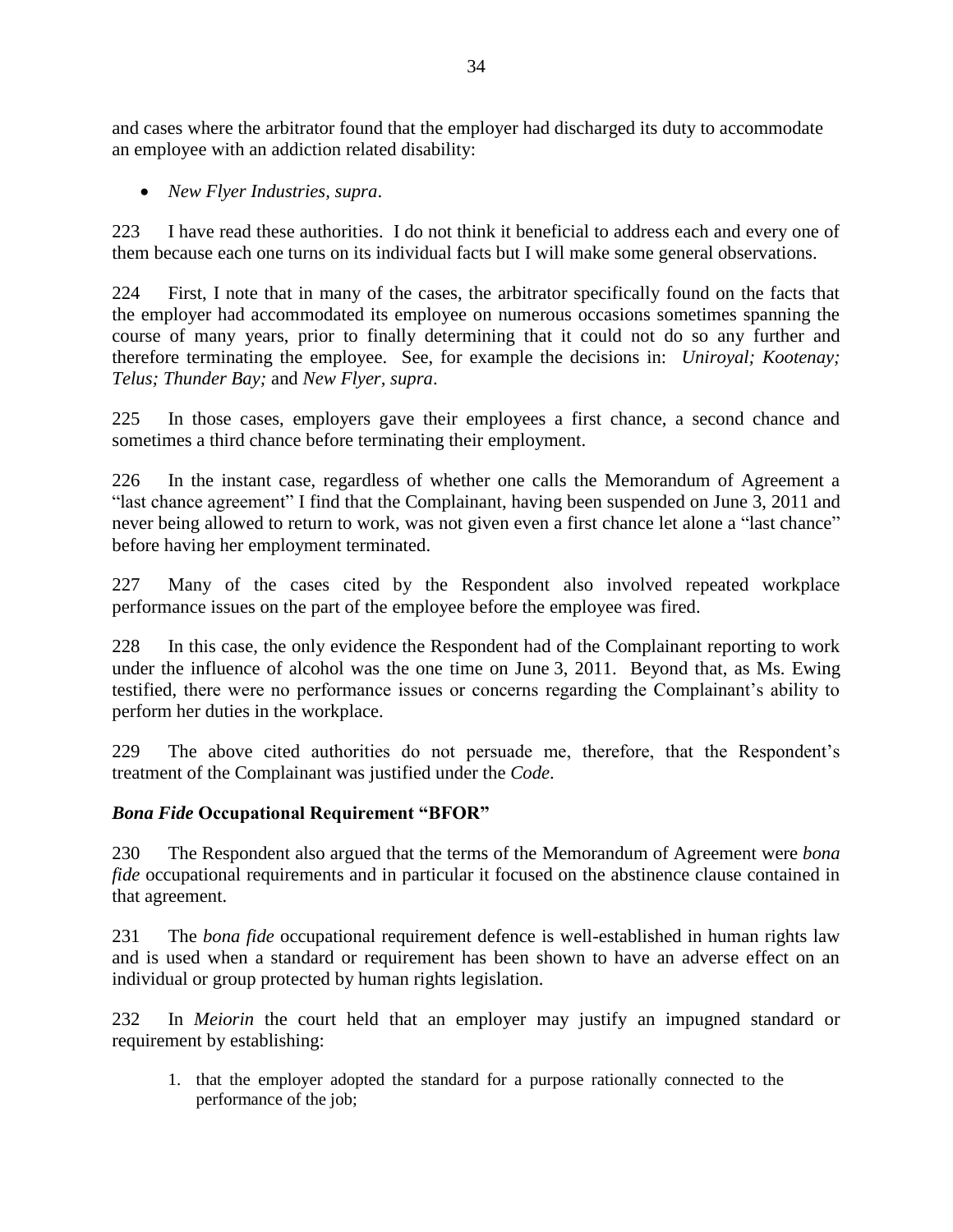and cases where the arbitrator found that the employer had discharged its duty to accommodate an employee with an addiction related disability:

- *New Flyer Industries, supra*.

223 I have read these authorities. I do not think it beneficial to address each and every one of them because each one turns on its individual facts but I will make some general observations.

224 First, I note that in many of the cases, the arbitrator specifically found on the facts that the employer had accommodated its employee on numerous occasions sometimes spanning the course of many years, prior to finally determining that it could not do so any further and therefore terminating the employee. See, for example the decisions in: *Uniroyal; Kootenay; Telus; Thunder Bay;* and *New Flyer, supra*.

225 In those cases, employers gave their employees a first chance, a second chance and sometimes a third chance before terminating their employment.

226 In the instant case, regardless of whether one calls the Memorandum of Agreement a "last chance agreement" I find that the Complainant, having been suspended on June 3, 2011 and never being allowed to return to work, was not given even a first chance let alone a "last chance" before having her employment terminated.

227 Many of the cases cited by the Respondent also involved repeated workplace performance issues on the part of the employee before the employee was fired.

228 In this case, the only evidence the Respondent had of the Complainant reporting to work under the influence of alcohol was the one time on June 3, 2011. Beyond that, as Ms. Ewing testified, there were no performance issues or concerns regarding the Complainant's ability to perform her duties in the workplace.

229 The above cited authorities do not persuade me, therefore, that the Respondent's treatment of the Complainant was justified under the *Code*.

### ***Bona Fide*** **Occupational Requirement "BFOR"**

230 The Respondent also argued that the terms of the Memorandum of Agreement were *bona fide* occupational requirements and in particular it focused on the abstinence clause contained in that agreement.

231 The *bona fide* occupational requirement defence is well-established in human rights law and is used when a standard or requirement has been shown to have an adverse effect on an individual or group protected by human rights legislation.

232 In *Meiorin* the court held that an employer may justify an impugned standard or requirement by establishing:

1. that the employer adopted the standard for a purpose rationally connected to the performance of the job;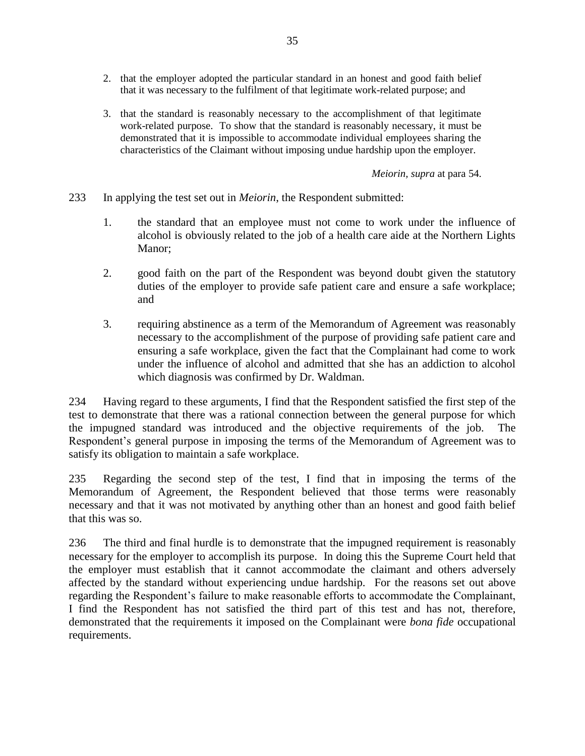2. that the employer adopted the particular standard in an honest and good faith belief that it was necessary to the fulfilment of that legitimate work-related purpose; and

3. that the standard is reasonably necessary to the accomplishment of that legitimate work-related purpose. To show that the standard is reasonably necessary, it must be demonstrated that it is impossible to accommodate individual employees sharing the characteristics of the Claimant without imposing undue hardship upon the employer.

*Meiorin, supra* at para 54.

233 In applying the test set out in *Meiorin*, the Respondent submitted:

1. the standard that an employee must not come to work under the influence of alcohol is obviously related to the job of a health care aide at the Northern Lights Manor;

2. good faith on the part of the Respondent was beyond doubt given the statutory duties of the employer to provide safe patient care and ensure a safe workplace; and

3. requiring abstinence as a term of the Memorandum of Agreement was reasonably necessary to the accomplishment of the purpose of providing safe patient care and ensuring a safe workplace, given the fact that the Complainant had come to work under the influence of alcohol and admitted that she has an addiction to alcohol which diagnosis was confirmed by Dr. Waldman.

234 Having regard to these arguments, I find that the Respondent satisfied the first step of the test to demonstrate that there was a rational connection between the general purpose for which the impugned standard was introduced and the objective requirements of the job. The Respondent's general purpose in imposing the terms of the Memorandum of Agreement was to satisfy its obligation to maintain a safe workplace.

235 Regarding the second step of the test, I find that in imposing the terms of the Memorandum of Agreement, the Respondent believed that those terms were reasonably necessary and that it was not motivated by anything other than an honest and good faith belief that this was so.

236 The third and final hurdle is to demonstrate that the impugned requirement is reasonably necessary for the employer to accomplish its purpose. In doing this the Supreme Court held that the employer must establish that it cannot accommodate the claimant and others adversely affected by the standard without experiencing undue hardship. For the reasons set out above regarding the Respondent's failure to make reasonable efforts to accommodate the Complainant, I find the Respondent has not satisfied the third part of this test and has not, therefore, demonstrated that the requirements it imposed on the Complainant were *bona fide* occupational requirements.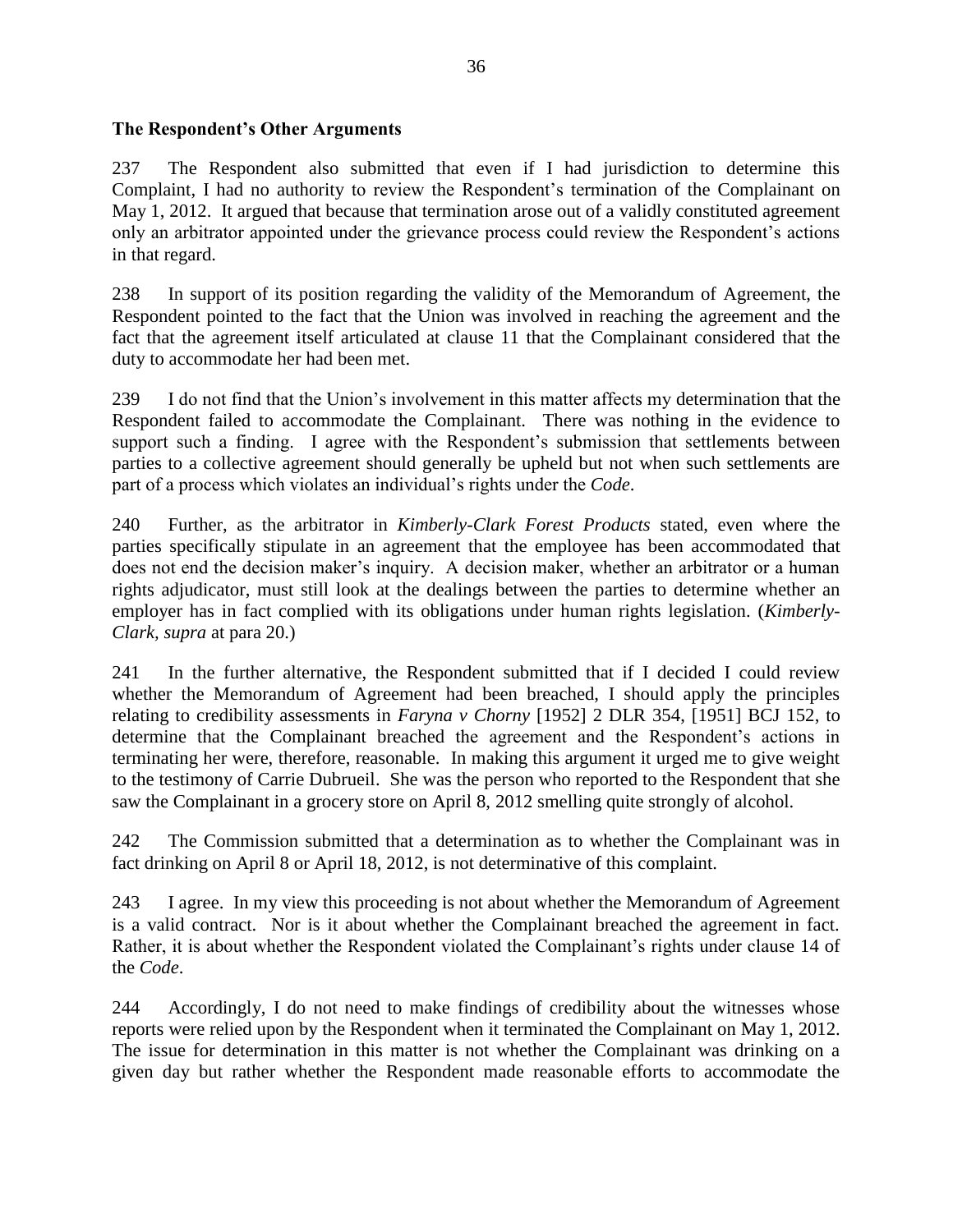**The Respondent's Other Arguments**

237 The Respondent also submitted that even if I had jurisdiction to determine this Complaint, I had no authority to review the Respondent's termination of the Complainant on May 1, 2012. It argued that because that termination arose out of a validly constituted agreement only an arbitrator appointed under the grievance process could review the Respondent's actions in that regard.

238 In support of its position regarding the validity of the Memorandum of Agreement, the Respondent pointed to the fact that the Union was involved in reaching the agreement and the fact that the agreement itself articulated at clause 11 that the Complainant considered that the duty to accommodate her had been met.

239 I do not find that the Union's involvement in this matter affects my determination that the Respondent failed to accommodate the Complainant. There was nothing in the evidence to support such a finding. I agree with the Respondent's submission that settlements between parties to a collective agreement should generally be upheld but not when such settlements are part of a process which violates an individual's rights under the *Code*.

240 Further, as the arbitrator in *Kimberly-Clark Forest Products* stated, even where the parties specifically stipulate in an agreement that the employee has been accommodated that does not end the decision maker's inquiry. A decision maker, whether an arbitrator or a human rights adjudicator, must still look at the dealings between the parties to determine whether an employer has in fact complied with its obligations under human rights legislation. (*Kimberly-Clark*, *supra* at para 20.)

241 In the further alternative, the Respondent submitted that if I decided I could review whether the Memorandum of Agreement had been breached, I should apply the principles relating to credibility assessments in *Faryna v Chorny* [1952] 2 DLR 354, [1951] BCJ 152, to determine that the Complainant breached the agreement and the Respondent's actions in terminating her were, therefore, reasonable. In making this argument it urged me to give weight to the testimony of Carrie Dubrueil. She was the person who reported to the Respondent that she saw the Complainant in a grocery store on April 8, 2012 smelling quite strongly of alcohol.

242 The Commission submitted that a determination as to whether the Complainant was in fact drinking on April 8 or April 18, 2012, is not determinative of this complaint.

243 I agree. In my view this proceeding is not about whether the Memorandum of Agreement is a valid contract. Nor is it about whether the Complainant breached the agreement in fact. Rather, it is about whether the Respondent violated the Complainant's rights under clause 14 of the *Code*.

244 Accordingly, I do not need to make findings of credibility about the witnesses whose reports were relied upon by the Respondent when it terminated the Complainant on May 1, 2012. The issue for determination in this matter is not whether the Complainant was drinking on a given day but rather whether the Respondent made reasonable efforts to accommodate the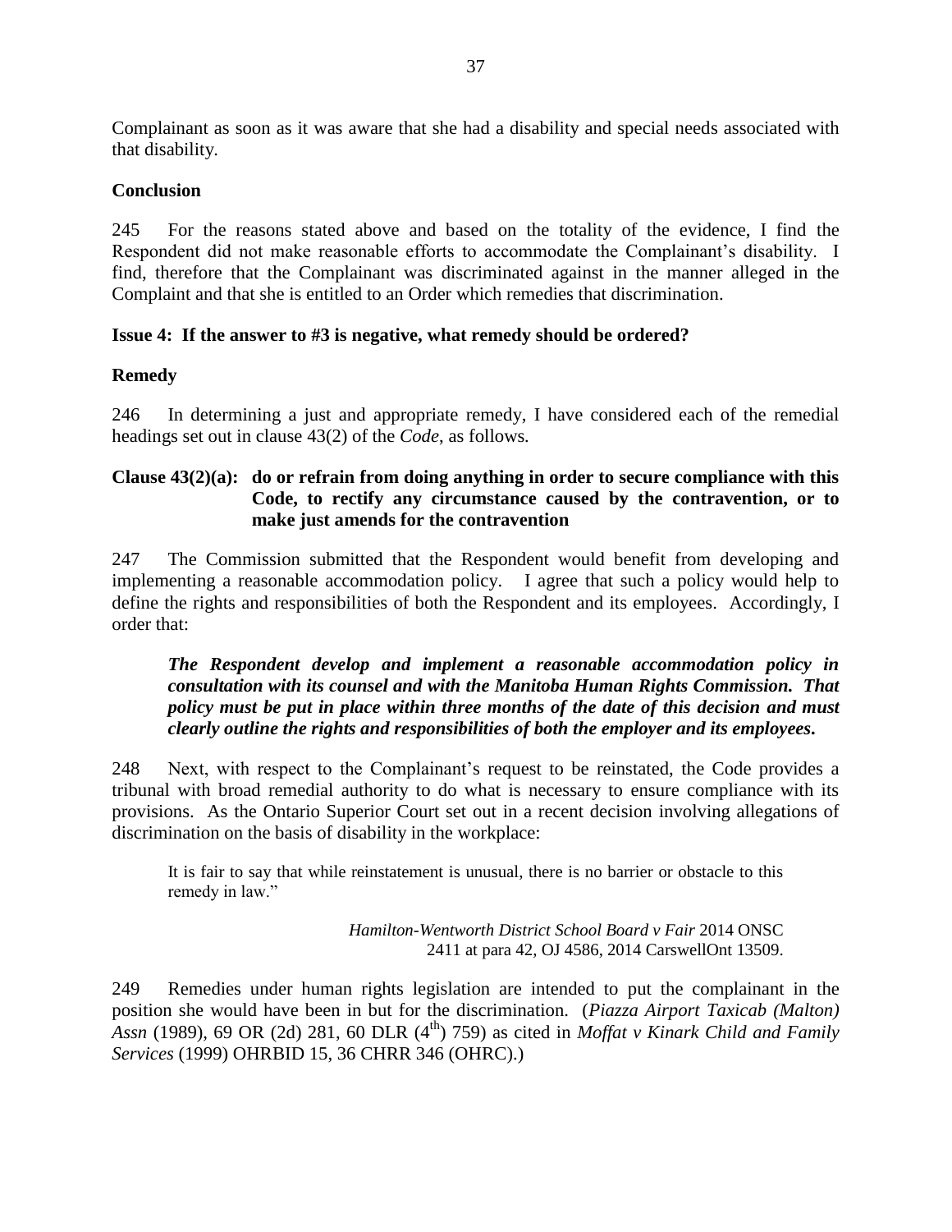Complainant as soon as it was aware that she had a disability and special needs associated with that disability.

**Conclusion**

245 For the reasons stated above and based on the totality of the evidence, I find the Respondent did not make reasonable efforts to accommodate the Complainant's disability. I find, therefore that the Complainant was discriminated against in the manner alleged in the Complaint and that she is entitled to an Order which remedies that discrimination.

**Issue 4: If the answer to #3 is negative, what remedy should be ordered?**

**Remedy**

246 In determining a just and appropriate remedy, I have considered each of the remedial headings set out in clause 43(2) of the *Code*, as follows.

**Clause 43(2)(a): do or refrain from doing anything in order to secure compliance with this Code, to rectify any circumstance caused by the contravention, or to make just amends for the contravention**

247 The Commission submitted that the Respondent would benefit from developing and implementing a reasonable accommodation policy. I agree that such a policy would help to define the rights and responsibilities of both the Respondent and its employees. Accordingly, I order that:

> ***The Respondent develop and implement a reasonable accommodation policy in consultation with its counsel and with the Manitoba Human Rights Commission. That policy must be put in place within three months of the date of this decision and must clearly outline the rights and responsibilities of both the employer and its employees.***

248 Next, with respect to the Complainant's request to be reinstated, the Code provides a tribunal with broad remedial authority to do what is necessary to ensure compliance with its provisions. As the Ontario Superior Court set out in a recent decision involving allegations of discrimination on the basis of disability in the workplace:

> It is fair to say that while reinstatement is unusual, there is no barrier or obstacle to this remedy in law."
>
> *Hamilton-Wentworth District School Board v Fair* 2014 ONSC 2411 at para 42, OJ 4586, 2014 CarswellOnt 13509.

249 Remedies under human rights legislation are intended to put the complainant in the position she would have been in but for the discrimination. (*Piazza Airport Taxicab (Malton) Assn* (1989), 69 OR (2d) 281, 60 DLR (4th) 759) as cited in *Moffat v Kinark Child and Family Services* (1999) OHRBID 15, 36 CHRR 346 (OHRC).)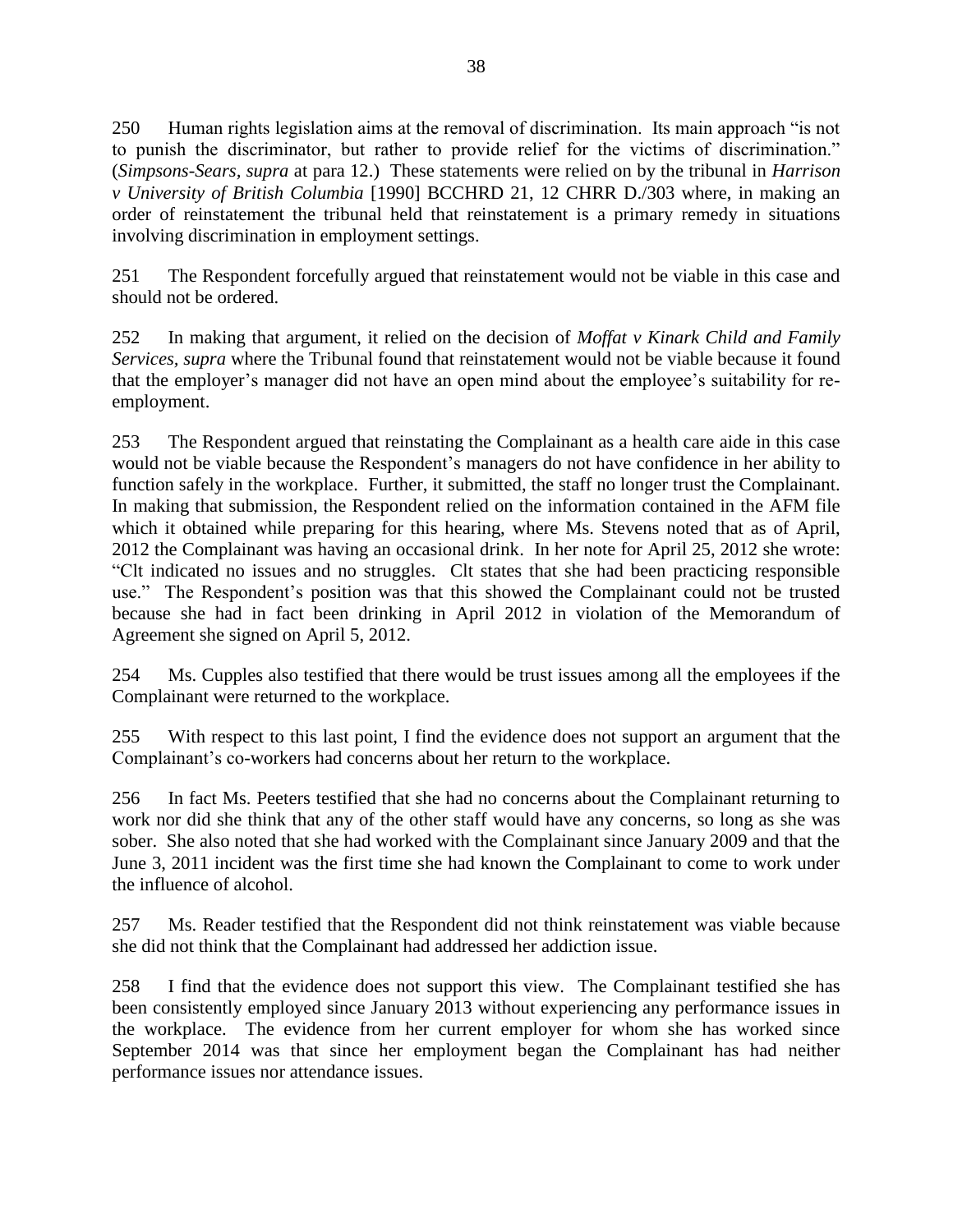250 Human rights legislation aims at the removal of discrimination. Its main approach "is not to punish the discriminator, but rather to provide relief for the victims of discrimination." (*Simpsons-Sears, supra* at para 12.) These statements were relied on by the tribunal in *Harrison v University of British Columbia* [1990] BCCHRD 21, 12 CHRR D./303 where, in making an order of reinstatement the tribunal held that reinstatement is a primary remedy in situations involving discrimination in employment settings.

251 The Respondent forcefully argued that reinstatement would not be viable in this case and should not be ordered.

252 In making that argument, it relied on the decision of *Moffat v Kinark Child and Family Services, supra* where the Tribunal found that reinstatement would not be viable because it found that the employer's manager did not have an open mind about the employee's suitability for re-employment.

253 The Respondent argued that reinstating the Complainant as a health care aide in this case would not be viable because the Respondent's managers do not have confidence in her ability to function safely in the workplace. Further, it submitted, the staff no longer trust the Complainant. In making that submission, the Respondent relied on the information contained in the AFM file which it obtained while preparing for this hearing, where Ms. Stevens noted that as of April, 2012 the Complainant was having an occasional drink. In her note for April 25, 2012 she wrote: "Clt indicated no issues and no struggles. Clt states that she had been practicing responsible use." The Respondent's position was that this showed the Complainant could not be trusted because she had in fact been drinking in April 2012 in violation of the Memorandum of Agreement she signed on April 5, 2012.

254 Ms. Cupples also testified that there would be trust issues among all the employees if the Complainant were returned to the workplace.

255 With respect to this last point, I find the evidence does not support an argument that the Complainant's co-workers had concerns about her return to the workplace.

256 In fact Ms. Peeters testified that she had no concerns about the Complainant returning to work nor did she think that any of the other staff would have any concerns, so long as she was sober. She also noted that she had worked with the Complainant since January 2009 and that the June 3, 2011 incident was the first time she had known the Complainant to come to work under the influence of alcohol.

257 Ms. Reader testified that the Respondent did not think reinstatement was viable because she did not think that the Complainant had addressed her addiction issue.

258 I find that the evidence does not support this view. The Complainant testified she has been consistently employed since January 2013 without experiencing any performance issues in the workplace. The evidence from her current employer for whom she has worked since September 2014 was that since her employment began the Complainant has had neither performance issues nor attendance issues.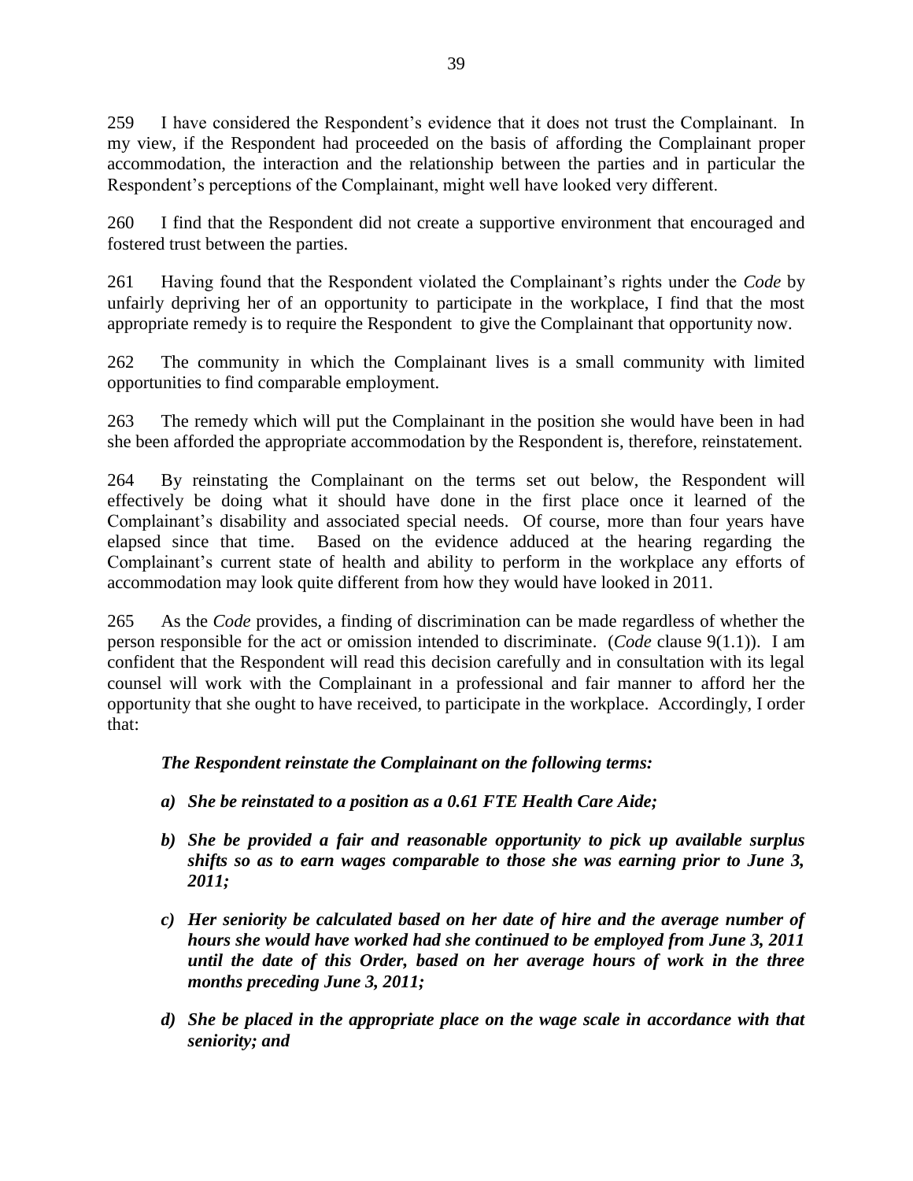259 I have considered the Respondent's evidence that it does not trust the Complainant. In my view, if the Respondent had proceeded on the basis of affording the Complainant proper accommodation, the interaction and the relationship between the parties and in particular the Respondent's perceptions of the Complainant, might well have looked very different.

260 I find that the Respondent did not create a supportive environment that encouraged and fostered trust between the parties.

261 Having found that the Respondent violated the Complainant's rights under the *Code* by unfairly depriving her of an opportunity to participate in the workplace, I find that the most appropriate remedy is to require the Respondent to give the Complainant that opportunity now.

262 The community in which the Complainant lives is a small community with limited opportunities to find comparable employment.

263 The remedy which will put the Complainant in the position she would have been in had she been afforded the appropriate accommodation by the Respondent is, therefore, reinstatement.

264 By reinstating the Complainant on the terms set out below, the Respondent will effectively be doing what it should have done in the first place once it learned of the Complainant's disability and associated special needs. Of course, more than four years have elapsed since that time. Based on the evidence adduced at the hearing regarding the Complainant's current state of health and ability to perform in the workplace any efforts of accommodation may look quite different from how they would have looked in 2011.

265 As the *Code* provides, a finding of discrimination can be made regardless of whether the person responsible for the act or omission intended to discriminate. (*Code* clause 9(1.1)). I am confident that the Respondent will read this decision carefully and in consultation with its legal counsel will work with the Complainant in a professional and fair manner to afford her the opportunity that she ought to have received, to participate in the workplace. Accordingly, I order that:

***The Respondent reinstate the Complainant on the following terms:***

***a) She be reinstated to a position as a 0.61 FTE Health Care Aide;***

***b) She be provided a fair and reasonable opportunity to pick up available surplus shifts so as to earn wages comparable to those she was earning prior to June 3, 2011;***

***c) Her seniority be calculated based on her date of hire and the average number of hours she would have worked had she continued to be employed from June 3, 2011 until the date of this Order, based on her average hours of work in the three months preceding June 3, 2011;***

***d) She be placed in the appropriate place on the wage scale in accordance with that seniority; and***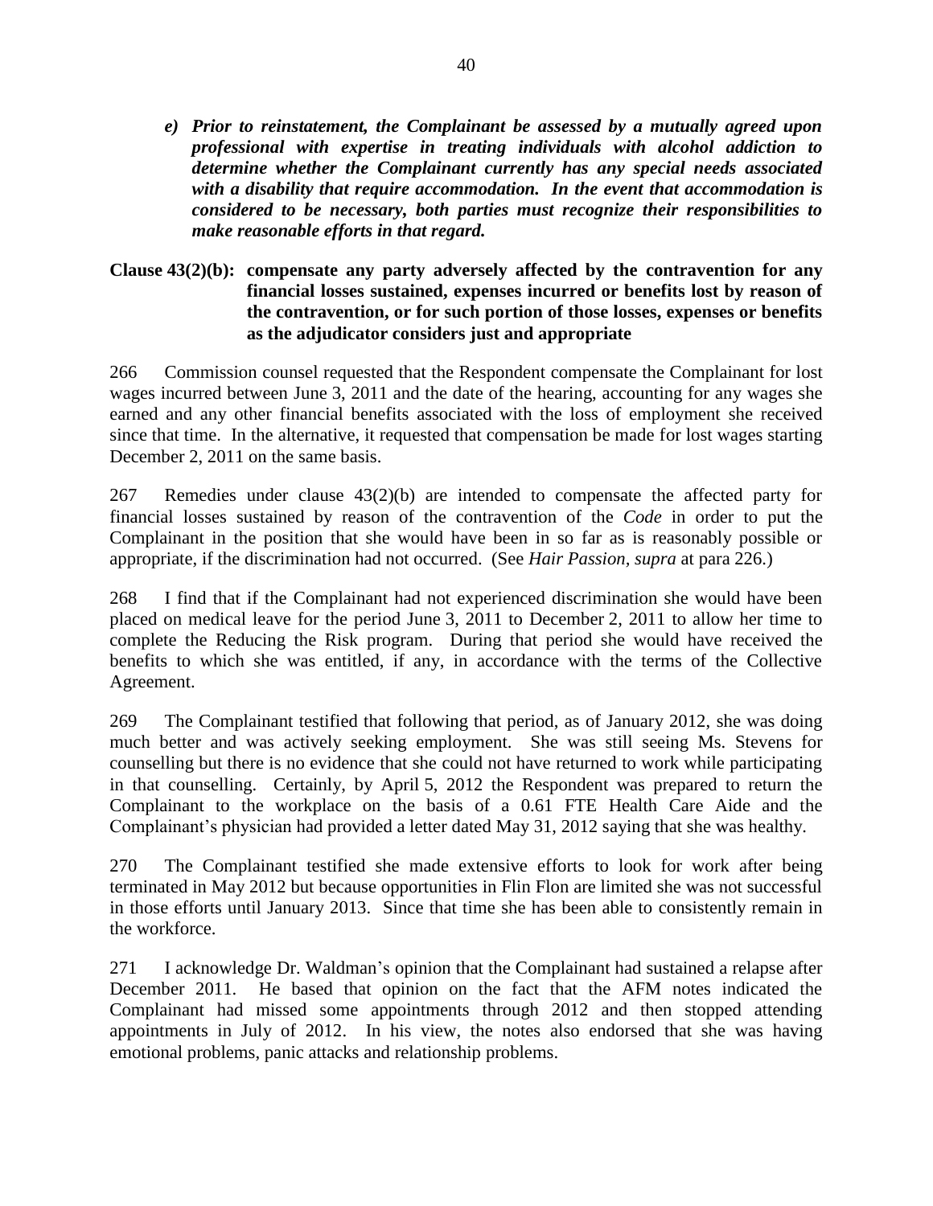*e) Prior to reinstatement, the Complainant be assessed by a mutually agreed upon professional with expertise in treating individuals with alcohol addiction to determine whether the Complainant currently has any special needs associated with a disability that require accommodation. In the event that accommodation is considered to be necessary, both parties must recognize their responsibilities to make reasonable efforts in that regard.*

**Clause 43(2)(b): compensate any party adversely affected by the contravention for any financial losses sustained, expenses incurred or benefits lost by reason of the contravention, or for such portion of those losses, expenses or benefits as the adjudicator considers just and appropriate**

266 Commission counsel requested that the Respondent compensate the Complainant for lost wages incurred between June 3, 2011 and the date of the hearing, accounting for any wages she earned and any other financial benefits associated with the loss of employment she received since that time. In the alternative, it requested that compensation be made for lost wages starting December 2, 2011 on the same basis.

267 Remedies under clause 43(2)(b) are intended to compensate the affected party for financial losses sustained by reason of the contravention of the *Code* in order to put the Complainant in the position that she would have been in so far as is reasonably possible or appropriate, if the discrimination had not occurred. (See *Hair Passion, supra* at para 226.)

268 I find that if the Complainant had not experienced discrimination she would have been placed on medical leave for the period June 3, 2011 to December 2, 2011 to allow her time to complete the Reducing the Risk program. During that period she would have received the benefits to which she was entitled, if any, in accordance with the terms of the Collective Agreement.

269 The Complainant testified that following that period, as of January 2012, she was doing much better and was actively seeking employment. She was still seeing Ms. Stevens for counselling but there is no evidence that she could not have returned to work while participating in that counselling. Certainly, by April 5, 2012 the Respondent was prepared to return the Complainant to the workplace on the basis of a 0.61 FTE Health Care Aide and the Complainant's physician had provided a letter dated May 31, 2012 saying that she was healthy.

270 The Complainant testified she made extensive efforts to look for work after being terminated in May 2012 but because opportunities in Flin Flon are limited she was not successful in those efforts until January 2013. Since that time she has been able to consistently remain in the workforce.

271 I acknowledge Dr. Waldman's opinion that the Complainant had sustained a relapse after December 2011. He based that opinion on the fact that the AFM notes indicated the Complainant had missed some appointments through 2012 and then stopped attending appointments in July of 2012. In his view, the notes also endorsed that she was having emotional problems, panic attacks and relationship problems.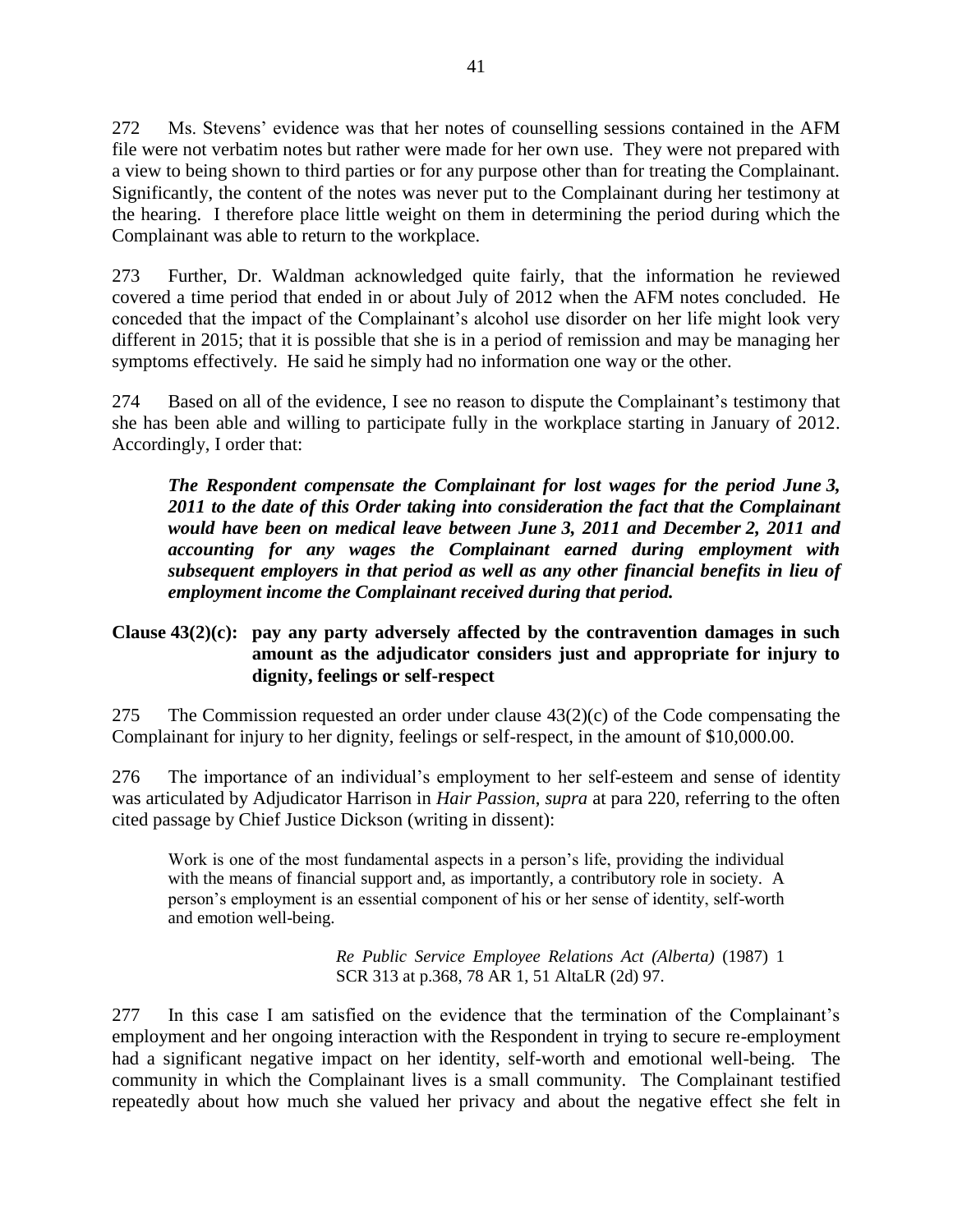272 Ms. Stevens' evidence was that her notes of counselling sessions contained in the AFM file were not verbatim notes but rather were made for her own use. They were not prepared with a view to being shown to third parties or for any purpose other than for treating the Complainant. Significantly, the content of the notes was never put to the Complainant during her testimony at the hearing. I therefore place little weight on them in determining the period during which the Complainant was able to return to the workplace.

273 Further, Dr. Waldman acknowledged quite fairly, that the information he reviewed covered a time period that ended in or about July of 2012 when the AFM notes concluded. He conceded that the impact of the Complainant's alcohol use disorder on her life might look very different in 2015; that it is possible that she is in a period of remission and may be managing her symptoms effectively. He said he simply had no information one way or the other.

274 Based on all of the evidence, I see no reason to dispute the Complainant's testimony that she has been able and willing to participate fully in the workplace starting in January of 2012. Accordingly, I order that:

> ***The Respondent compensate the Complainant for lost wages for the period June 3, 2011 to the date of this Order taking into consideration the fact that the Complainant would have been on medical leave between June 3, 2011 and December 2, 2011 and accounting for any wages the Complainant earned during employment with subsequent employers in that period as well as any other financial benefits in lieu of employment income the Complainant received during that period.***

### Clause 43(2)(c): pay any party adversely affected by the contravention damages in such amount as the adjudicator considers just and appropriate for injury to dignity, feelings or self-respect

275 The Commission requested an order under clause 43(2)(c) of the Code compensating the Complainant for injury to her dignity, feelings or self-respect, in the amount of $10,000.00.

276 The importance of an individual's employment to her self-esteem and sense of identity was articulated by Adjudicator Harrison in *Hair Passion*, *supra* at para 220, referring to the often cited passage by Chief Justice Dickson (writing in dissent):

> Work is one of the most fundamental aspects in a person's life, providing the individual with the means of financial support and, as importantly, a contributory role in society. A person's employment is an essential component of his or her sense of identity, self-worth and emotion well-being.
>
> *Re Public Service Employee Relations Act (Alberta)* (1987) 1 SCR 313 at p.368, 78 AR 1, 51 AltaLR (2d) 97.

277 In this case I am satisfied on the evidence that the termination of the Complainant's employment and her ongoing interaction with the Respondent in trying to secure re-employment had a significant negative impact on her identity, self-worth and emotional well-being. The community in which the Complainant lives is a small community. The Complainant testified repeatedly about how much she valued her privacy and about the negative effect she felt in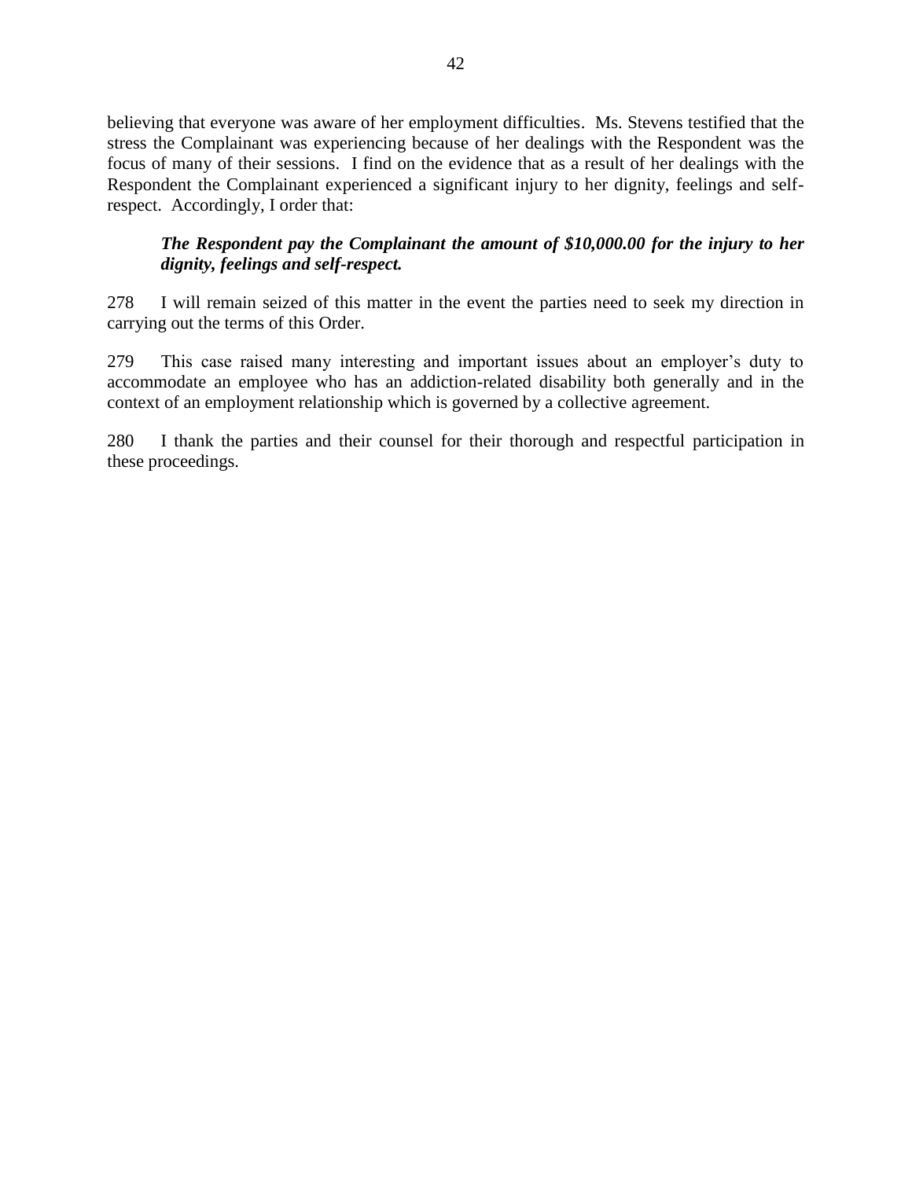believing that everyone was aware of her employment difficulties. Ms. Stevens testified that the stress the Complainant was experiencing because of her dealings with the Respondent was the focus of many of their sessions. I find on the evidence that as a result of her dealings with the Respondent the Complainant experienced a significant injury to her dignity, feelings and self-respect. Accordingly, I order that:

> ***The Respondent pay the Complainant the amount of $10,000.00 for the injury to her dignity, feelings and self-respect.***

278 I will remain seized of this matter in the event the parties need to seek my direction in carrying out the terms of this Order.

279 This case raised many interesting and important issues about an employer's duty to accommodate an employee who has an addiction-related disability both generally and in the context of an employment relationship which is governed by a collective agreement.

280 I thank the parties and their counsel for their thorough and respectful participation in these proceedings.